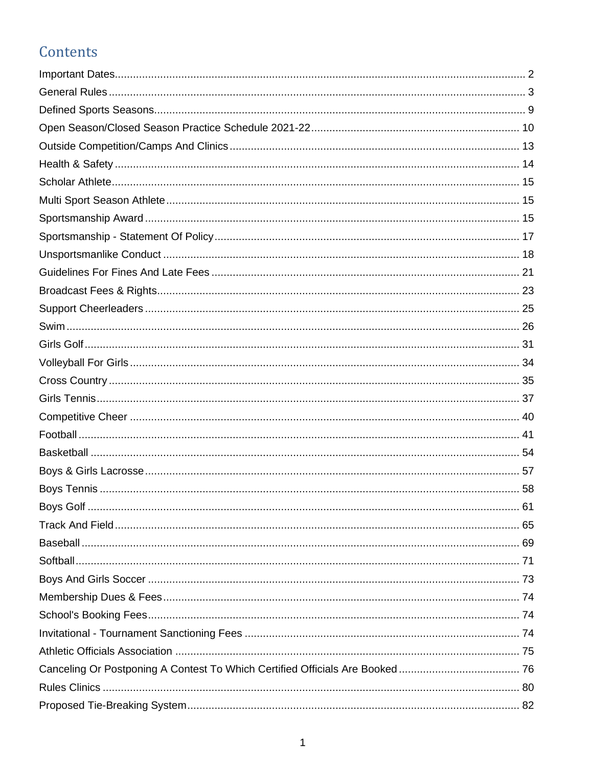# Contents

Important Dates.......... 2
General Rules.......... 3
Defined Sports Seasons.......... 9
Open Season/Closed Season Practice Schedule 2021-22.......... 10
Outside Competition/Camps And Clinics.......... 13
Health & Safety.......... 14
Scholar Athlete.......... 15
Multi Sport Season Athlete.......... 15
Sportsmanship Award.......... 15
Sportsmanship - Statement Of Policy.......... 17
Unsportsmanlike Conduct.......... 18
Guidelines For Fines And Late Fees.......... 21
Broadcast Fees & Rights.......... 23
Support Cheerleaders.......... 25
Swim.......... 26
Girls Golf.......... 31
Volleyball For Girls.......... 34
Cross Country.......... 35
Girls Tennis.......... 37
Competitive Cheer.......... 40
Football.......... 41
Basketball.......... 54
Boys & Girls Lacrosse.......... 57
Boys Tennis.......... 58
Boys Golf.......... 61
Track And Field.......... 65
Baseball.......... 69
Softball.......... 71
Boys And Girls Soccer.......... 73
Membership Dues & Fees.......... 74
School's Booking Fees.......... 74
Invitational - Tournament Sanctioning Fees.......... 74
Athletic Officials Association.......... 75
Canceling Or Postponing A Contest To Which Certified Officials Are Booked.......... 76
Rules Clinics.......... 80
Proposed Tie-Breaking System.......... 82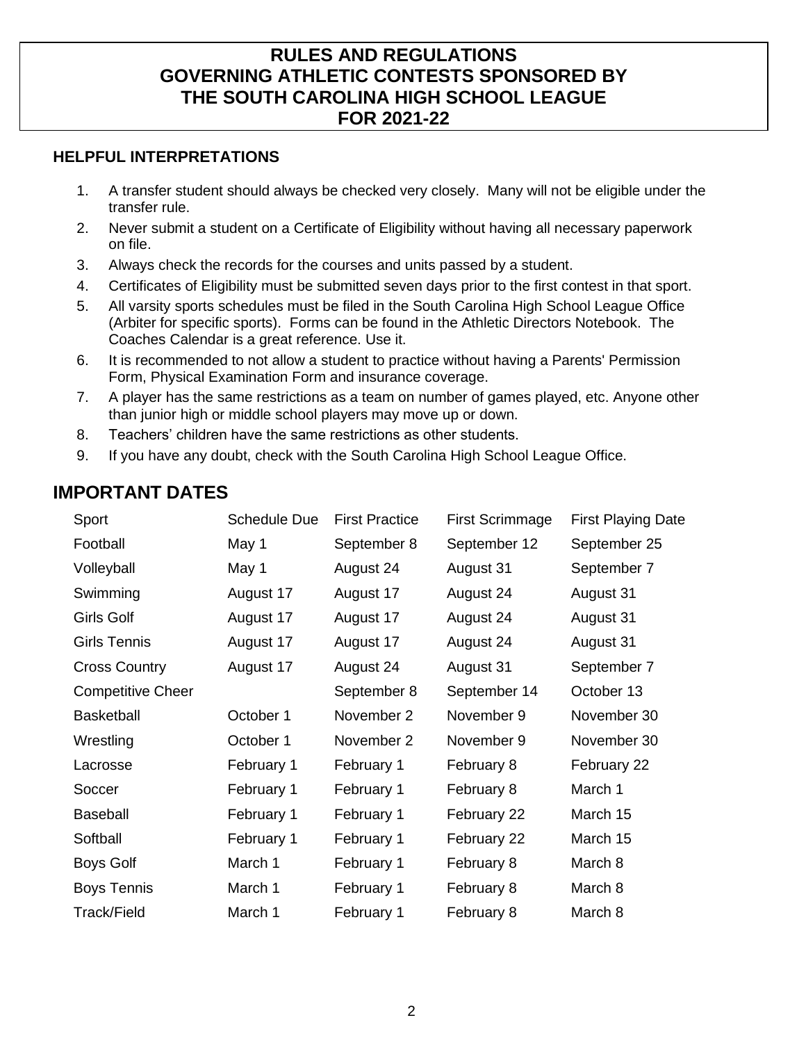# RULES AND REGULATIONS GOVERNING ATHLETIC CONTESTS SPONSORED BY THE SOUTH CAROLINA HIGH SCHOOL LEAGUE FOR 2021-22

### HELPFUL INTERPRETATIONS

1. A transfer student should always be checked very closely. Many will not be eligible under the transfer rule.
2. Never submit a student on a Certificate of Eligibility without having all necessary paperwork on file.
3. Always check the records for the courses and units passed by a student.
4. Certificates of Eligibility must be submitted seven days prior to the first contest in that sport.
5. All varsity sports schedules must be filed in the South Carolina High School League Office (Arbiter for specific sports). Forms can be found in the Athletic Directors Notebook. The Coaches Calendar is a great reference. Use it.
6. It is recommended to not allow a student to practice without having a Parents' Permission Form, Physical Examination Form and insurance coverage.
7. A player has the same restrictions as a team on number of games played, etc. Anyone other than junior high or middle school players may move up or down.
8. Teachers' children have the same restrictions as other students.
9. If you have any doubt, check with the South Carolina High School League Office.

## IMPORTANT DATES

| Sport | Schedule Due | First Practice | First Scrimmage | First Playing Date |
|---|---|---|---|---|
| Football | May 1 | September 8 | September 12 | September 25 |
| Volleyball | May 1 | August 24 | August 31 | September 7 |
| Swimming | August 17 | August 17 | August 24 | August 31 |
| Girls Golf | August 17 | August 17 | August 24 | August 31 |
| Girls Tennis | August 17 | August 17 | August 24 | August 31 |
| Cross Country | August 17 | August 24 | August 31 | September 7 |
| Competitive Cheer | | September 8 | September 14 | October 13 |
| Basketball | October 1 | November 2 | November 9 | November 30 |
| Wrestling | October 1 | November 2 | November 9 | November 30 |
| Lacrosse | February 1 | February 1 | February 8 | February 22 |
| Soccer | February 1 | February 1 | February 8 | March 1 |
| Baseball | February 1 | February 1 | February 22 | March 15 |
| Softball | February 1 | February 1 | February 22 | March 15 |
| Boys Golf | March 1 | February 1 | February 8 | March 8 |
| Boys Tennis | March 1 | February 1 | February 8 | March 8 |
| Track/Field | March 1 | February 1 | February 8 | March 8 |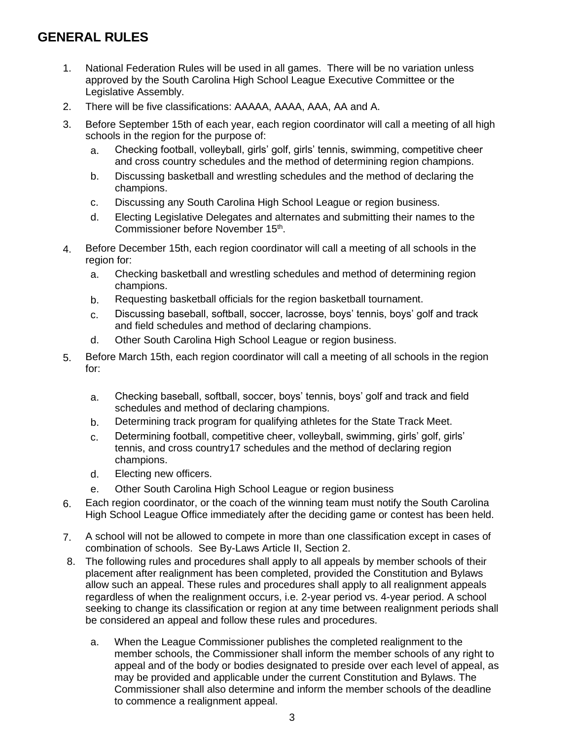## GENERAL RULES

1. National Federation Rules will be used in all games. There will be no variation unless approved by the South Carolina High School League Executive Committee or the Legislative Assembly.
2. There will be five classifications: AAAAA, AAAA, AAA, AA and A.
3. Before September 15th of each year, each region coordinator will call a meeting of all high schools in the region for the purpose of:
   a. Checking football, volleyball, girls' golf, girls' tennis, swimming, competitive cheer and cross country schedules and the method of determining region champions.
   b. Discussing basketball and wrestling schedules and the method of declaring the champions.
   c. Discussing any South Carolina High School League or region business.
   d. Electing Legislative Delegates and alternates and submitting their names to the Commissioner before November 15th.
4. Before December 15th, each region coordinator will call a meeting of all schools in the region for:
   a. Checking basketball and wrestling schedules and method of determining region champions.
   b. Requesting basketball officials for the region basketball tournament.
   c. Discussing baseball, softball, soccer, lacrosse, boys' tennis, boys' golf and track and field schedules and method of declaring champions.
   d. Other South Carolina High School League or region business.
5. Before March 15th, each region coordinator will call a meeting of all schools in the region for:
   a. Checking baseball, softball, soccer, boys' tennis, boys' golf and track and field schedules and method of declaring champions.
   b. Determining track program for qualifying athletes for the State Track Meet.
   c. Determining football, competitive cheer, volleyball, swimming, girls' golf, girls' tennis, and cross country17 schedules and the method of declaring region champions.
   d. Electing new officers.
   e. Other South Carolina High School League or region business
6. Each region coordinator, or the coach of the winning team must notify the South Carolina High School League Office immediately after the deciding game or contest has been held.
7. A school will not be allowed to compete in more than one classification except in cases of combination of schools. See By-Laws Article II, Section 2.
8. The following rules and procedures shall apply to all appeals by member schools of their placement after realignment has been completed, provided the Constitution and Bylaws allow such an appeal. These rules and procedures shall apply to all realignment appeals regardless of when the realignment occurs, i.e. 2-year period vs. 4-year period. A school seeking to change its classification or region at any time between realignment periods shall be considered an appeal and follow these rules and procedures.

   a. When the League Commissioner publishes the completed realignment to the member schools, the Commissioner shall inform the member schools of any right to appeal and of the body or bodies designated to preside over each level of appeal, as may be provided and applicable under the current Constitution and Bylaws. The Commissioner shall also determine and inform the member schools of the deadline to commence a realignment appeal.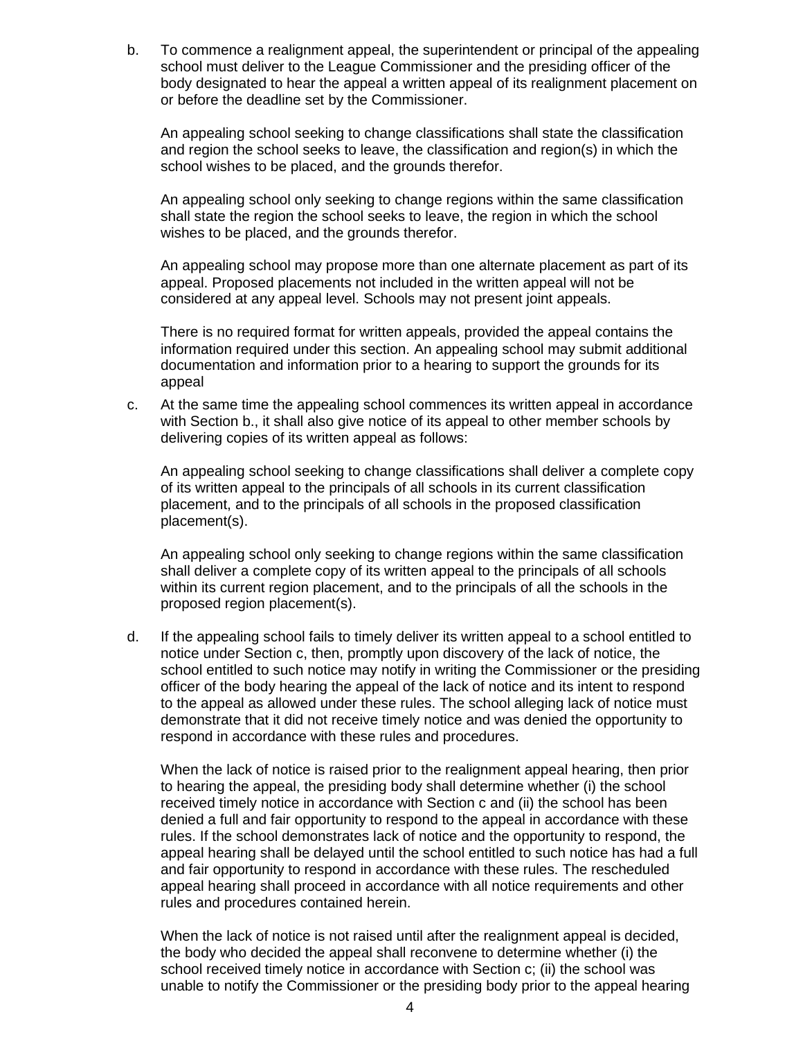b. To commence a realignment appeal, the superintendent or principal of the appealing school must deliver to the League Commissioner and the presiding officer of the body designated to hear the appeal a written appeal of its realignment placement on or before the deadline set by the Commissioner.

   An appealing school seeking to change classifications shall state the classification and region the school seeks to leave, the classification and region(s) in which the school wishes to be placed, and the grounds therefor.

   An appealing school only seeking to change regions within the same classification shall state the region the school seeks to leave, the region in which the school wishes to be placed, and the grounds therefor.

   An appealing school may propose more than one alternate placement as part of its appeal. Proposed placements not included in the written appeal will not be considered at any appeal level. Schools may not present joint appeals.

   There is no required format for written appeals, provided the appeal contains the information required under this section. An appealing school may submit additional documentation and information prior to a hearing to support the grounds for its appeal

c. At the same time the appealing school commences its written appeal in accordance with Section b., it shall also give notice of its appeal to other member schools by delivering copies of its written appeal as follows:

   An appealing school seeking to change classifications shall deliver a complete copy of its written appeal to the principals of all schools in its current classification placement, and to the principals of all schools in the proposed classification placement(s).

   An appealing school only seeking to change regions within the same classification shall deliver a complete copy of its written appeal to the principals of all schools within its current region placement, and to the principals of all the schools in the proposed region placement(s).

d. If the appealing school fails to timely deliver its written appeal to a school entitled to notice under Section c, then, promptly upon discovery of the lack of notice, the school entitled to such notice may notify in writing the Commissioner or the presiding officer of the body hearing the appeal of the lack of notice and its intent to respond to the appeal as allowed under these rules. The school alleging lack of notice must demonstrate that it did not receive timely notice and was denied the opportunity to respond in accordance with these rules and procedures.

   When the lack of notice is raised prior to the realignment appeal hearing, then prior to hearing the appeal, the presiding body shall determine whether (i) the school received timely notice in accordance with Section c and (ii) the school has been denied a full and fair opportunity to respond to the appeal in accordance with these rules. If the school demonstrates lack of notice and the opportunity to respond, the appeal hearing shall be delayed until the school entitled to such notice has had a full and fair opportunity to respond in accordance with these rules. The rescheduled appeal hearing shall proceed in accordance with all notice requirements and other rules and procedures contained herein.

   When the lack of notice is not raised until after the realignment appeal is decided, the body who decided the appeal shall reconvene to determine whether (i) the school received timely notice in accordance with Section c; (ii) the school was unable to notify the Commissioner or the presiding body prior to the appeal hearing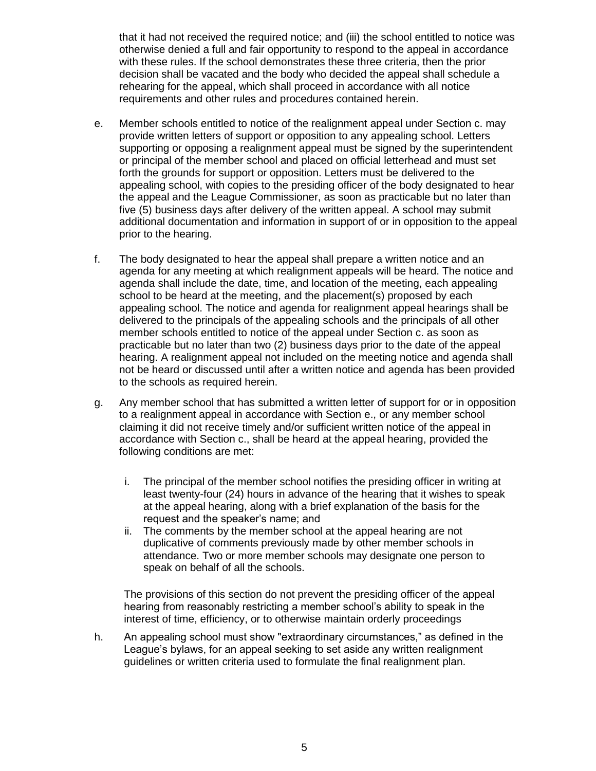that it had not received the required notice; and (iii) the school entitled to notice was otherwise denied a full and fair opportunity to respond to the appeal in accordance with these rules. If the school demonstrates these three criteria, then the prior decision shall be vacated and the body who decided the appeal shall schedule a rehearing for the appeal, which shall proceed in accordance with all notice requirements and other rules and procedures contained herein.

e. Member schools entitled to notice of the realignment appeal under Section c. may provide written letters of support or opposition to any appealing school. Letters supporting or opposing a realignment appeal must be signed by the superintendent or principal of the member school and placed on official letterhead and must set forth the grounds for support or opposition. Letters must be delivered to the appealing school, with copies to the presiding officer of the body designated to hear the appeal and the League Commissioner, as soon as practicable but no later than five (5) business days after delivery of the written appeal. A school may submit additional documentation and information in support of or in opposition to the appeal prior to the hearing.

f. The body designated to hear the appeal shall prepare a written notice and an agenda for any meeting at which realignment appeals will be heard. The notice and agenda shall include the date, time, and location of the meeting, each appealing school to be heard at the meeting, and the placement(s) proposed by each appealing school. The notice and agenda for realignment appeal hearings shall be delivered to the principals of the appealing schools and the principals of all other member schools entitled to notice of the appeal under Section c. as soon as practicable but no later than two (2) business days prior to the date of the appeal hearing. A realignment appeal not included on the meeting notice and agenda shall not be heard or discussed until after a written notice and agenda has been provided to the schools as required herein.

g. Any member school that has submitted a written letter of support for or in opposition to a realignment appeal in accordance with Section e., or any member school claiming it did not receive timely and/or sufficient written notice of the appeal in accordance with Section c., shall be heard at the appeal hearing, provided the following conditions are met:

   i. The principal of the member school notifies the presiding officer in writing at least twenty-four (24) hours in advance of the hearing that it wishes to speak at the appeal hearing, along with a brief explanation of the basis for the request and the speaker's name; and
   ii. The comments by the member school at the appeal hearing are not duplicative of comments previously made by other member schools in attendance. Two or more member schools may designate one person to speak on behalf of all the schools.

   The provisions of this section do not prevent the presiding officer of the appeal hearing from reasonably restricting a member school's ability to speak in the interest of time, efficiency, or to otherwise maintain orderly proceedings

h. An appealing school must show "extraordinary circumstances," as defined in the League's bylaws, for an appeal seeking to set aside any written realignment guidelines or written criteria used to formulate the final realignment plan.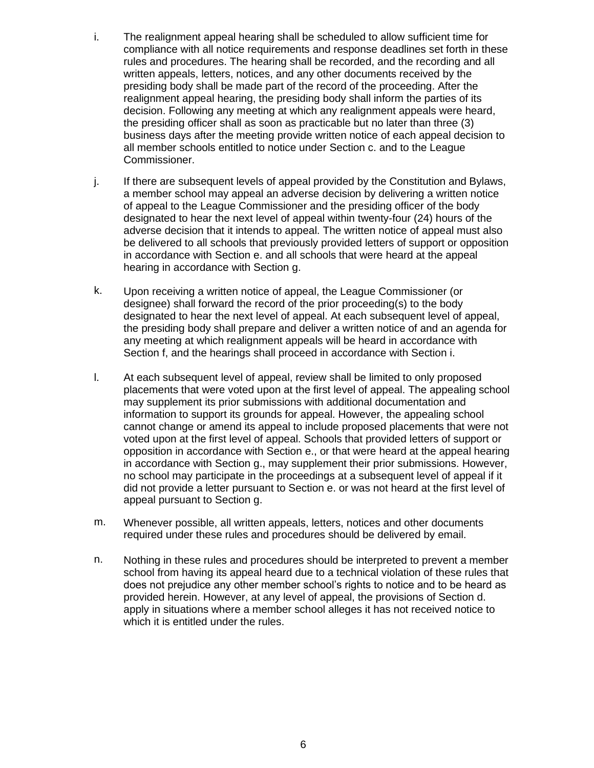i. The realignment appeal hearing shall be scheduled to allow sufficient time for compliance with all notice requirements and response deadlines set forth in these rules and procedures. The hearing shall be recorded, and the recording and all written appeals, letters, notices, and any other documents received by the presiding body shall be made part of the record of the proceeding. After the realignment appeal hearing, the presiding body shall inform the parties of its decision. Following any meeting at which any realignment appeals were heard, the presiding officer shall as soon as practicable but no later than three (3) business days after the meeting provide written notice of each appeal decision to all member schools entitled to notice under Section c. and to the League Commissioner.

j. If there are subsequent levels of appeal provided by the Constitution and Bylaws, a member school may appeal an adverse decision by delivering a written notice of appeal to the League Commissioner and the presiding officer of the body designated to hear the next level of appeal within twenty-four (24) hours of the adverse decision that it intends to appeal. The written notice of appeal must also be delivered to all schools that previously provided letters of support or opposition in accordance with Section e. and all schools that were heard at the appeal hearing in accordance with Section g.

k. Upon receiving a written notice of appeal, the League Commissioner (or designee) shall forward the record of the prior proceeding(s) to the body designated to hear the next level of appeal. At each subsequent level of appeal, the presiding body shall prepare and deliver a written notice of and an agenda for any meeting at which realignment appeals will be heard in accordance with Section f, and the hearings shall proceed in accordance with Section i.

l. At each subsequent level of appeal, review shall be limited to only proposed placements that were voted upon at the first level of appeal. The appealing school may supplement its prior submissions with additional documentation and information to support its grounds for appeal. However, the appealing school cannot change or amend its appeal to include proposed placements that were not voted upon at the first level of appeal. Schools that provided letters of support or opposition in accordance with Section e., or that were heard at the appeal hearing in accordance with Section g., may supplement their prior submissions. However, no school may participate in the proceedings at a subsequent level of appeal if it did not provide a letter pursuant to Section e. or was not heard at the first level of appeal pursuant to Section g.

m. Whenever possible, all written appeals, letters, notices and other documents required under these rules and procedures should be delivered by email.

n. Nothing in these rules and procedures should be interpreted to prevent a member school from having its appeal heard due to a technical violation of these rules that does not prejudice any other member school's rights to notice and to be heard as provided herein. However, at any level of appeal, the provisions of Section d. apply in situations where a member school alleges it has not received notice to which it is entitled under the rules.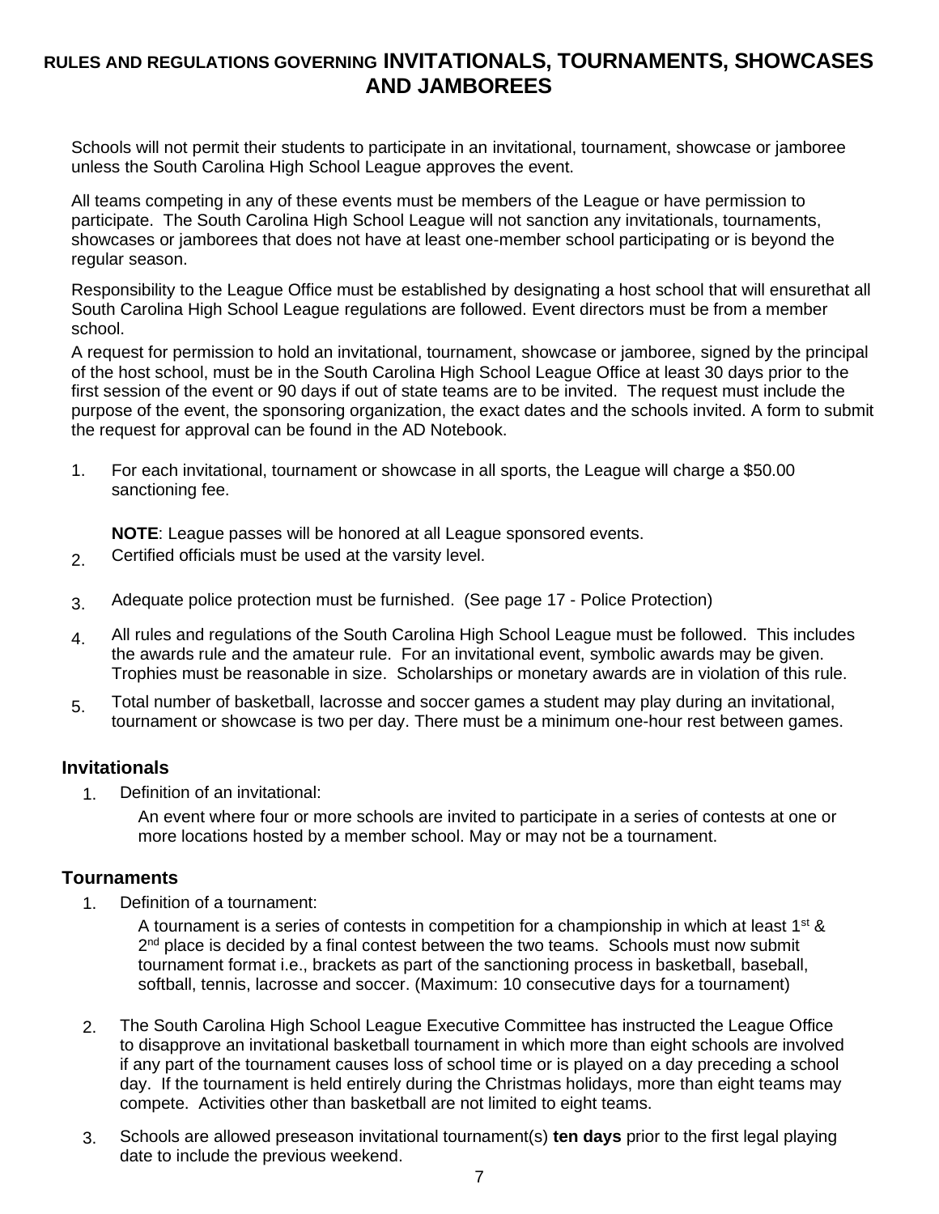# RULES AND REGULATIONS GOVERNING INVITATIONALS, TOURNAMENTS, SHOWCASES AND JAMBOREES

Schools will not permit their students to participate in an invitational, tournament, showcase or jamboree unless the South Carolina High School League approves the event.

All teams competing in any of these events must be members of the League or have permission to participate. The South Carolina High School League will not sanction any invitationals, tournaments, showcases or jamborees that does not have at least one-member school participating or is beyond the regular season.

Responsibility to the League Office must be established by designating a host school that will ensurethat all South Carolina High School League regulations are followed. Event directors must be from a member school.

A request for permission to hold an invitational, tournament, showcase or jamboree, signed by the principal of the host school, must be in the South Carolina High School League Office at least 30 days prior to the first session of the event or 90 days if out of state teams are to be invited. The request must include the purpose of the event, the sponsoring organization, the exact dates and the schools invited. A form to submit the request for approval can be found in the AD Notebook.

1. For each invitational, tournament or showcase in all sports, the League will charge a $50.00 sanctioning fee.

   **NOTE**: League passes will be honored at all League sponsored events.
2. Certified officials must be used at the varsity level.
3. Adequate police protection must be furnished. (See page 17 - Police Protection)
4. All rules and regulations of the South Carolina High School League must be followed. This includes the awards rule and the amateur rule. For an invitational event, symbolic awards may be given. Trophies must be reasonable in size. Scholarships or monetary awards are in violation of this rule.
5. Total number of basketball, lacrosse and soccer games a student may play during an invitational, tournament or showcase is two per day. There must be a minimum one-hour rest between games.

## Invitationals

1. Definition of an invitational:

   An event where four or more schools are invited to participate in a series of contests at one or more locations hosted by a member school. May or may not be a tournament.

## Tournaments

1. Definition of a tournament:

   A tournament is a series of contests in competition for a championship in which at least 1st & 2nd place is decided by a final contest between the two teams. Schools must now submit tournament format i.e., brackets as part of the sanctioning process in basketball, baseball, softball, tennis, lacrosse and soccer. (Maximum: 10 consecutive days for a tournament)
2. The South Carolina High School League Executive Committee has instructed the League Office to disapprove an invitational basketball tournament in which more than eight schools are involved if any part of the tournament causes loss of school time or is played on a day preceding a school day. If the tournament is held entirely during the Christmas holidays, more than eight teams may compete. Activities other than basketball are not limited to eight teams.
3. Schools are allowed preseason invitational tournament(s) **ten days** prior to the first legal playing date to include the previous weekend.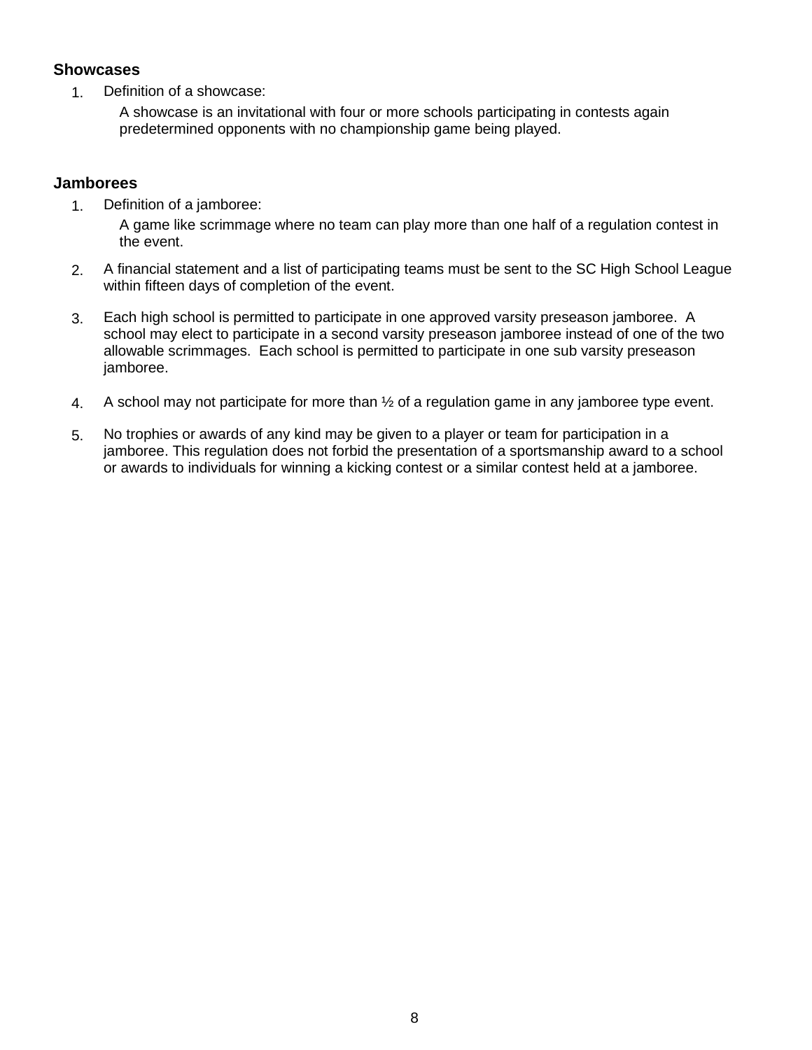**Showcases**

1. Definition of a showcase:

   A showcase is an invitational with four or more schools participating in contests again predetermined opponents with no championship game being played.

**Jamborees**

1. Definition of a jamboree:

   A game like scrimmage where no team can play more than one half of a regulation contest in the event.

2. A financial statement and a list of participating teams must be sent to the SC High School League within fifteen days of completion of the event.

3. Each high school is permitted to participate in one approved varsity preseason jamboree. A school may elect to participate in a second varsity preseason jamboree instead of one of the two allowable scrimmages. Each school is permitted to participate in one sub varsity preseason jamboree.

4. A school may not participate for more than ½ of a regulation game in any jamboree type event.

5. No trophies or awards of any kind may be given to a player or team for participation in a jamboree. This regulation does not forbid the presentation of a sportsmanship award to a school or awards to individuals for winning a kicking contest or a similar contest held at a jamboree.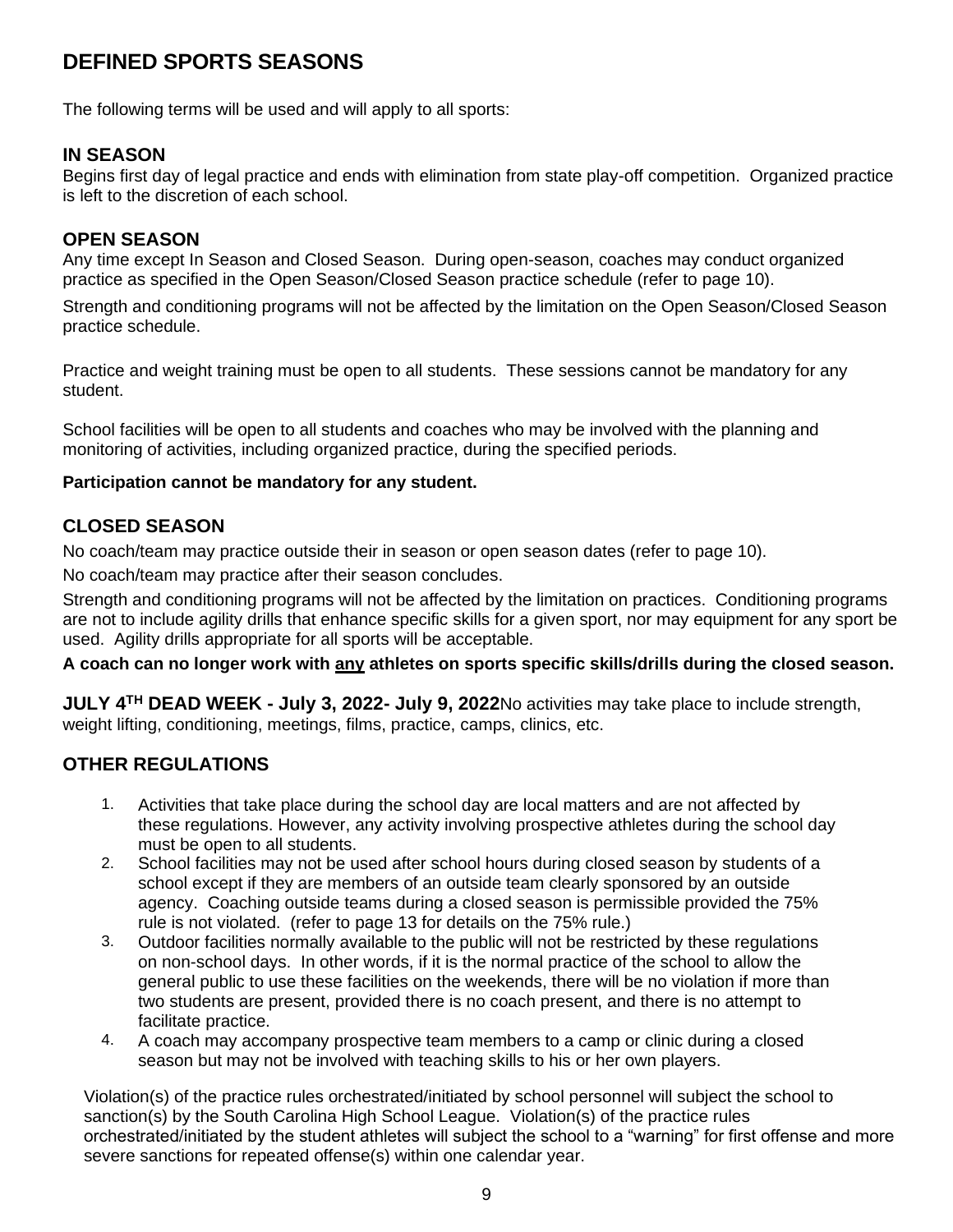# DEFINED SPORTS SEASONS

The following terms will be used and will apply to all sports:

### IN SEASON

Begins first day of legal practice and ends with elimination from state play-off competition. Organized practice is left to the discretion of each school.

### OPEN SEASON

Any time except In Season and Closed Season. During open-season, coaches may conduct organized practice as specified in the Open Season/Closed Season practice schedule (refer to page 10).

Strength and conditioning programs will not be affected by the limitation on the Open Season/Closed Season practice schedule.

Practice and weight training must be open to all students. These sessions cannot be mandatory for any student.

School facilities will be open to all students and coaches who may be involved with the planning and monitoring of activities, including organized practice, during the specified periods.

**Participation cannot be mandatory for any student.**

### CLOSED SEASON

No coach/team may practice outside their in season or open season dates (refer to page 10).

No coach/team may practice after their season concludes.

Strength and conditioning programs will not be affected by the limitation on practices. Conditioning programs are not to include agility drills that enhance specific skills for a given sport, nor may equipment for any sport be used. Agility drills appropriate for all sports will be acceptable.

**A coach can no longer work with <u>any</u> athletes on sports specific skills/drills during the closed season.**

**JULY 4TH DEAD WEEK - July 3, 2022- July 9, 2022** No activities may take place to include strength, weight lifting, conditioning, meetings, films, practice, camps, clinics, etc.

### OTHER REGULATIONS

1. Activities that take place during the school day are local matters and are not affected by these regulations. However, any activity involving prospective athletes during the school day must be open to all students.
2. School facilities may not be used after school hours during closed season by students of a school except if they are members of an outside team clearly sponsored by an outside agency. Coaching outside teams during a closed season is permissible provided the 75% rule is not violated. (refer to page 13 for details on the 75% rule.)
3. Outdoor facilities normally available to the public will not be restricted by these regulations on non-school days. In other words, if it is the normal practice of the school to allow the general public to use these facilities on the weekends, there will be no violation if more than two students are present, provided there is no coach present, and there is no attempt to facilitate practice.
4. A coach may accompany prospective team members to a camp or clinic during a closed season but may not be involved with teaching skills to his or her own players.

Violation(s) of the practice rules orchestrated/initiated by school personnel will subject the school to sanction(s) by the South Carolina High School League. Violation(s) of the practice rules orchestrated/initiated by the student athletes will subject the school to a "warning" for first offense and more severe sanctions for repeated offense(s) within one calendar year.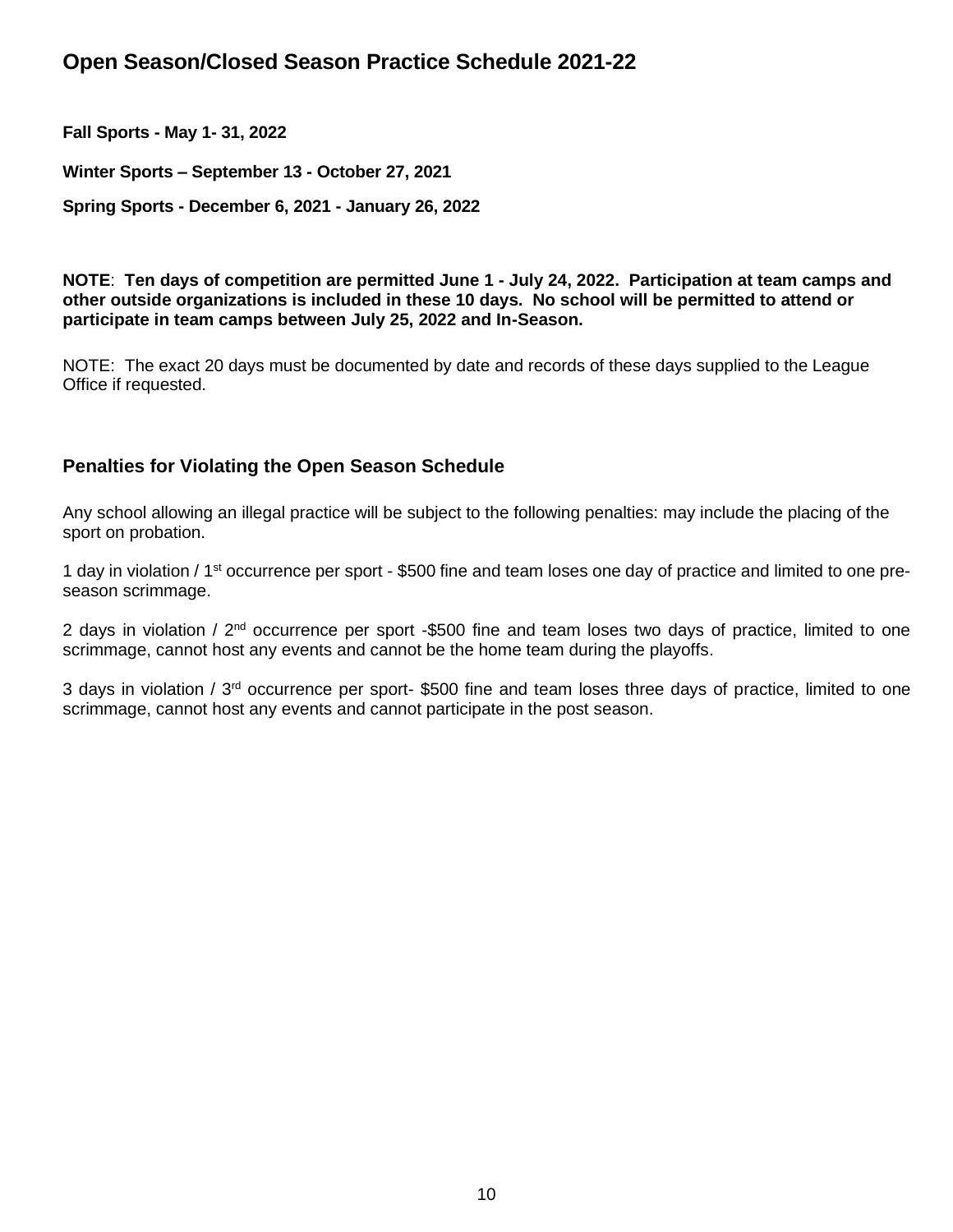## Open Season/Closed Season Practice Schedule 2021-22

**Fall Sports - May 1- 31, 2022**

**Winter Sports – September 13 - October 27, 2021**

**Spring Sports - December 6, 2021 - January 26, 2022**

**NOTE**: **Ten days of competition are permitted June 1 - July 24, 2022. Participation at team camps and other outside organizations is included in these 10 days. No school will be permitted to attend or participate in team camps between July 25, 2022 and In-Season.**

NOTE: The exact 20 days must be documented by date and records of these days supplied to the League Office if requested.

### Penalties for Violating the Open Season Schedule

Any school allowing an illegal practice will be subject to the following penalties: may include the placing of the sport on probation.

1 day in violation / 1st occurrence per sport - $500 fine and team loses one day of practice and limited to one pre-season scrimmage.

2 days in violation / 2nd occurrence per sport -$500 fine and team loses two days of practice, limited to one scrimmage, cannot host any events and cannot be the home team during the playoffs.

3 days in violation / 3rd occurrence per sport- $500 fine and team loses three days of practice, limited to one scrimmage, cannot host any events and cannot participate in the post season.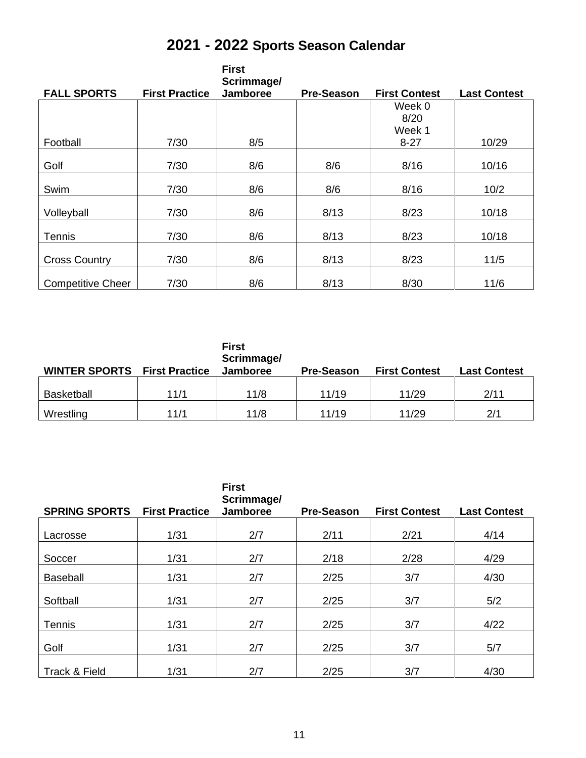# 2021 - 2022 Sports Season Calendar

| FALL SPORTS | First Practice | First Scrimmage/ Jamboree | Pre-Season | First Contest | Last Contest |
|---|---|---|---|---|---|
| Football | 7/30 | 8/5 | | Week 0 8/20 Week 1 8-27 | 10/29 |
| Golf | 7/30 | 8/6 | 8/6 | 8/16 | 10/16 |
| Swim | 7/30 | 8/6 | 8/6 | 8/16 | 10/2 |
| Volleyball | 7/30 | 8/6 | 8/13 | 8/23 | 10/18 |
| Tennis | 7/30 | 8/6 | 8/13 | 8/23 | 10/18 |
| Cross Country | 7/30 | 8/6 | 8/13 | 8/23 | 11/5 |
| Competitive Cheer | 7/30 | 8/6 | 8/13 | 8/30 | 11/6 |

| WINTER SPORTS | First Practice | First Scrimmage/ Jamboree | Pre-Season | First Contest | Last Contest |
|---|---|---|---|---|---|
| Basketball | 11/1 | 11/8 | 11/19 | 11/29 | 2/11 |
| Wrestling | 11/1 | 11/8 | 11/19 | 11/29 | 2/1 |

| SPRING SPORTS | First Practice | First Scrimmage/ Jamboree | Pre-Season | First Contest | Last Contest |
|---|---|---|---|---|---|
| Lacrosse | 1/31 | 2/7 | 2/11 | 2/21 | 4/14 |
| Soccer | 1/31 | 2/7 | 2/18 | 2/28 | 4/29 |
| Baseball | 1/31 | 2/7 | 2/25 | 3/7 | 4/30 |
| Softball | 1/31 | 2/7 | 2/25 | 3/7 | 5/2 |
| Tennis | 1/31 | 2/7 | 2/25 | 3/7 | 4/22 |
| Golf | 1/31 | 2/7 | 2/25 | 3/7 | 5/7 |
| Track & Field | 1/31 | 2/7 | 2/25 | 3/7 | 4/30 |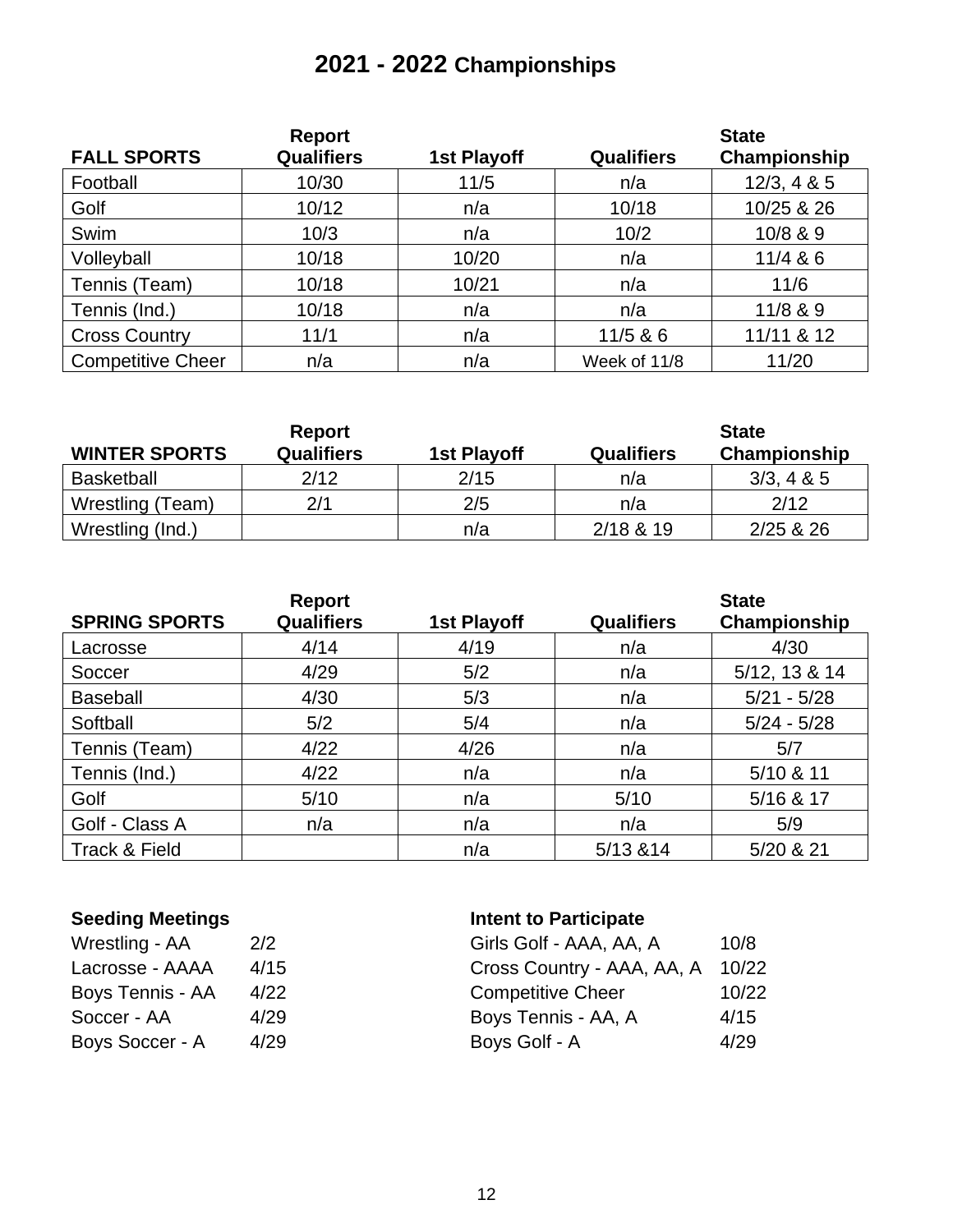# 2021 - 2022 Championships

| FALL SPORTS | Report Qualifiers | 1st Playoff | Qualifiers | State Championship |
|---|---|---|---|---|
| Football | 10/30 | 11/5 | n/a | 12/3, 4 & 5 |
| Golf | 10/12 | n/a | 10/18 | 10/25 & 26 |
| Swim | 10/3 | n/a | 10/2 | 10/8 & 9 |
| Volleyball | 10/18 | 10/20 | n/a | 11/4 & 6 |
| Tennis (Team) | 10/18 | 10/21 | n/a | 11/6 |
| Tennis (Ind.) | 10/18 | n/a | n/a | 11/8 & 9 |
| Cross Country | 11/1 | n/a | 11/5 & 6 | 11/11 & 12 |
| Competitive Cheer | n/a | n/a | Week of 11/8 | 11/20 |

| WINTER SPORTS | Report Qualifiers | 1st Playoff | Qualifiers | State Championship |
|---|---|---|---|---|
| Basketball | 2/12 | 2/15 | n/a | 3/3, 4 & 5 |
| Wrestling (Team) | 2/1 | 2/5 | n/a | 2/12 |
| Wrestling (Ind.) | | n/a | 2/18 & 19 | 2/25 & 26 |

| SPRING SPORTS | Report Qualifiers | 1st Playoff | Qualifiers | State Championship |
|---|---|---|---|---|
| Lacrosse | 4/14 | 4/19 | n/a | 4/30 |
| Soccer | 4/29 | 5/2 | n/a | 5/12, 13 & 14 |
| Baseball | 4/30 | 5/3 | n/a | 5/21 - 5/28 |
| Softball | 5/2 | 5/4 | n/a | 5/24 - 5/28 |
| Tennis (Team) | 4/22 | 4/26 | n/a | 5/7 |
| Tennis (Ind.) | 4/22 | n/a | n/a | 5/10 & 11 |
| Golf | 5/10 | n/a | 5/10 | 5/16 & 17 |
| Golf - Class A | n/a | n/a | n/a | 5/9 |
| Track & Field | | n/a | 5/13 &14 | 5/20 & 21 |

**Seeding Meetings**

| | |
|---|---|
| Wrestling - AA | 2/2 |
| Lacrosse - AAAA | 4/15 |
| Boys Tennis - AA | 4/22 |
| Soccer - AA | 4/29 |
| Boys Soccer - A | 4/29 |

**Intent to Participate**

| | |
|---|---|
| Girls Golf - AAA, AA, A | 10/8 |
| Cross Country - AAA, AA, A | 10/22 |
| Competitive Cheer | 10/22 |
| Boys Tennis - AA, A | 4/15 |
| Boys Golf - A | 4/29 |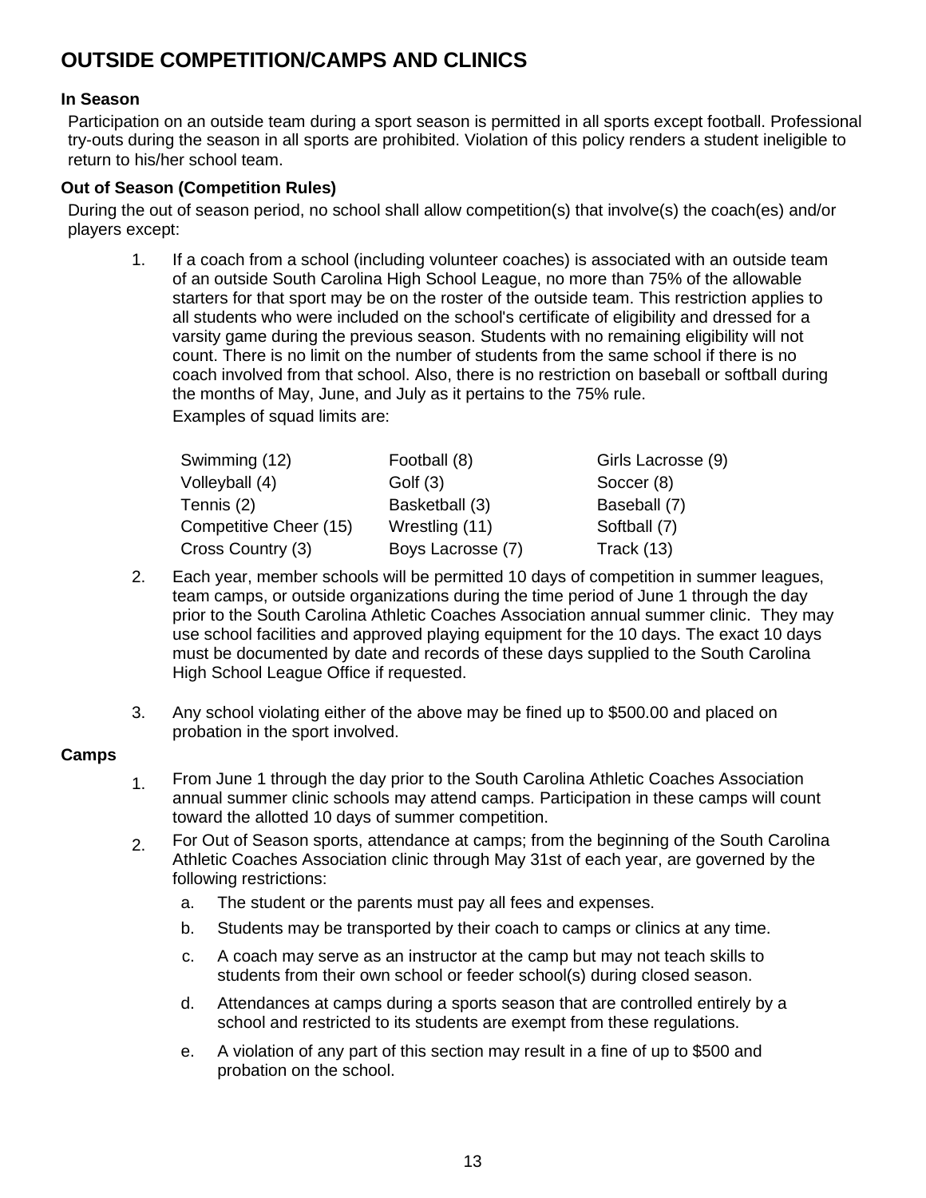# OUTSIDE COMPETITION/CAMPS AND CLINICS

### In Season

Participation on an outside team during a sport season is permitted in all sports except football. Professional try-outs during the season in all sports are prohibited. Violation of this policy renders a student ineligible to return to his/her school team.

### Out of Season (Competition Rules)

During the out of season period, no school shall allow competition(s) that involve(s) the coach(es) and/or players except:

1. If a coach from a school (including volunteer coaches) is associated with an outside team of an outside South Carolina High School League, no more than 75% of the allowable starters for that sport may be on the roster of the outside team. This restriction applies to all students who were included on the school's certificate of eligibility and dressed for a varsity game during the previous season. Students with no remaining eligibility will not count. There is no limit on the number of students from the same school if there is no coach involved from that school. Also, there is no restriction on baseball or softball during the months of May, June, and July as it pertains to the 75% rule.

   Examples of squad limits are:

   | | | |
   |---|---|---|
   | Swimming (12) | Football (8) | Girls Lacrosse (9) |
   | Volleyball (4) | Golf (3) | Soccer (8) |
   | Tennis (2) | Basketball (3) | Baseball (7) |
   | Competitive Cheer (15) | Wrestling (11) | Softball (7) |
   | Cross Country (3) | Boys Lacrosse (7) | Track (13) |

2. Each year, member schools will be permitted 10 days of competition in summer leagues, team camps, or outside organizations during the time period of June 1 through the day prior to the South Carolina Athletic Coaches Association annual summer clinic. They may use school facilities and approved playing equipment for the 10 days. The exact 10 days must be documented by date and records of these days supplied to the South Carolina High School League Office if requested.

3. Any school violating either of the above may be fined up to $500.00 and placed on probation in the sport involved.

### Camps

1. From June 1 through the day prior to the South Carolina Athletic Coaches Association annual summer clinic schools may attend camps. Participation in these camps will count toward the allotted 10 days of summer competition.
2. For Out of Season sports, attendance at camps; from the beginning of the South Carolina Athletic Coaches Association clinic through May 31st of each year, are governed by the following restrictions:
   a. The student or the parents must pay all fees and expenses.
   b. Students may be transported by their coach to camps or clinics at any time.
   c. A coach may serve as an instructor at the camp but may not teach skills to students from their own school or feeder school(s) during closed season.
   d. Attendances at camps during a sports season that are controlled entirely by a school and restricted to its students are exempt from these regulations.
   e. A violation of any part of this section may result in a fine of up to $500 and probation on the school.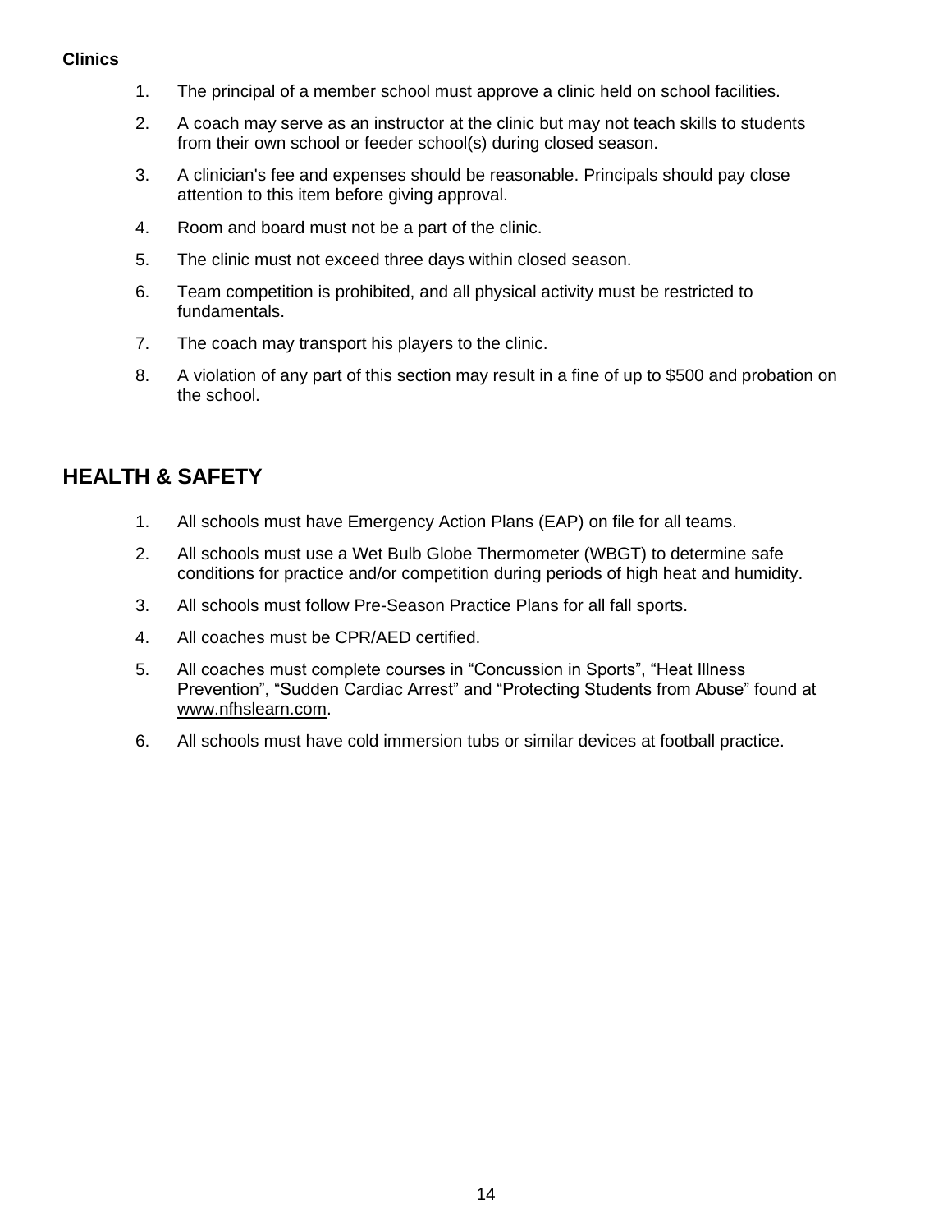**Clinics**

1. The principal of a member school must approve a clinic held on school facilities.
2. A coach may serve as an instructor at the clinic but may not teach skills to students from their own school or feeder school(s) during closed season.
3. A clinician's fee and expenses should be reasonable. Principals should pay close attention to this item before giving approval.
4. Room and board must not be a part of the clinic.
5. The clinic must not exceed three days within closed season.
6. Team competition is prohibited, and all physical activity must be restricted to fundamentals.
7. The coach may transport his players to the clinic.
8. A violation of any part of this section may result in a fine of up to $500 and probation on the school.

## HEALTH & SAFETY

1. All schools must have Emergency Action Plans (EAP) on file for all teams.
2. All schools must use a Wet Bulb Globe Thermometer (WBGT) to determine safe conditions for practice and/or competition during periods of high heat and humidity.
3. All schools must follow Pre-Season Practice Plans for all fall sports.
4. All coaches must be CPR/AED certified.
5. All coaches must complete courses in “Concussion in Sports”, “Heat Illness Prevention”, “Sudden Cardiac Arrest” and “Protecting Students from Abuse” found at www.nfhslearn.com.
6. All schools must have cold immersion tubs or similar devices at football practice.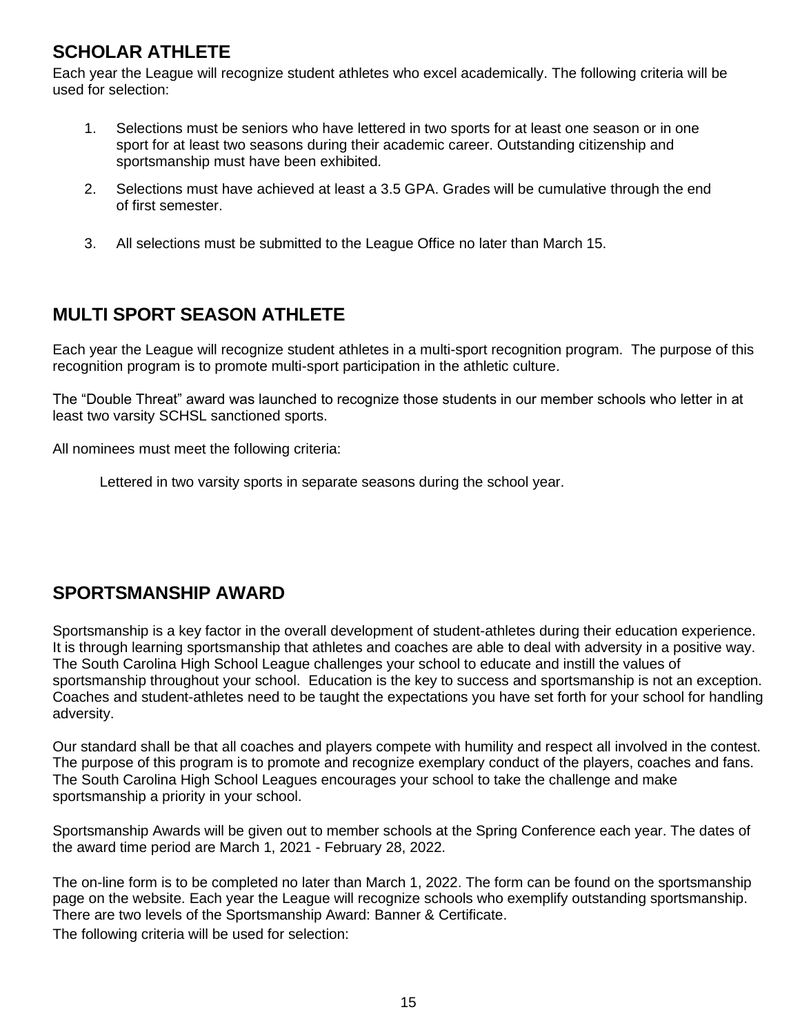## SCHOLAR ATHLETE

Each year the League will recognize student athletes who excel academically. The following criteria will be used for selection:

1. Selections must be seniors who have lettered in two sports for at least one season or in one sport for at least two seasons during their academic career. Outstanding citizenship and sportsmanship must have been exhibited.
2. Selections must have achieved at least a 3.5 GPA. Grades will be cumulative through the end of first semester.
3. All selections must be submitted to the League Office no later than March 15.

## MULTI SPORT SEASON ATHLETE

Each year the League will recognize student athletes in a multi-sport recognition program. The purpose of this recognition program is to promote multi-sport participation in the athletic culture.

The "Double Threat" award was launched to recognize those students in our member schools who letter in at least two varsity SCHSL sanctioned sports.

All nominees must meet the following criteria:

Lettered in two varsity sports in separate seasons during the school year.

## SPORTSMANSHIP AWARD

Sportsmanship is a key factor in the overall development of student-athletes during their education experience. It is through learning sportsmanship that athletes and coaches are able to deal with adversity in a positive way. The South Carolina High School League challenges your school to educate and instill the values of sportsmanship throughout your school. Education is the key to success and sportsmanship is not an exception. Coaches and student-athletes need to be taught the expectations you have set forth for your school for handling adversity.

Our standard shall be that all coaches and players compete with humility and respect all involved in the contest. The purpose of this program is to promote and recognize exemplary conduct of the players, coaches and fans. The South Carolina High School Leagues encourages your school to take the challenge and make sportsmanship a priority in your school.

Sportsmanship Awards will be given out to member schools at the Spring Conference each year. The dates of the award time period are March 1, 2021 - February 28, 2022.

The on-line form is to be completed no later than March 1, 2022. The form can be found on the sportsmanship page on the website. Each year the League will recognize schools who exemplify outstanding sportsmanship. There are two levels of the Sportsmanship Award: Banner & Certificate.

The following criteria will be used for selection: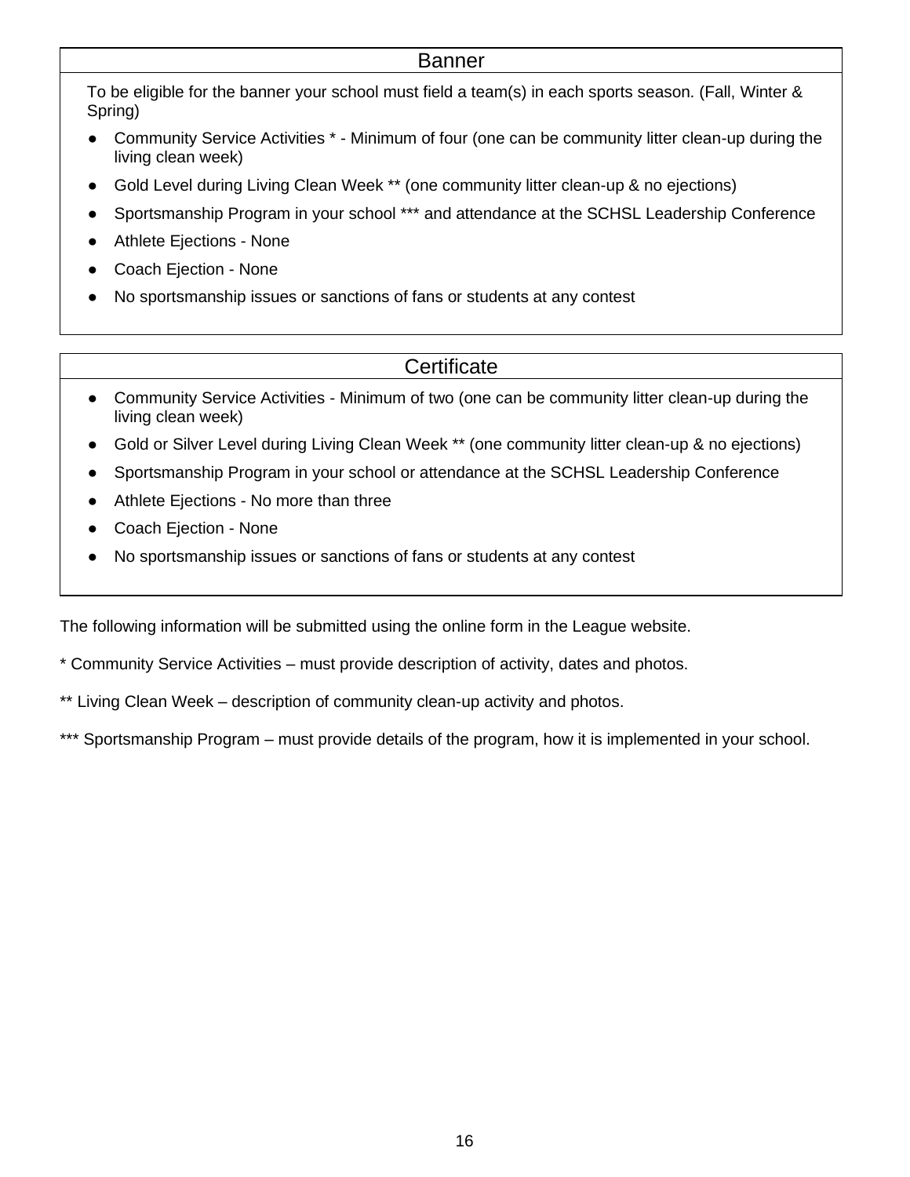## Banner

To be eligible for the banner your school must field a team(s) in each sports season. (Fall, Winter & Spring)

- Community Service Activities * - Minimum of four (one can be community litter clean-up during the living clean week)
- Gold Level during Living Clean Week ** (one community litter clean-up & no ejections)
- Sportsmanship Program in your school *** and attendance at the SCHSL Leadership Conference
- Athlete Ejections - None
- Coach Ejection - None
- No sportsmanship issues or sanctions of fans or students at any contest

## Certificate

- Community Service Activities - Minimum of two (one can be community litter clean-up during the living clean week)
- Gold or Silver Level during Living Clean Week ** (one community litter clean-up & no ejections)
- Sportsmanship Program in your school or attendance at the SCHSL Leadership Conference
- Athlete Ejections - No more than three
- Coach Ejection - None
- No sportsmanship issues or sanctions of fans or students at any contest

The following information will be submitted using the online form in the League website.

* Community Service Activities – must provide description of activity, dates and photos.

** Living Clean Week – description of community clean-up activity and photos.

*** Sportsmanship Program – must provide details of the program, how it is implemented in your school.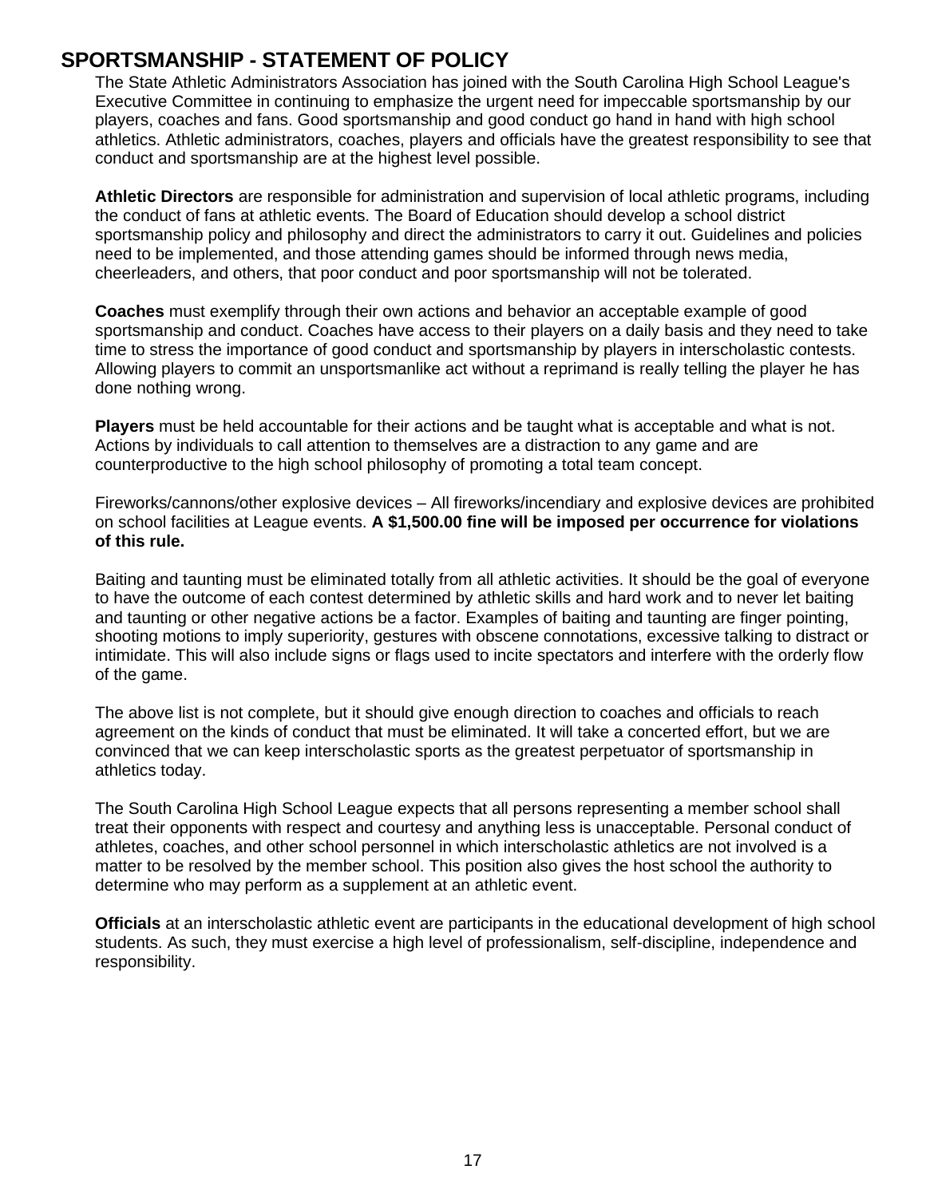## SPORTSMANSHIP - STATEMENT OF POLICY

The State Athletic Administrators Association has joined with the South Carolina High School League's Executive Committee in continuing to emphasize the urgent need for impeccable sportsmanship by our players, coaches and fans. Good sportsmanship and good conduct go hand in hand with high school athletics. Athletic administrators, coaches, players and officials have the greatest responsibility to see that conduct and sportsmanship are at the highest level possible.

**Athletic Directors** are responsible for administration and supervision of local athletic programs, including the conduct of fans at athletic events. The Board of Education should develop a school district sportsmanship policy and philosophy and direct the administrators to carry it out. Guidelines and policies need to be implemented, and those attending games should be informed through news media, cheerleaders, and others, that poor conduct and poor sportsmanship will not be tolerated.

**Coaches** must exemplify through their own actions and behavior an acceptable example of good sportsmanship and conduct. Coaches have access to their players on a daily basis and they need to take time to stress the importance of good conduct and sportsmanship by players in interscholastic contests. Allowing players to commit an unsportsmanlike act without a reprimand is really telling the player he has done nothing wrong.

**Players** must be held accountable for their actions and be taught what is acceptable and what is not. Actions by individuals to call attention to themselves are a distraction to any game and are counterproductive to the high school philosophy of promoting a total team concept.

Fireworks/cannons/other explosive devices – All fireworks/incendiary and explosive devices are prohibited on school facilities at League events. **A $1,500.00 fine will be imposed per occurrence for violations of this rule.**

Baiting and taunting must be eliminated totally from all athletic activities. It should be the goal of everyone to have the outcome of each contest determined by athletic skills and hard work and to never let baiting and taunting or other negative actions be a factor. Examples of baiting and taunting are finger pointing, shooting motions to imply superiority, gestures with obscene connotations, excessive talking to distract or intimidate. This will also include signs or flags used to incite spectators and interfere with the orderly flow of the game.

The above list is not complete, but it should give enough direction to coaches and officials to reach agreement on the kinds of conduct that must be eliminated. It will take a concerted effort, but we are convinced that we can keep interscholastic sports as the greatest perpetuator of sportsmanship in athletics today.

The South Carolina High School League expects that all persons representing a member school shall treat their opponents with respect and courtesy and anything less is unacceptable. Personal conduct of athletes, coaches, and other school personnel in which interscholastic athletics are not involved is a matter to be resolved by the member school. This position also gives the host school the authority to determine who may perform as a supplement at an athletic event.

**Officials** at an interscholastic athletic event are participants in the educational development of high school students. As such, they must exercise a high level of professionalism, self-discipline, independence and responsibility.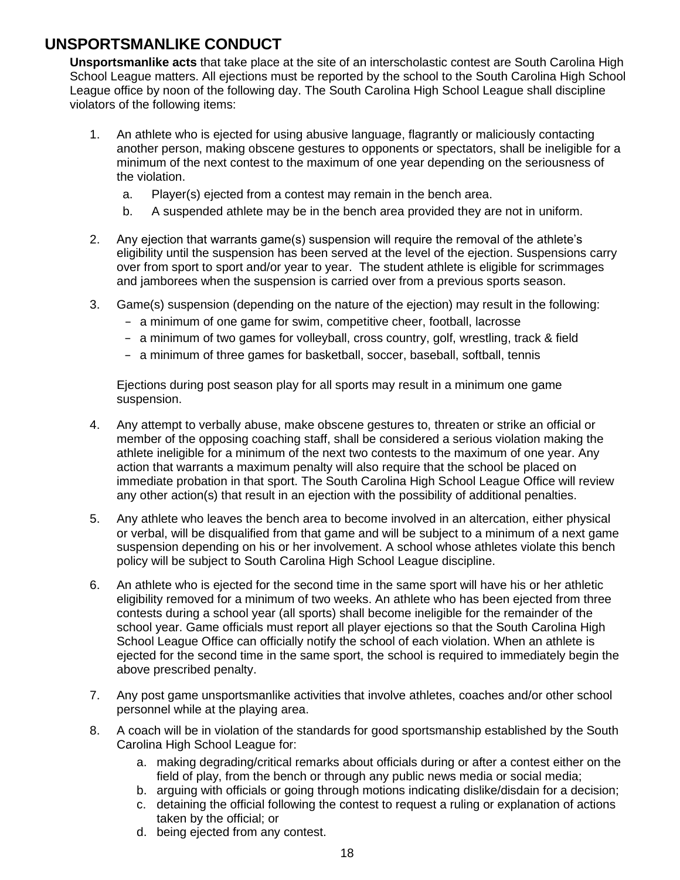## UNSPORTSMANLIKE CONDUCT

**Unsportsmanlike acts** that take place at the site of an interscholastic contest are South Carolina High School League matters. All ejections must be reported by the school to the South Carolina High School League office by noon of the following day. The South Carolina High School League shall discipline violators of the following items:

1. An athlete who is ejected for using abusive language, flagrantly or maliciously contacting another person, making obscene gestures to opponents or spectators, shall be ineligible for a minimum of the next contest to the maximum of one year depending on the seriousness of the violation.
   a. Player(s) ejected from a contest may remain in the bench area.
   b. A suspended athlete may be in the bench area provided they are not in uniform.

2. Any ejection that warrants game(s) suspension will require the removal of the athlete's eligibility until the suspension has been served at the level of the ejection. Suspensions carry over from sport to sport and/or year to year. The student athlete is eligible for scrimmages and jamborees when the suspension is carried over from a previous sports season.

3. Game(s) suspension (depending on the nature of the ejection) may result in the following:
   - a minimum of one game for swim, competitive cheer, football, lacrosse
   - a minimum of two games for volleyball, cross country, golf, wrestling, track & field
   - a minimum of three games for basketball, soccer, baseball, softball, tennis

   Ejections during post season play for all sports may result in a minimum one game suspension.

4. Any attempt to verbally abuse, make obscene gestures to, threaten or strike an official or member of the opposing coaching staff, shall be considered a serious violation making the athlete ineligible for a minimum of the next two contests to the maximum of one year. Any action that warrants a maximum penalty will also require that the school be placed on immediate probation in that sport. The South Carolina High School League Office will review any other action(s) that result in an ejection with the possibility of additional penalties.

5. Any athlete who leaves the bench area to become involved in an altercation, either physical or verbal, will be disqualified from that game and will be subject to a minimum of a next game suspension depending on his or her involvement. A school whose athletes violate this bench policy will be subject to South Carolina High School League discipline.

6. An athlete who is ejected for the second time in the same sport will have his or her athletic eligibility removed for a minimum of two weeks. An athlete who has been ejected from three contests during a school year (all sports) shall become ineligible for the remainder of the school year. Game officials must report all player ejections so that the South Carolina High School League Office can officially notify the school of each violation. When an athlete is ejected for the second time in the same sport, the school is required to immediately begin the above prescribed penalty.

7. Any post game unsportsmanlike activities that involve athletes, coaches and/or other school personnel while at the playing area.

8. A coach will be in violation of the standards for good sportsmanship established by the South Carolina High School League for:
   a. making degrading/critical remarks about officials during or after a contest either on the field of play, from the bench or through any public news media or social media;
   b. arguing with officials or going through motions indicating dislike/disdain for a decision;
   c. detaining the official following the contest to request a ruling or explanation of actions taken by the official; or
   d. being ejected from any contest.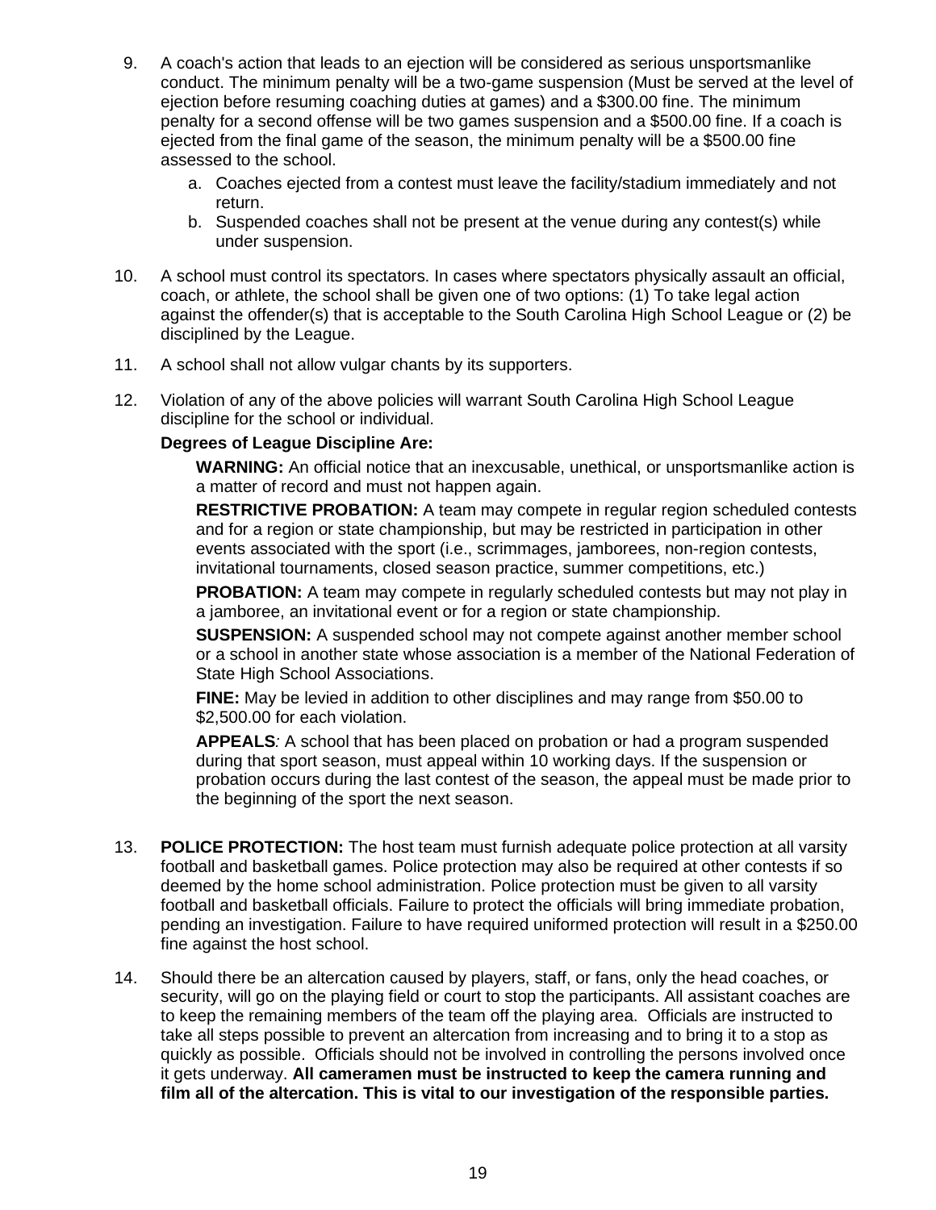9. A coach's action that leads to an ejection will be considered as serious unsportsmanlike conduct. The minimum penalty will be a two-game suspension (Must be served at the level of ejection before resuming coaching duties at games) and a $300.00 fine. The minimum penalty for a second offense will be two games suspension and a $500.00 fine. If a coach is ejected from the final game of the season, the minimum penalty will be a $500.00 fine assessed to the school.
   a. Coaches ejected from a contest must leave the facility/stadium immediately and not return.
   b. Suspended coaches shall not be present at the venue during any contest(s) while under suspension.

10. A school must control its spectators. In cases where spectators physically assault an official, coach, or athlete, the school shall be given one of two options: (1) To take legal action against the offender(s) that is acceptable to the South Carolina High School League or (2) be disciplined by the League.

11. A school shall not allow vulgar chants by its supporters.

12. Violation of any of the above policies will warrant South Carolina High School League discipline for the school or individual.

    **Degrees of League Discipline Are:**

    **WARNING:** An official notice that an inexcusable, unethical, or unsportsmanlike action is a matter of record and must not happen again.

    **RESTRICTIVE PROBATION:** A team may compete in regular region scheduled contests and for a region or state championship, but may be restricted in participation in other events associated with the sport (i.e., scrimmages, jamborees, non-region contests, invitational tournaments, closed season practice, summer competitions, etc.)

    **PROBATION:** A team may compete in regularly scheduled contests but may not play in a jamboree, an invitational event or for a region or state championship.

    **SUSPENSION:** A suspended school may not compete against another member school or a school in another state whose association is a member of the National Federation of State High School Associations.

    **FINE:** May be levied in addition to other disciplines and may range from $50.00 to $2,500.00 for each violation.

    **APPEALS***:* A school that has been placed on probation or had a program suspended during that sport season, must appeal within 10 working days. If the suspension or probation occurs during the last contest of the season, the appeal must be made prior to the beginning of the sport the next season.

13. **POLICE PROTECTION:** The host team must furnish adequate police protection at all varsity football and basketball games. Police protection may also be required at other contests if so deemed by the home school administration. Police protection must be given to all varsity football and basketball officials. Failure to protect the officials will bring immediate probation, pending an investigation. Failure to have required uniformed protection will result in a $250.00 fine against the host school.

14. Should there be an altercation caused by players, staff, or fans, only the head coaches, or security, will go on the playing field or court to stop the participants. All assistant coaches are to keep the remaining members of the team off the playing area. Officials are instructed to take all steps possible to prevent an altercation from increasing and to bring it to a stop as quickly as possible. Officials should not be involved in controlling the persons involved once it gets underway. **All cameramen must be instructed to keep the camera running and film all of the altercation. This is vital to our investigation of the responsible parties.**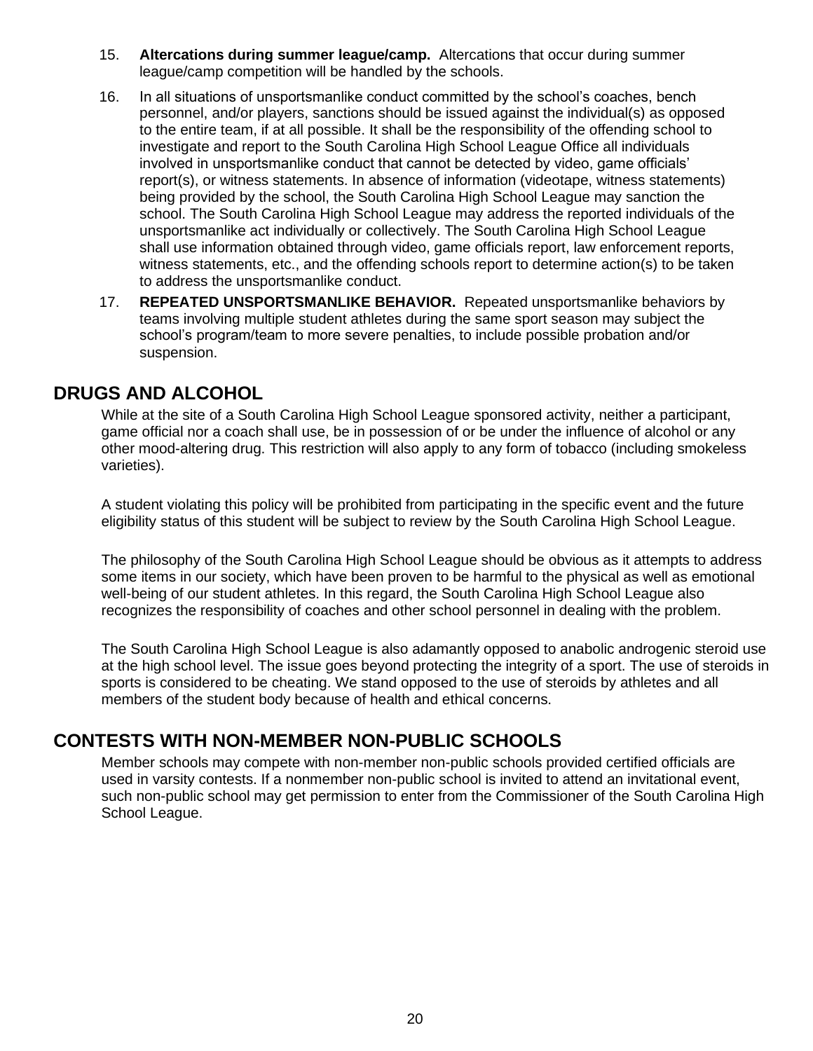15. **Altercations during summer league/camp.** Altercations that occur during summer league/camp competition will be handled by the schools.

16. In all situations of unsportsmanlike conduct committed by the school's coaches, bench personnel, and/or players, sanctions should be issued against the individual(s) as opposed to the entire team, if at all possible. It shall be the responsibility of the offending school to investigate and report to the South Carolina High School League Office all individuals involved in unsportsmanlike conduct that cannot be detected by video, game officials' report(s), or witness statements. In absence of information (videotape, witness statements) being provided by the school, the South Carolina High School League may sanction the school. The South Carolina High School League may address the reported individuals of the unsportsmanlike act individually or collectively. The South Carolina High School League shall use information obtained through video, game officials report, law enforcement reports, witness statements, etc., and the offending schools report to determine action(s) to be taken to address the unsportsmanlike conduct.

17. **REPEATED UNSPORTSMANLIKE BEHAVIOR.** Repeated unsportsmanlike behaviors by teams involving multiple student athletes during the same sport season may subject the school's program/team to more severe penalties, to include possible probation and/or suspension.

## DRUGS AND ALCOHOL

While at the site of a South Carolina High School League sponsored activity, neither a participant, game official nor a coach shall use, be in possession of or be under the influence of alcohol or any other mood-altering drug. This restriction will also apply to any form of tobacco (including smokeless varieties).

A student violating this policy will be prohibited from participating in the specific event and the future eligibility status of this student will be subject to review by the South Carolina High School League.

The philosophy of the South Carolina High School League should be obvious as it attempts to address some items in our society, which have been proven to be harmful to the physical as well as emotional well-being of our student athletes. In this regard, the South Carolina High School League also recognizes the responsibility of coaches and other school personnel in dealing with the problem.

The South Carolina High School League is also adamantly opposed to anabolic androgenic steroid use at the high school level. The issue goes beyond protecting the integrity of a sport. The use of steroids in sports is considered to be cheating. We stand opposed to the use of steroids by athletes and all members of the student body because of health and ethical concerns.

## CONTESTS WITH NON-MEMBER NON-PUBLIC SCHOOLS

Member schools may compete with non-member non-public schools provided certified officials are used in varsity contests. If a nonmember non-public school is invited to attend an invitational event, such non-public school may get permission to enter from the Commissioner of the South Carolina High School League.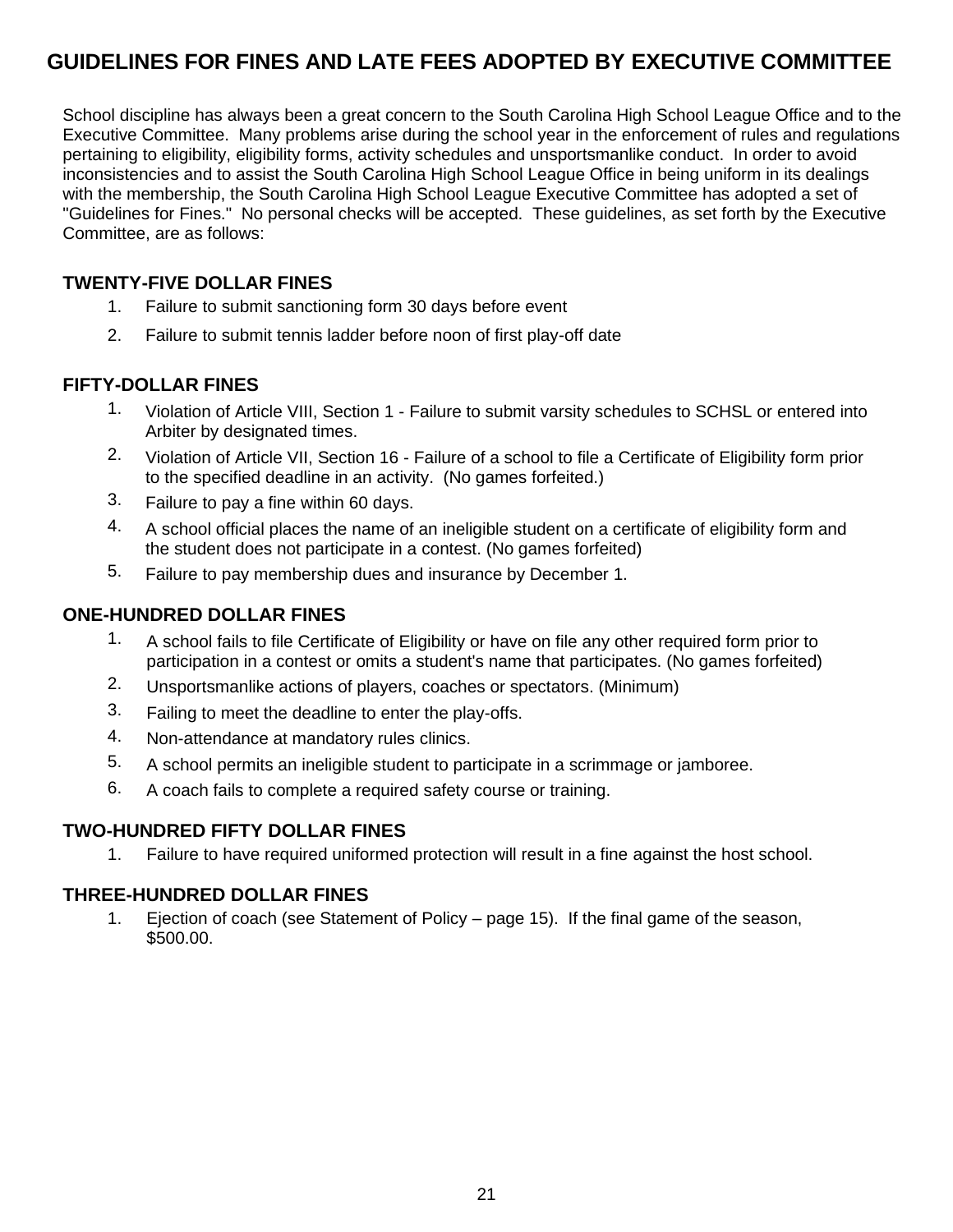# GUIDELINES FOR FINES AND LATE FEES ADOPTED BY EXECUTIVE COMMITTEE

School discipline has always been a great concern to the South Carolina High School League Office and to the Executive Committee. Many problems arise during the school year in the enforcement of rules and regulations pertaining to eligibility, eligibility forms, activity schedules and unsportsmanlike conduct. In order to avoid inconsistencies and to assist the South Carolina High School League Office in being uniform in its dealings with the membership, the South Carolina High School League Executive Committee has adopted a set of "Guidelines for Fines." No personal checks will be accepted. These guidelines, as set forth by the Executive Committee, are as follows:

## TWENTY-FIVE DOLLAR FINES

1. Failure to submit sanctioning form 30 days before event
2. Failure to submit tennis ladder before noon of first play-off date

## FIFTY-DOLLAR FINES

1. Violation of Article VIII, Section 1 - Failure to submit varsity schedules to SCHSL or entered into Arbiter by designated times.
2. Violation of Article VII, Section 16 - Failure of a school to file a Certificate of Eligibility form prior to the specified deadline in an activity. (No games forfeited.)
3. Failure to pay a fine within 60 days.
4. A school official places the name of an ineligible student on a certificate of eligibility form and the student does not participate in a contest. (No games forfeited)
5. Failure to pay membership dues and insurance by December 1.

## ONE-HUNDRED DOLLAR FINES

1. A school fails to file Certificate of Eligibility or have on file any other required form prior to participation in a contest or omits a student's name that participates. (No games forfeited)
2. Unsportsmanlike actions of players, coaches or spectators. (Minimum)
3. Failing to meet the deadline to enter the play-offs.
4. Non-attendance at mandatory rules clinics.
5. A school permits an ineligible student to participate in a scrimmage or jamboree.
6. A coach fails to complete a required safety course or training.

## TWO-HUNDRED FIFTY DOLLAR FINES

1. Failure to have required uniformed protection will result in a fine against the host school.

## THREE-HUNDRED DOLLAR FINES

1. Ejection of coach (see Statement of Policy – page 15). If the final game of the season, $500.00.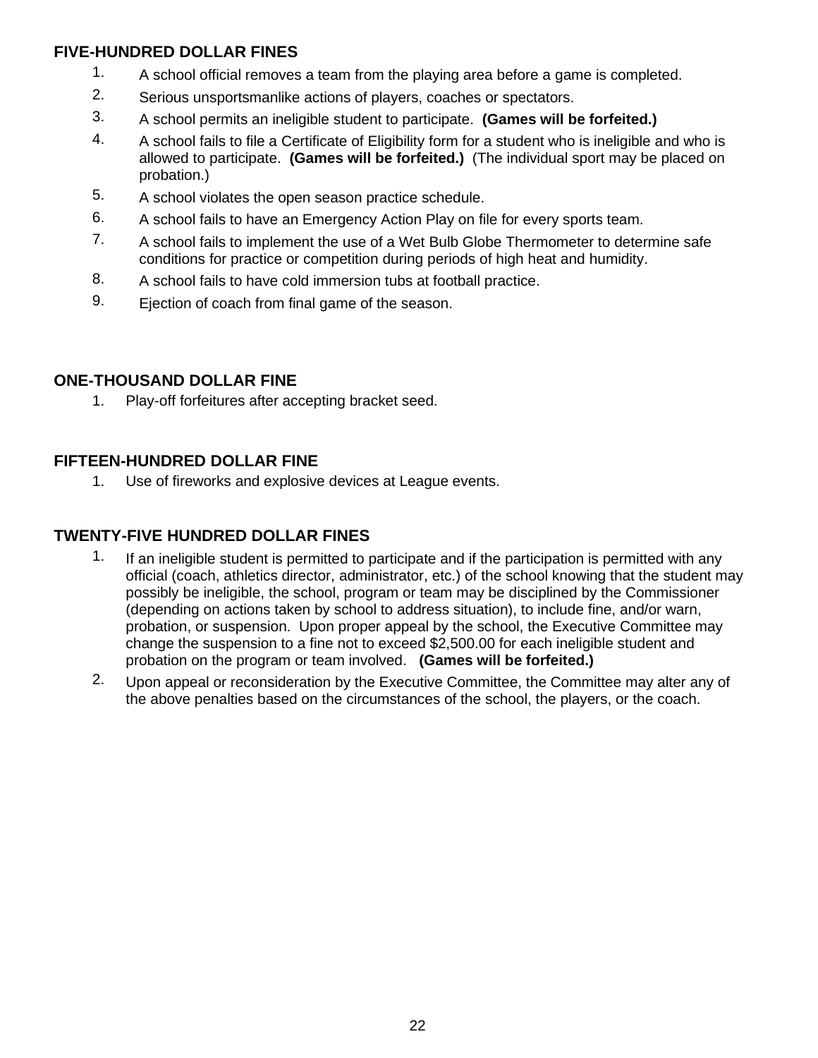## FIVE-HUNDRED DOLLAR FINES

1. A school official removes a team from the playing area before a game is completed.
2. Serious unsportsmanlike actions of players, coaches or spectators.
3. A school permits an ineligible student to participate. **(Games will be forfeited.)**
4. A school fails to file a Certificate of Eligibility form for a student who is ineligible and who is allowed to participate. **(Games will be forfeited.)** (The individual sport may be placed on probation.)
5. A school violates the open season practice schedule.
6. A school fails to have an Emergency Action Play on file for every sports team.
7. A school fails to implement the use of a Wet Bulb Globe Thermometer to determine safe conditions for practice or competition during periods of high heat and humidity.
8. A school fails to have cold immersion tubs at football practice.
9. Ejection of coach from final game of the season.

## ONE-THOUSAND DOLLAR FINE

1. Play-off forfeitures after accepting bracket seed.

## FIFTEEN-HUNDRED DOLLAR FINE

1. Use of fireworks and explosive devices at League events.

## TWENTY-FIVE HUNDRED DOLLAR FINES

1. If an ineligible student is permitted to participate and if the participation is permitted with any official (coach, athletics director, administrator, etc.) of the school knowing that the student may possibly be ineligible, the school, program or team may be disciplined by the Commissioner (depending on actions taken by school to address situation), to include fine, and/or warn, probation, or suspension. Upon proper appeal by the school, the Executive Committee may change the suspension to a fine not to exceed $2,500.00 for each ineligible student and probation on the program or team involved. **(Games will be forfeited.)**
2. Upon appeal or reconsideration by the Executive Committee, the Committee may alter any of the above penalties based on the circumstances of the school, the players, or the coach.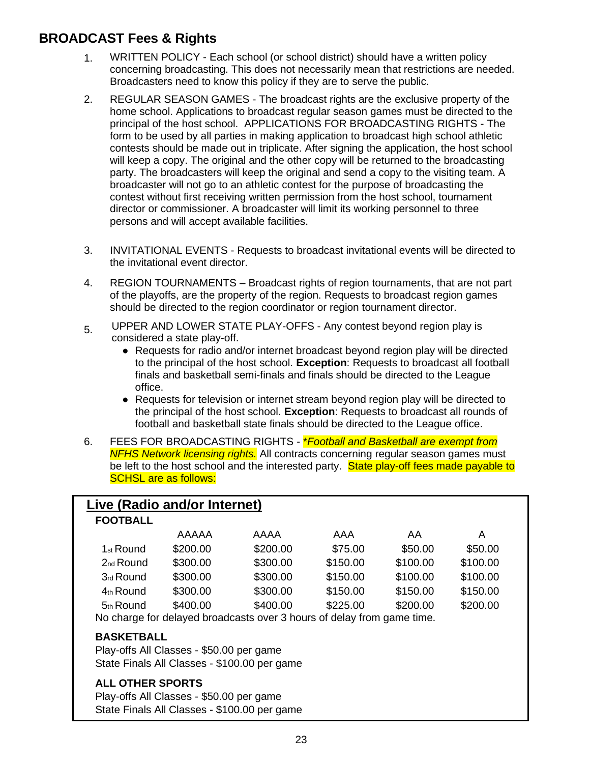## BROADCAST Fees & Rights

1. WRITTEN POLICY - Each school (or school district) should have a written policy concerning broadcasting. This does not necessarily mean that restrictions are needed. Broadcasters need to know this policy if they are to serve the public.

2. REGULAR SEASON GAMES - The broadcast rights are the exclusive property of the home school. Applications to broadcast regular season games must be directed to the principal of the host school. APPLICATIONS FOR BROADCASTING RIGHTS - The form to be used by all parties in making application to broadcast high school athletic contests should be made out in triplicate. After signing the application, the host school will keep a copy. The original and the other copy will be returned to the broadcasting party. The broadcasters will keep the original and send a copy to the visiting team. A broadcaster will not go to an athletic contest for the purpose of broadcasting the contest without first receiving written permission from the host school, tournament director or commissioner. A broadcaster will limit its working personnel to three persons and will accept available facilities.

3. INVITATIONAL EVENTS - Requests to broadcast invitational events will be directed to the invitational event director.

4. REGION TOURNAMENTS – Broadcast rights of region tournaments, that are not part of the playoffs, are the property of the region. Requests to broadcast region games should be directed to the region coordinator or region tournament director.

5. UPPER AND LOWER STATE PLAY-OFFS - Any contest beyond region play is considered a state play-off.
   - Requests for radio and/or internet broadcast beyond region play will be directed to the principal of the host school. **Exception**: Requests to broadcast all football finals and basketball semi-finals and finals should be directed to the League office.
   - Requests for television or internet stream beyond region play will be directed to the principal of the host school. **Exception**: Requests to broadcast all rounds of football and basketball state finals should be directed to the League office.

6. FEES FOR BROADCASTING RIGHTS - *\*Football and Basketball are exempt from NFHS Network licensing rights.* All contracts concerning regular season games must be left to the host school and the interested party. State play-off fees made payable to SCHSL are as follows:

### Live (Radio and/or Internet)

**FOOTBALL**

| | AAAAA | AAAA | AAA | AA | A |
|---|---|---|---|---|---|
| 1st Round | $200.00 | $200.00 | $75.00 | $50.00 | $50.00 |
| 2nd Round | $300.00 | $300.00 | $150.00 | $100.00 | $100.00 |
| 3rd Round | $300.00 | $300.00 | $150.00 | $100.00 | $100.00 |
| 4th Round | $300.00 | $300.00 | $150.00 | $150.00 | $150.00 |
| 5th Round | $400.00 | $400.00 | $225.00 | $200.00 | $200.00 |

No charge for delayed broadcasts over 3 hours of delay from game time.

**BASKETBALL**

Play-offs All Classes - $50.00 per game
State Finals All Classes - $100.00 per game

**ALL OTHER SPORTS**

Play-offs All Classes - $50.00 per game
State Finals All Classes - $100.00 per game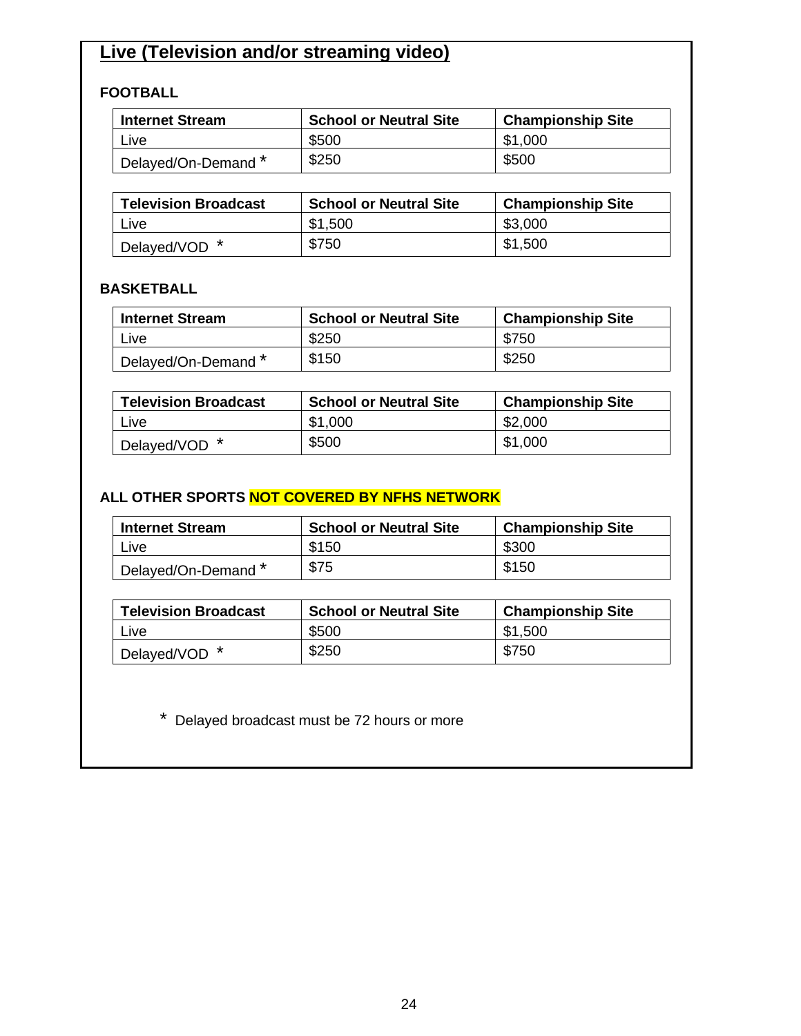## Live (Television and/or streaming video)

### FOOTBALL

| Internet Stream | School or Neutral Site | Championship Site |
|---|---|---|
| Live | $500 | $1,000 |
| Delayed/On-Demand * | $250 | $500 |

| Television Broadcast | School or Neutral Site | Championship Site |
|---|---|---|
| Live | $1,500 | $3,000 |
| Delayed/VOD * | $750 | $1,500 |

### BASKETBALL

| Internet Stream | School or Neutral Site | Championship Site |
|---|---|---|
| Live | $250 | $750 |
| Delayed/On-Demand * | $150 | $250 |

| Television Broadcast | School or Neutral Site | Championship Site |
|---|---|---|
| Live | $1,000 | $2,000 |
| Delayed/VOD * | $500 | $1,000 |

### ALL OTHER SPORTS NOT COVERED BY NFHS NETWORK

| Internet Stream | School or Neutral Site | Championship Site |
|---|---|---|
| Live | $150 | $300 |
| Delayed/On-Demand * | $75 | $150 |

| Television Broadcast | School or Neutral Site | Championship Site |
|---|---|---|
| Live | $500 | $1,500 |
| Delayed/VOD * | $250 | $750 |

* Delayed broadcast must be 72 hours or more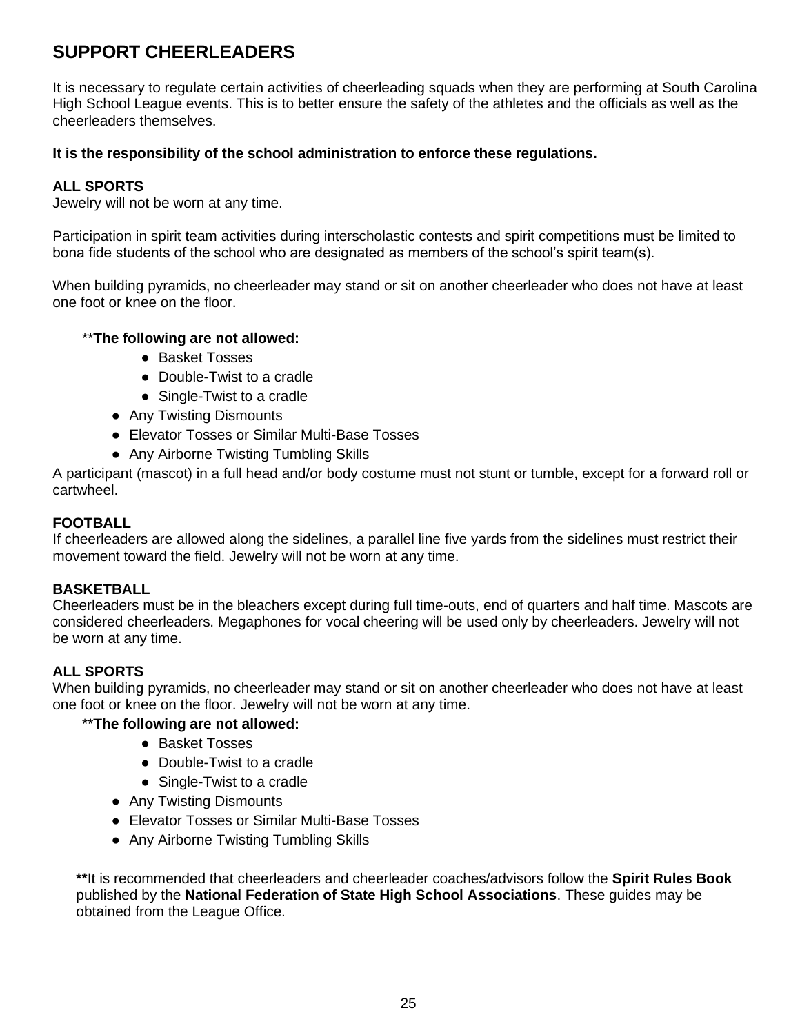# SUPPORT CHEERLEADERS

It is necessary to regulate certain activities of cheerleading squads when they are performing at South Carolina High School League events. This is to better ensure the safety of the athletes and the officials as well as the cheerleaders themselves.

**It is the responsibility of the school administration to enforce these regulations.**

**ALL SPORTS**
Jewelry will not be worn at any time.

Participation in spirit team activities during interscholastic contests and spirit competitions must be limited to bona fide students of the school who are designated as members of the school's spirit team(s).

When building pyramids, no cheerleader may stand or sit on another cheerleader who does not have at least one foot or knee on the floor.

**The following are not allowed:**

- Basket Tosses
- Double-Twist to a cradle
- Single-Twist to a cradle
- Any Twisting Dismounts
- Elevator Tosses or Similar Multi-Base Tosses
- Any Airborne Twisting Tumbling Skills

A participant (mascot) in a full head and/or body costume must not stunt or tumble, except for a forward roll or cartwheel.

**FOOTBALL**
If cheerleaders are allowed along the sidelines, a parallel line five yards from the sidelines must restrict their movement toward the field. Jewelry will not be worn at any time.

**BASKETBALL**
Cheerleaders must be in the bleachers except during full time-outs, end of quarters and half time. Mascots are considered cheerleaders. Megaphones for vocal cheering will be used only by cheerleaders. Jewelry will not be worn at any time.

**ALL SPORTS**
When building pyramids, no cheerleader may stand or sit on another cheerleader who does not have at least one foot or knee on the floor. Jewelry will not be worn at any time.

**The following are not allowed:**

- Basket Tosses
- Double-Twist to a cradle
- Single-Twist to a cradle
- Any Twisting Dismounts
- Elevator Tosses or Similar Multi-Base Tosses
- Any Airborne Twisting Tumbling Skills

**It is recommended that cheerleaders and cheerleader coaches/advisors follow the **Spirit Rules Book** published by the **National Federation of State High School Associations**. These guides may be obtained from the League Office.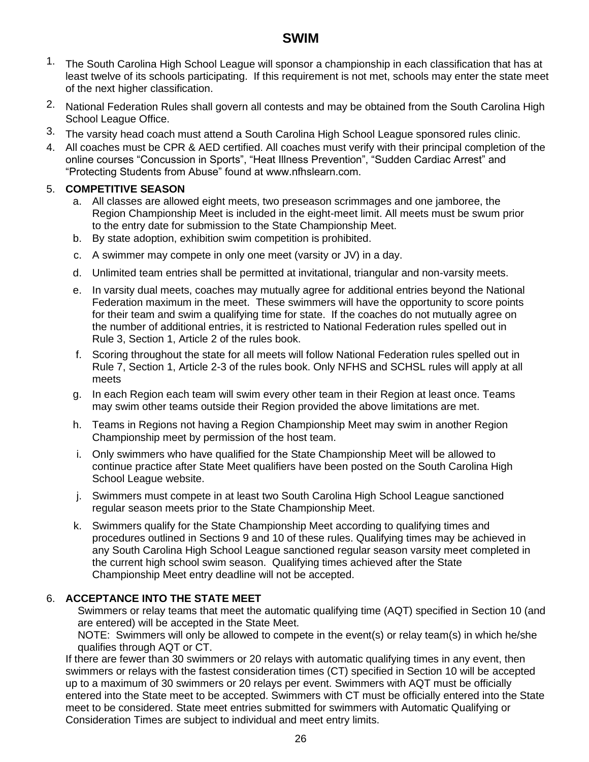# SWIM

1. The South Carolina High School League will sponsor a championship in each classification that has at least twelve of its schools participating. If this requirement is not met, schools may enter the state meet of the next higher classification.
2. National Federation Rules shall govern all contests and may be obtained from the South Carolina High School League Office.
3. The varsity head coach must attend a South Carolina High School League sponsored rules clinic.
4. All coaches must be CPR & AED certified. All coaches must verify with their principal completion of the online courses "Concussion in Sports", "Heat Illness Prevention", "Sudden Cardiac Arrest" and "Protecting Students from Abuse" found at www.nfhslearn.com.
5. **COMPETITIVE SEASON**
   a. All classes are allowed eight meets, two preseason scrimmages and one jamboree, the Region Championship Meet is included in the eight-meet limit. All meets must be swum prior to the entry date for submission to the State Championship Meet.
   b. By state adoption, exhibition swim competition is prohibited.
   c. A swimmer may compete in only one meet (varsity or JV) in a day.
   d. Unlimited team entries shall be permitted at invitational, triangular and non-varsity meets.
   e. In varsity dual meets, coaches may mutually agree for additional entries beyond the National Federation maximum in the meet. These swimmers will have the opportunity to score points for their team and swim a qualifying time for state. If the coaches do not mutually agree on the number of additional entries, it is restricted to National Federation rules spelled out in Rule 3, Section 1, Article 2 of the rules book.
   f. Scoring throughout the state for all meets will follow National Federation rules spelled out in Rule 7, Section 1, Article 2-3 of the rules book. Only NFHS and SCHSL rules will apply at all meets
   g. In each Region each team will swim every other team in their Region at least once. Teams may swim other teams outside their Region provided the above limitations are met.
   h. Teams in Regions not having a Region Championship Meet may swim in another Region Championship meet by permission of the host team.
   i. Only swimmers who have qualified for the State Championship Meet will be allowed to continue practice after State Meet qualifiers have been posted on the South Carolina High School League website.
   j. Swimmers must compete in at least two South Carolina High School League sanctioned regular season meets prior to the State Championship Meet.
   k. Swimmers qualify for the State Championship Meet according to qualifying times and procedures outlined in Sections 9 and 10 of these rules. Qualifying times may be achieved in any South Carolina High School League sanctioned regular season varsity meet completed in the current high school swim season. Qualifying times achieved after the State Championship Meet entry deadline will not be accepted.
6. **ACCEPTANCE INTO THE STATE MEET**

   Swimmers or relay teams that meet the automatic qualifying time (AQT) specified in Section 10 (and are entered) will be accepted in the State Meet.

   NOTE: Swimmers will only be allowed to compete in the event(s) or relay team(s) in which he/she qualifies through AQT or CT.

   If there are fewer than 30 swimmers or 20 relays with automatic qualifying times in any event, then swimmers or relays with the fastest consideration times (CT) specified in Section 10 will be accepted up to a maximum of 30 swimmers or 20 relays per event. Swimmers with AQT must be officially entered into the State meet to be accepted. Swimmers with CT must be officially entered into the State meet to be considered. State meet entries submitted for swimmers with Automatic Qualifying or Consideration Times are subject to individual and meet entry limits.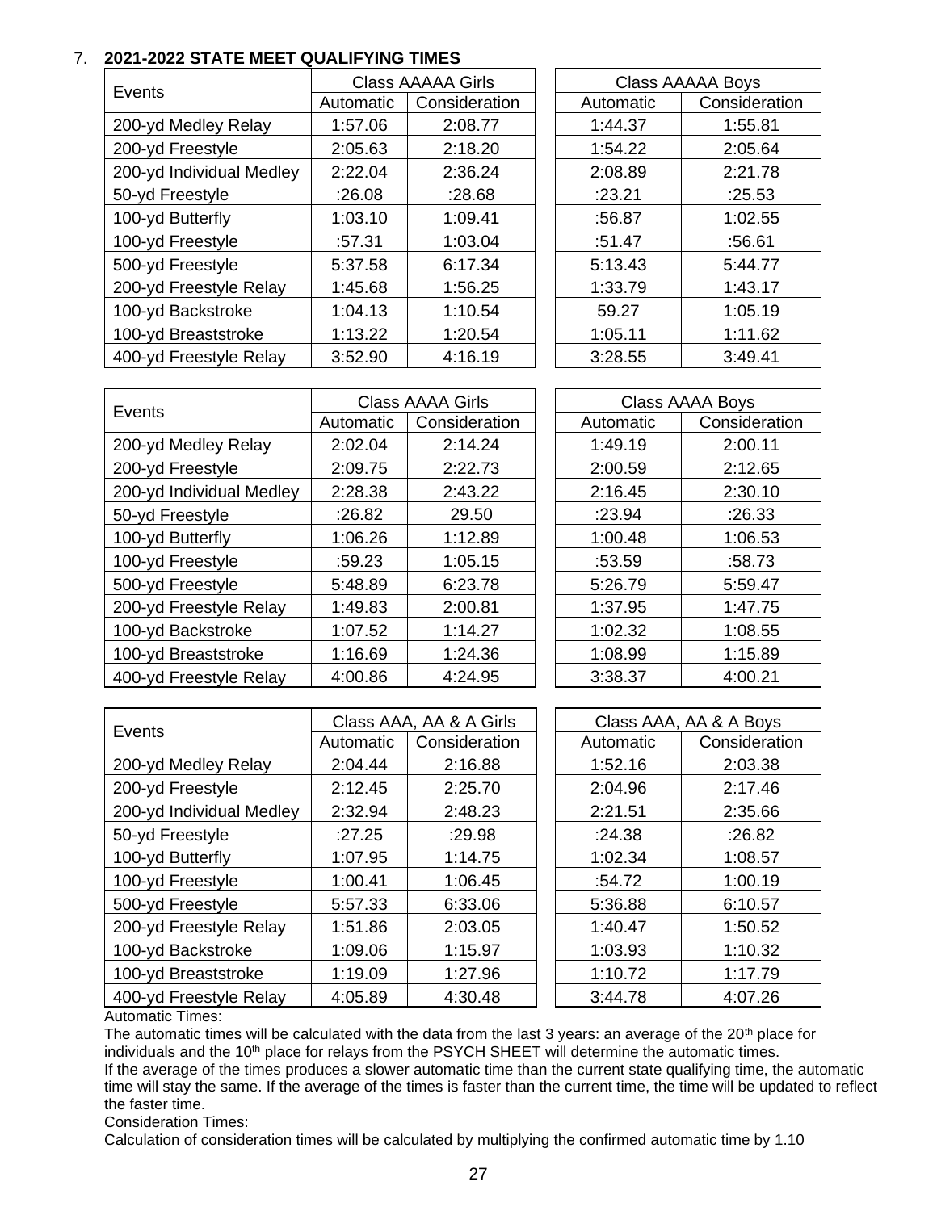7. **2021-2022 STATE MEET QUALIFYING TIMES**

| Events | Class AAAAA Girls | | Class AAAAA Boys | |
|---|---|---|---|---|
| | Automatic | Consideration | Automatic | Consideration |
| 200-yd Medley Relay | 1:57.06 | 2:08.77 | 1:44.37 | 1:55.81 |
| 200-yd Freestyle | 2:05.63 | 2:18.20 | 1:54.22 | 2:05.64 |
| 200-yd Individual Medley | 2:22.04 | 2:36.24 | 2:08.89 | 2:21.78 |
| 50-yd Freestyle | :26.08 | :28.68 | :23.21 | :25.53 |
| 100-yd Butterfly | 1:03.10 | 1:09.41 | :56.87 | 1:02.55 |
| 100-yd Freestyle | :57.31 | 1:03.04 | :51.47 | :56.61 |
| 500-yd Freestyle | 5:37.58 | 6:17.34 | 5:13.43 | 5:44.77 |
| 200-yd Freestyle Relay | 1:45.68 | 1:56.25 | 1:33.79 | 1:43.17 |
| 100-yd Backstroke | 1:04.13 | 1:10.54 | 59.27 | 1:05.19 |
| 100-yd Breaststroke | 1:13.22 | 1:20.54 | 1:05.11 | 1:11.62 |
| 400-yd Freestyle Relay | 3:52.90 | 4:16.19 | 3:28.55 | 3:49.41 |

| Events | Class AAAA Girls | | Class AAAA Boys | |
|---|---|---|---|---|
| | Automatic | Consideration | Automatic | Consideration |
| 200-yd Medley Relay | 2:02.04 | 2:14.24 | 1:49.19 | 2:00.11 |
| 200-yd Freestyle | 2:09.75 | 2:22.73 | 2:00.59 | 2:12.65 |
| 200-yd Individual Medley | 2:28.38 | 2:43.22 | 2:16.45 | 2:30.10 |
| 50-yd Freestyle | :26.82 | 29.50 | :23.94 | :26.33 |
| 100-yd Butterfly | 1:06.26 | 1:12.89 | 1:00.48 | 1:06.53 |
| 100-yd Freestyle | :59.23 | 1:05.15 | :53.59 | :58.73 |
| 500-yd Freestyle | 5:48.89 | 6:23.78 | 5:26.79 | 5:59.47 |
| 200-yd Freestyle Relay | 1:49.83 | 2:00.81 | 1:37.95 | 1:47.75 |
| 100-yd Backstroke | 1:07.52 | 1:14.27 | 1:02.32 | 1:08.55 |
| 100-yd Breaststroke | 1:16.69 | 1:24.36 | 1:08.99 | 1:15.89 |
| 400-yd Freestyle Relay | 4:00.86 | 4:24.95 | 3:38.37 | 4:00.21 |

| Events | Class AAA, AA & A Girls | | Class AAA, AA & A Boys | |
|---|---|---|---|---|
| | Automatic | Consideration | Automatic | Consideration |
| 200-yd Medley Relay | 2:04.44 | 2:16.88 | 1:52.16 | 2:03.38 |
| 200-yd Freestyle | 2:12.45 | 2:25.70 | 2:04.96 | 2:17.46 |
| 200-yd Individual Medley | 2:32.94 | 2:48.23 | 2:21.51 | 2:35.66 |
| 50-yd Freestyle | :27.25 | :29.98 | :24.38 | :26.82 |
| 100-yd Butterfly | 1:07.95 | 1:14.75 | 1:02.34 | 1:08.57 |
| 100-yd Freestyle | 1:00.41 | 1:06.45 | :54.72 | 1:00.19 |
| 500-yd Freestyle | 5:57.33 | 6:33.06 | 5:36.88 | 6:10.57 |
| 200-yd Freestyle Relay | 1:51.86 | 2:03.05 | 1:40.47 | 1:50.52 |
| 100-yd Backstroke | 1:09.06 | 1:15.97 | 1:03.93 | 1:10.32 |
| 100-yd Breaststroke | 1:19.09 | 1:27.96 | 1:10.72 | 1:17.79 |
| 400-yd Freestyle Relay | 4:05.89 | 4:30.48 | 3:44.78 | 4:07.26 |

Automatic Times:

The automatic times will be calculated with the data from the last 3 years: an average of the 20th place for individuals and the 10th place for relays from the PSYCH SHEET will determine the automatic times.

If the average of the times produces a slower automatic time than the current state qualifying time, the automatic time will stay the same. If the average of the times is faster than the current time, the time will be updated to reflect the faster time.

Consideration Times:

Calculation of consideration times will be calculated by multiplying the confirmed automatic time by 1.10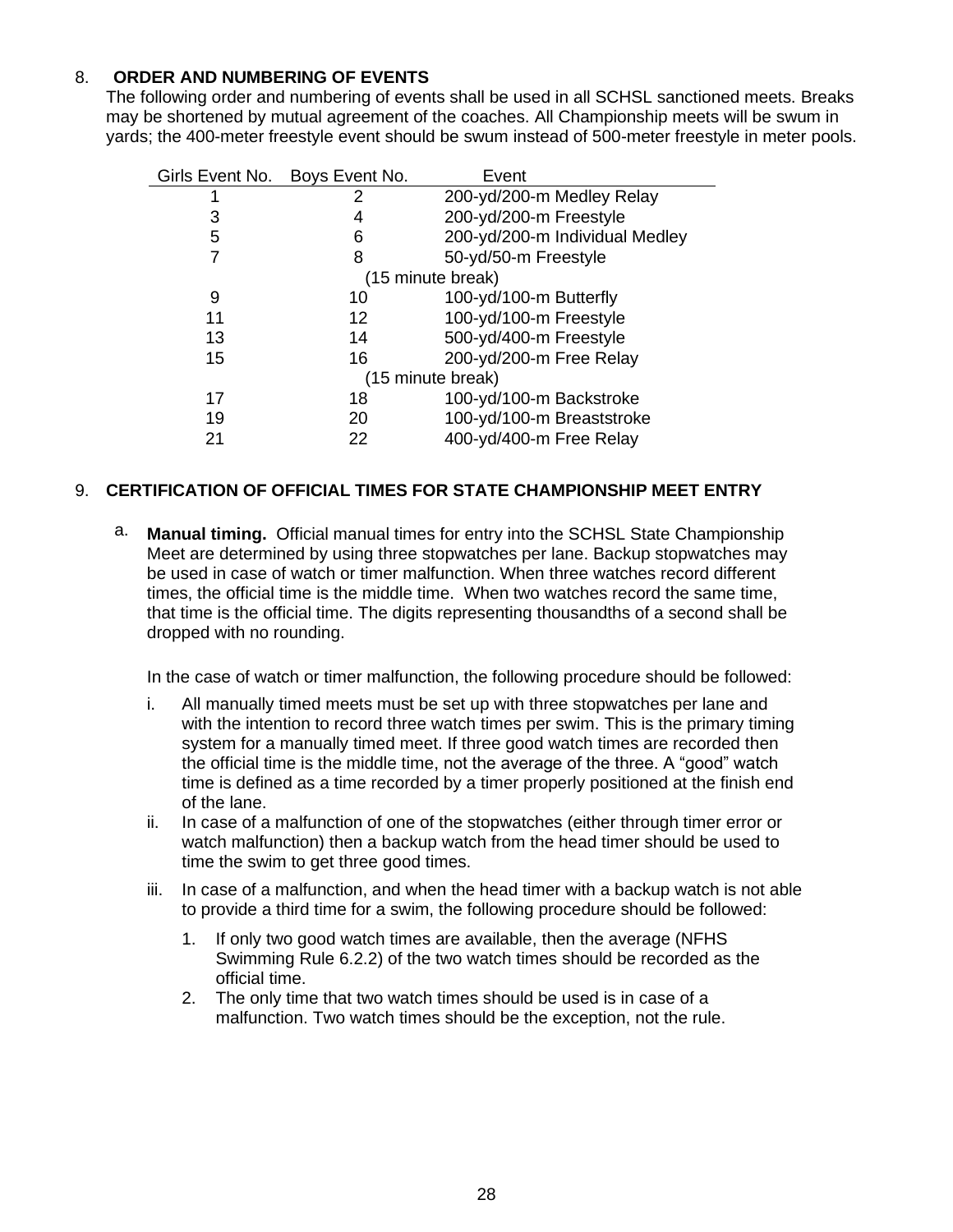## 8. ORDER AND NUMBERING OF EVENTS

The following order and numbering of events shall be used in all SCHSL sanctioned meets. Breaks may be shortened by mutual agreement of the coaches. All Championship meets will be swum in yards; the 400-meter freestyle event should be swum instead of 500-meter freestyle in meter pools.

| Girls Event No. | Boys Event No. | Event |
|---|---|---|
| 1 | 2 | 200-yd/200-m Medley Relay |
| 3 | 4 | 200-yd/200-m Freestyle |
| 5 | 6 | 200-yd/200-m Individual Medley |
| 7 | 8 | 50-yd/50-m Freestyle |
| | (15 minute break) | |
| 9 | 10 | 100-yd/100-m Butterfly |
| 11 | 12 | 100-yd/100-m Freestyle |
| 13 | 14 | 500-yd/400-m Freestyle |
| 15 | 16 | 200-yd/200-m Free Relay |
| | (15 minute break) | |
| 17 | 18 | 100-yd/100-m Backstroke |
| 19 | 20 | 100-yd/100-m Breaststroke |
| 21 | 22 | 400-yd/400-m Free Relay |

## 9. CERTIFICATION OF OFFICIAL TIMES FOR STATE CHAMPIONSHIP MEET ENTRY

a. **Manual timing.** Official manual times for entry into the SCHSL State Championship Meet are determined by using three stopwatches per lane. Backup stopwatches may be used in case of watch or timer malfunction. When three watches record different times, the official time is the middle time. When two watches record the same time, that time is the official time. The digits representing thousandths of a second shall be dropped with no rounding.

   In the case of watch or timer malfunction, the following procedure should be followed:

   i. All manually timed meets must be set up with three stopwatches per lane and with the intention to record three watch times per swim. This is the primary timing system for a manually timed meet. If three good watch times are recorded then the official time is the middle time, not the average of the three. A "good" watch time is defined as a time recorded by a timer properly positioned at the finish end of the lane.

   ii. In case of a malfunction of one of the stopwatches (either through timer error or watch malfunction) then a backup watch from the head timer should be used to time the swim to get three good times.

   iii. In case of a malfunction, and when the head timer with a backup watch is not able to provide a third time for a swim, the following procedure should be followed:

      1. If only two good watch times are available, then the average (NFHS Swimming Rule 6.2.2) of the two watch times should be recorded as the official time.
      2. The only time that two watch times should be used is in case of a malfunction. Two watch times should be the exception, not the rule.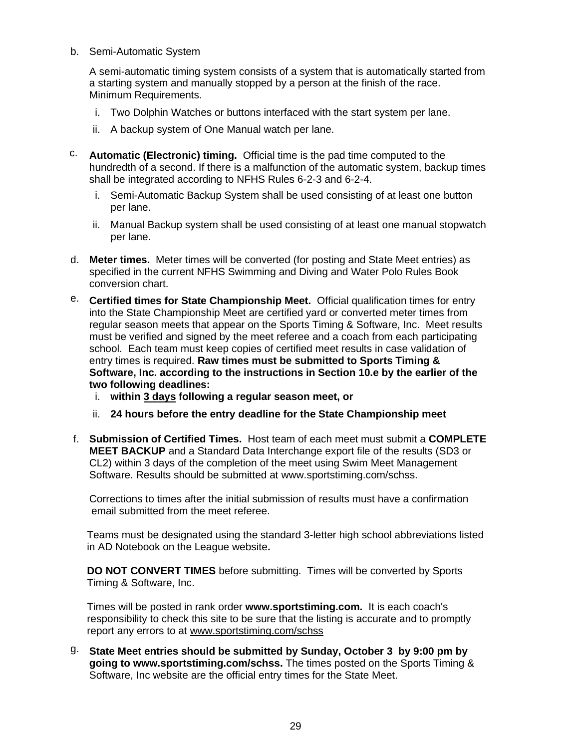b. Semi-Automatic System

   A semi-automatic timing system consists of a system that is automatically started from a starting system and manually stopped by a person at the finish of the race. Minimum Requirements.

   i. Two Dolphin Watches or buttons interfaced with the start system per lane.
   ii. A backup system of One Manual watch per lane.

c. **Automatic (Electronic) timing.** Official time is the pad time computed to the hundredth of a second. If there is a malfunction of the automatic system, backup times shall be integrated according to NFHS Rules 6-2-3 and 6-2-4.

   i. Semi-Automatic Backup System shall be used consisting of at least one button per lane.
   ii. Manual Backup system shall be used consisting of at least one manual stopwatch per lane.

d. **Meter times.** Meter times will be converted (for posting and State Meet entries) as specified in the current NFHS Swimming and Diving and Water Polo Rules Book conversion chart.

e. **Certified times for State Championship Meet.** Official qualification times for entry into the State Championship Meet are certified yard or converted meter times from regular season meets that appear on the Sports Timing & Software, Inc. Meet results must be verified and signed by the meet referee and a coach from each participating school. Each team must keep copies of certified meet results in case validation of entry times is required. **Raw times must be submitted to Sports Timing & Software, Inc. according to the instructions in Section 10.e by the earlier of the two following deadlines:**

   i. **within <u>3 days</u> following a regular season meet, or**
   ii. **24 hours before the entry deadline for the State Championship meet**

f. **Submission of Certified Times.** Host team of each meet must submit a **COMPLETE MEET BACKUP** and a Standard Data Interchange export file of the results (SD3 or CL2) within 3 days of the completion of the meet using Swim Meet Management Software. Results should be submitted at www.sportstiming.com/schss.

   Corrections to times after the initial submission of results must have a confirmation email submitted from the meet referee.

   Teams must be designated using the standard 3-letter high school abbreviations listed in AD Notebook on the League website**.**

   **DO NOT CONVERT TIMES** before submitting. Times will be converted by Sports Timing & Software, Inc.

   Times will be posted in rank order **www.sportstiming.com.** It is each coach's responsibility to check this site to be sure that the listing is accurate and to promptly report any errors to at <u>www.sportstiming.com/schss</u>

g. **State Meet entries should be submitted by Sunday, October 3 by 9:00 pm by going to www.sportstiming.com/schss.** The times posted on the Sports Timing & Software, Inc website are the official entry times for the State Meet.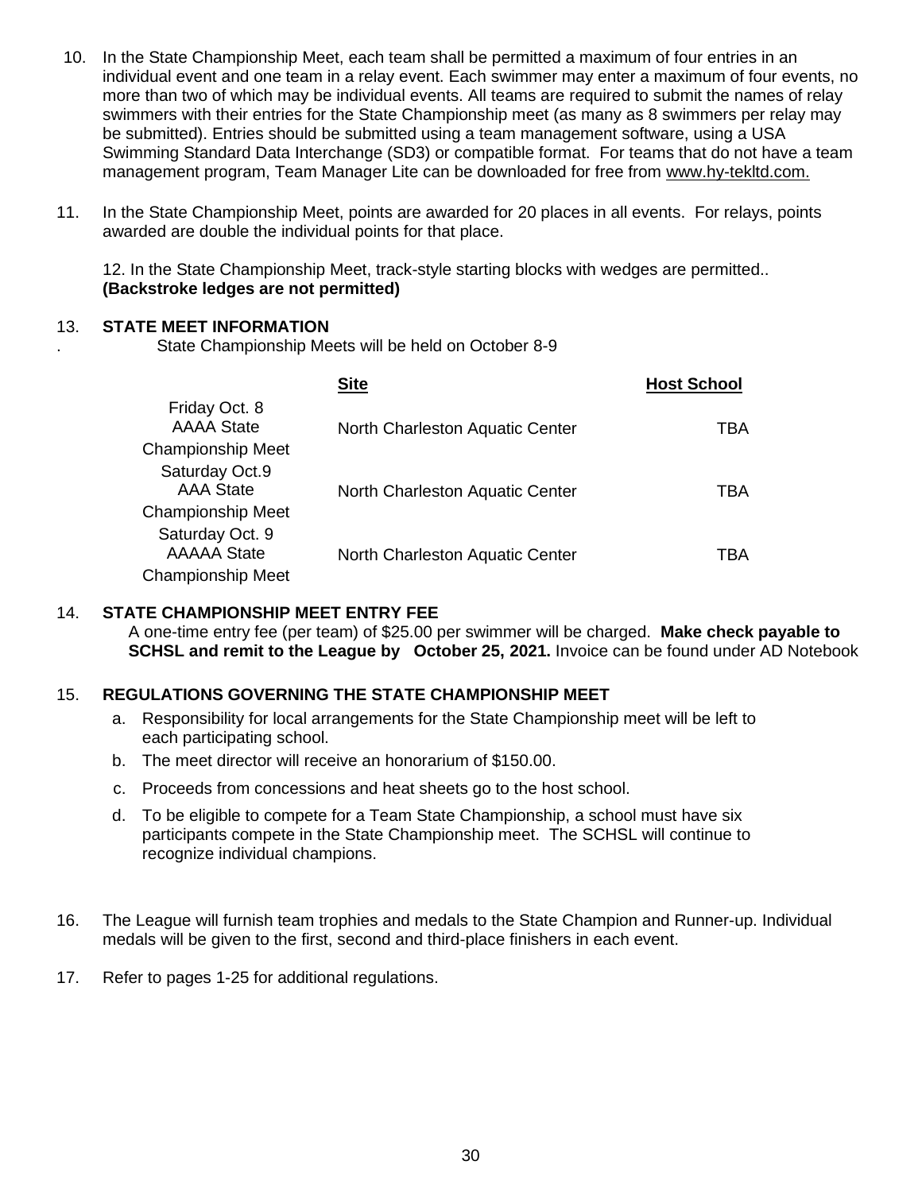10. In the State Championship Meet, each team shall be permitted a maximum of four entries in an individual event and one team in a relay event. Each swimmer may enter a maximum of four events, no more than two of which may be individual events. All teams are required to submit the names of relay swimmers with their entries for the State Championship meet (as many as 8 swimmers per relay may be submitted). Entries should be submitted using a team management software, using a USA Swimming Standard Data Interchange (SD3) or compatible format. For teams that do not have a team management program, Team Manager Lite can be downloaded for free from www.hy-tekltd.com.

11. In the State Championship Meet, points are awarded for 20 places in all events. For relays, points awarded are double the individual points for that place.

    12. In the State Championship Meet, track-style starting blocks with wedges are permitted.. **(Backstroke ledges are not permitted)**

13. **STATE MEET INFORMATION**

. State Championship Meets will be held on October 8-9

| | Site | Host School |
|---|---|---|
| Friday Oct. 8 AAAA State Championship Meet | North Charleston Aquatic Center | TBA |
| Saturday Oct.9 AAA State Championship Meet | North Charleston Aquatic Center | TBA |
| Saturday Oct. 9 AAAAA State Championship Meet | North Charleston Aquatic Center | TBA |

14. **STATE CHAMPIONSHIP MEET ENTRY FEE**

    A one-time entry fee (per team) of $25.00 per swimmer will be charged. **Make check payable to SCHSL and remit to the League by October 25, 2021.** Invoice can be found under AD Notebook

15. **REGULATIONS GOVERNING THE STATE CHAMPIONSHIP MEET**

    a. Responsibility for local arrangements for the State Championship meet will be left to each participating school.

    b. The meet director will receive an honorarium of $150.00.

    c. Proceeds from concessions and heat sheets go to the host school.

    d. To be eligible to compete for a Team State Championship, a school must have six participants compete in the State Championship meet. The SCHSL will continue to recognize individual champions.

16. The League will furnish team trophies and medals to the State Champion and Runner-up. Individual medals will be given to the first, second and third-place finishers in each event.

17. Refer to pages 1-25 for additional regulations.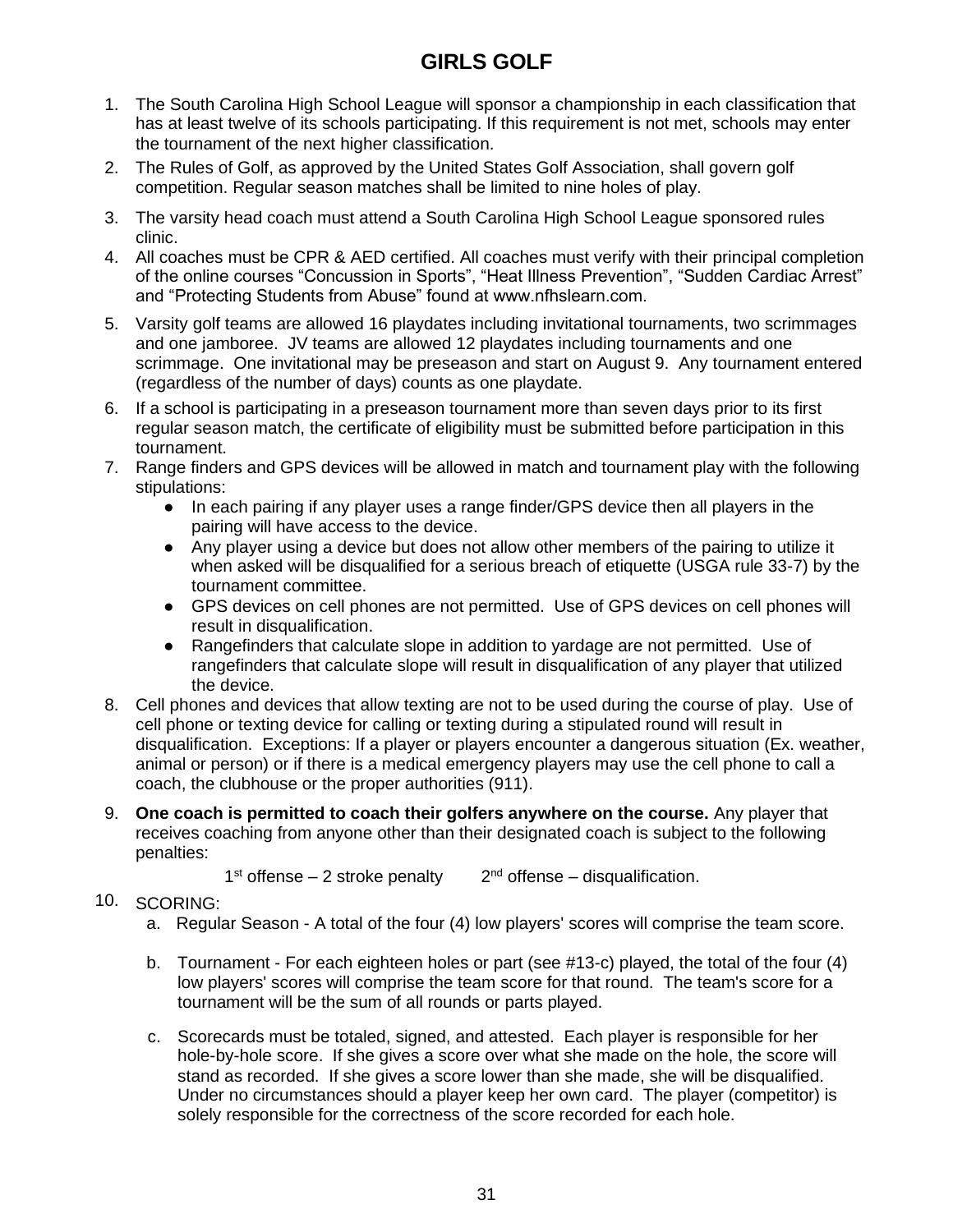# GIRLS GOLF

1. The South Carolina High School League will sponsor a championship in each classification that has at least twelve of its schools participating. If this requirement is not met, schools may enter the tournament of the next higher classification.
2. The Rules of Golf, as approved by the United States Golf Association, shall govern golf competition. Regular season matches shall be limited to nine holes of play.
3. The varsity head coach must attend a South Carolina High School League sponsored rules clinic.
4. All coaches must be CPR & AED certified. All coaches must verify with their principal completion of the online courses "Concussion in Sports", "Heat Illness Prevention", "Sudden Cardiac Arrest" and "Protecting Students from Abuse" found at www.nfhslearn.com.
5. Varsity golf teams are allowed 16 playdates including invitational tournaments, two scrimmages and one jamboree. JV teams are allowed 12 playdates including tournaments and one scrimmage. One invitational may be preseason and start on August 9. Any tournament entered (regardless of the number of days) counts as one playdate.
6. If a school is participating in a preseason tournament more than seven days prior to its first regular season match, the certificate of eligibility must be submitted before participation in this tournament.
7. Range finders and GPS devices will be allowed in match and tournament play with the following stipulations:
   - In each pairing if any player uses a range finder/GPS device then all players in the pairing will have access to the device.
   - Any player using a device but does not allow other members of the pairing to utilize it when asked will be disqualified for a serious breach of etiquette (USGA rule 33-7) by the tournament committee.
   - GPS devices on cell phones are not permitted. Use of GPS devices on cell phones will result in disqualification.
   - Rangefinders that calculate slope in addition to yardage are not permitted. Use of rangefinders that calculate slope will result in disqualification of any player that utilized the device.
8. Cell phones and devices that allow texting are not to be used during the course of play. Use of cell phone or texting device for calling or texting during a stipulated round will result in disqualification. Exceptions: If a player or players encounter a dangerous situation (Ex. weather, animal or person) or if there is a medical emergency players may use the cell phone to call a coach, the clubhouse or the proper authorities (911).
9. **One coach is permitted to coach their golfers anywhere on the course.** Any player that receives coaching from anyone other than their designated coach is subject to the following penalties:

   1st offense – 2 stroke penalty    2nd offense – disqualification.

10. SCORING:
    a. Regular Season - A total of the four (4) low players' scores will comprise the team score.
    b. Tournament - For each eighteen holes or part (see #13-c) played, the total of the four (4) low players' scores will comprise the team score for that round. The team's score for a tournament will be the sum of all rounds or parts played.
    c. Scorecards must be totaled, signed, and attested. Each player is responsible for her hole-by-hole score. If she gives a score over what she made on the hole, the score will stand as recorded. If she gives a score lower than she made, she will be disqualified. Under no circumstances should a player keep her own card. The player (competitor) is solely responsible for the correctness of the score recorded for each hole.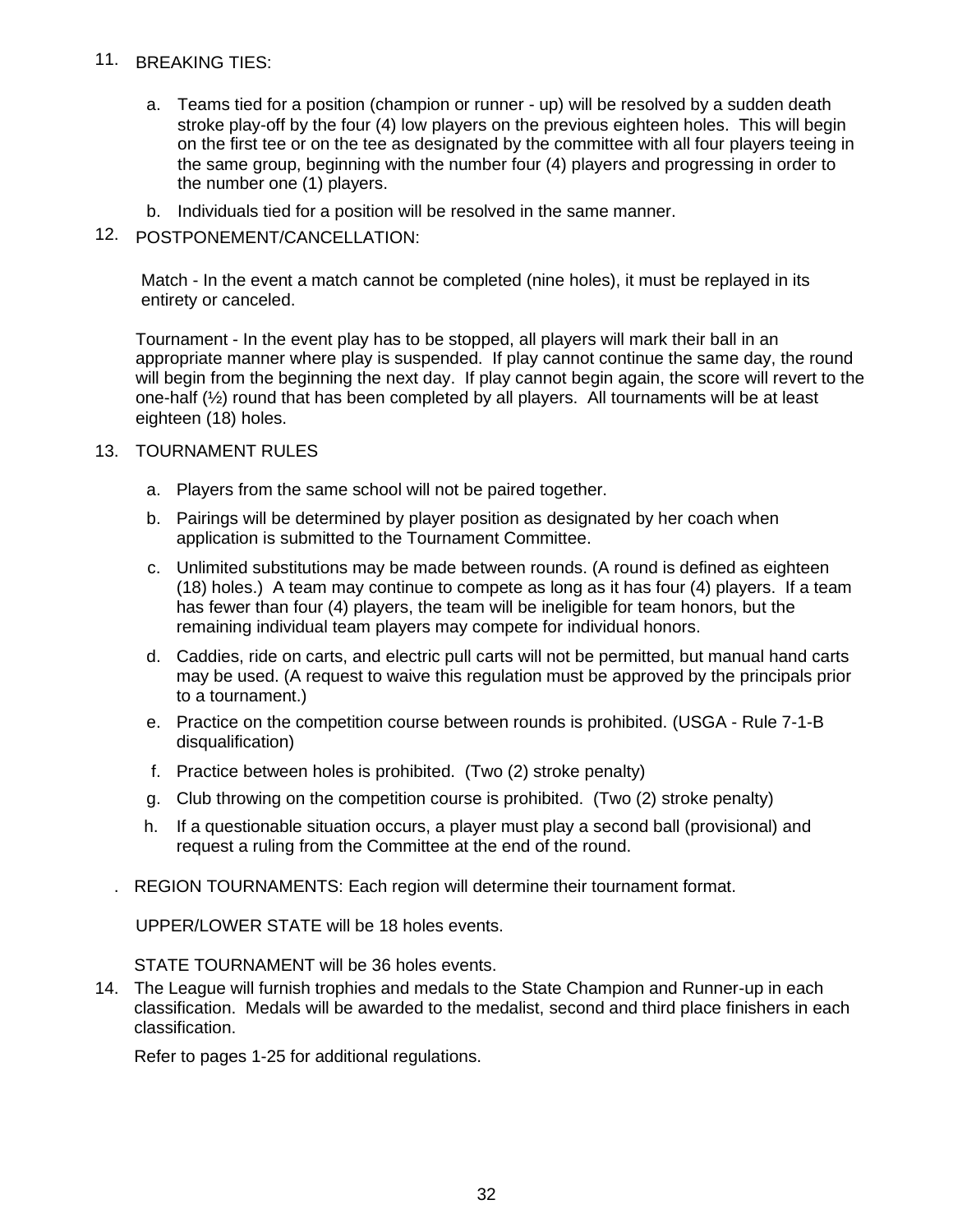11. BREAKING TIES:

    a. Teams tied for a position (champion or runner - up) will be resolved by a sudden death stroke play-off by the four (4) low players on the previous eighteen holes. This will begin on the first tee or on the tee as designated by the committee with all four players teeing in the same group, beginning with the number four (4) players and progressing in order to the number one (1) players.

    b. Individuals tied for a position will be resolved in the same manner.

12. POSTPONEMENT/CANCELLATION:

    Match - In the event a match cannot be completed (nine holes), it must be replayed in its entirety or canceled.

    Tournament - In the event play has to be stopped, all players will mark their ball in an appropriate manner where play is suspended. If play cannot continue the same day, the round will begin from the beginning the next day. If play cannot begin again, the score will revert to the one-half (½) round that has been completed by all players. All tournaments will be at least eighteen (18) holes.

13. TOURNAMENT RULES

    a. Players from the same school will not be paired together.

    b. Pairings will be determined by player position as designated by her coach when application is submitted to the Tournament Committee.

    c. Unlimited substitutions may be made between rounds. (A round is defined as eighteen (18) holes.) A team may continue to compete as long as it has four (4) players. If a team has fewer than four (4) players, the team will be ineligible for team honors, but the remaining individual team players may compete for individual honors.

    d. Caddies, ride on carts, and electric pull carts will not be permitted, but manual hand carts may be used. (A request to waive this regulation must be approved by the principals prior to a tournament.)

    e. Practice on the competition course between rounds is prohibited. (USGA - Rule 7-1-B disqualification)

    f. Practice between holes is prohibited. (Two (2) stroke penalty)

    g. Club throwing on the competition course is prohibited. (Two (2) stroke penalty)

    h. If a questionable situation occurs, a player must play a second ball (provisional) and request a ruling from the Committee at the end of the round.

. REGION TOURNAMENTS: Each region will determine their tournament format.

UPPER/LOWER STATE will be 18 holes events.

STATE TOURNAMENT will be 36 holes events.

14. The League will furnish trophies and medals to the State Champion and Runner-up in each classification. Medals will be awarded to the medalist, second and third place finishers in each classification.

    Refer to pages 1-25 for additional regulations.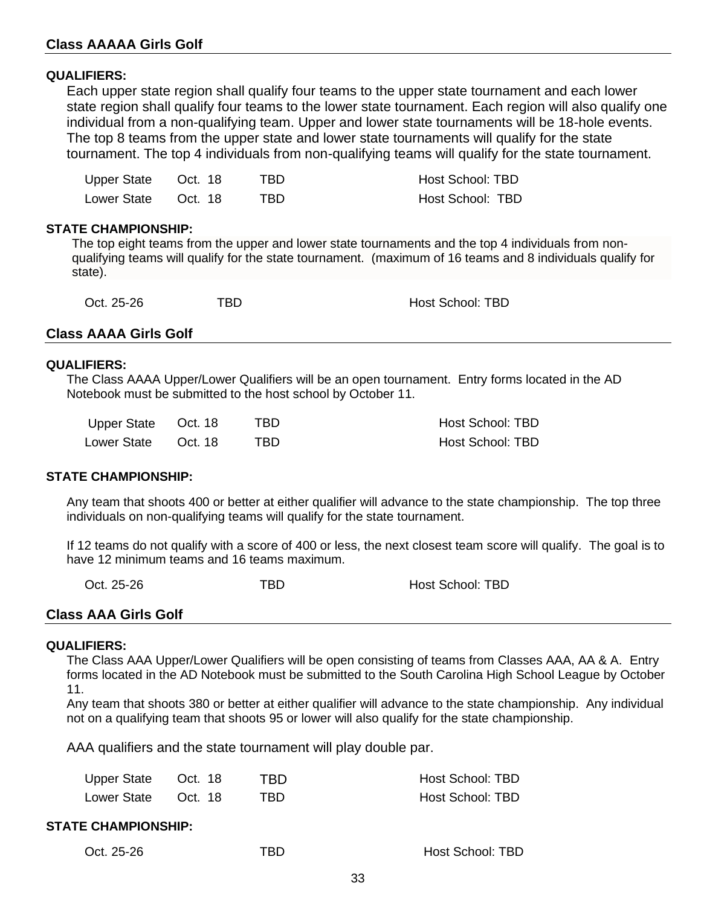## Class AAAAA Girls Golf

**QUALIFIERS:**

Each upper state region shall qualify four teams to the upper state tournament and each lower state region shall qualify four teams to the lower state tournament. Each region will also qualify one individual from a non-qualifying team. Upper and lower state tournaments will be 18-hole events. The top 8 teams from the upper state and lower state tournaments will qualify for the state tournament. The top 4 individuals from non-qualifying teams will qualify for the state tournament.

| | | | |
|---|---|---|---|
| Upper State | Oct. 18 | TBD | Host School: TBD |
| Lower State | Oct. 18 | TBD | Host School: TBD |

**STATE CHAMPIONSHIP:**

The top eight teams from the upper and lower state tournaments and the top 4 individuals from non-qualifying teams will qualify for the state tournament. (maximum of 16 teams and 8 individuals qualify for state).

| | | |
|---|---|---|
| Oct. 25-26 | TBD | Host School: TBD |

## Class AAAA Girls Golf

**QUALIFIERS:**

The Class AAAA Upper/Lower Qualifiers will be an open tournament. Entry forms located in the AD Notebook must be submitted to the host school by October 11.

| | | | |
|---|---|---|---|
| Upper State | Oct. 18 | TBD | Host School: TBD |
| Lower State | Oct. 18 | TBD | Host School: TBD |

**STATE CHAMPIONSHIP:**

Any team that shoots 400 or better at either qualifier will advance to the state championship. The top three individuals on non-qualifying teams will qualify for the state tournament.

If 12 teams do not qualify with a score of 400 or less, the next closest team score will qualify. The goal is to have 12 minimum teams and 16 teams maximum.

| | | |
|---|---|---|
| Oct. 25-26 | TBD | Host School: TBD |

## Class AAA Girls Golf

**QUALIFIERS:**

The Class AAA Upper/Lower Qualifiers will be open consisting of teams from Classes AAA, AA & A. Entry forms located in the AD Notebook must be submitted to the South Carolina High School League by October 11.

Any team that shoots 380 or better at either qualifier will advance to the state championship. Any individual not on a qualifying team that shoots 95 or lower will also qualify for the state championship.

AAA qualifiers and the state tournament will play double par.

| | | | |
|---|---|---|---|
| Upper State | Oct. 18 | TBD | Host School: TBD |
| Lower State | Oct. 18 | TBD | Host School: TBD |

**STATE CHAMPIONSHIP:**

| | | |
|---|---|---|
| Oct. 25-26 | TBD | Host School: TBD |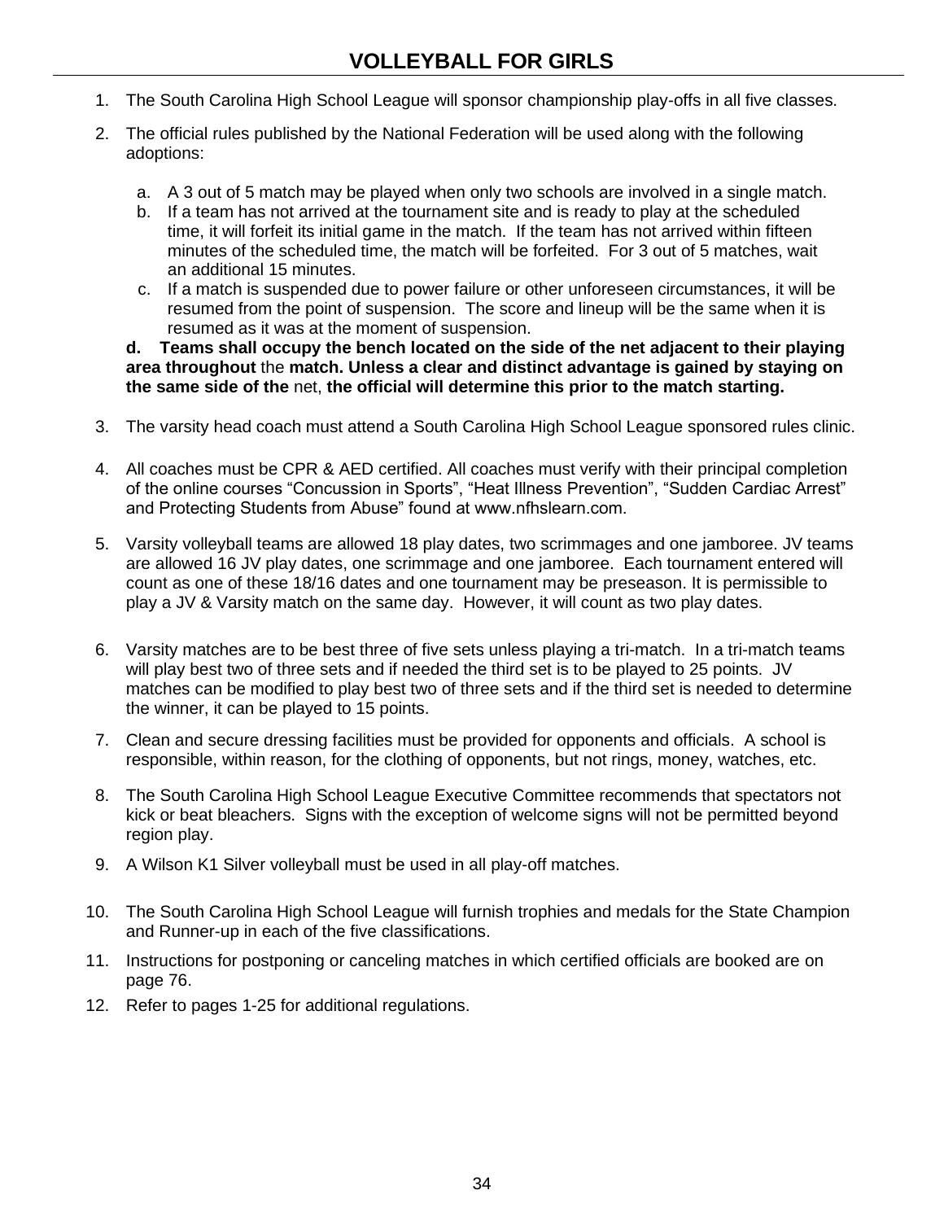# VOLLEYBALL FOR GIRLS

1. The South Carolina High School League will sponsor championship play-offs in all five classes.

2. The official rules published by the National Federation will be used along with the following adoptions:

   a. A 3 out of 5 match may be played when only two schools are involved in a single match.
   b. If a team has not arrived at the tournament site and is ready to play at the scheduled time, it will forfeit its initial game in the match. If the team has not arrived within fifteen minutes of the scheduled time, the match will be forfeited. For 3 out of 5 matches, wait an additional 15 minutes.
   c. If a match is suspended due to power failure or other unforeseen circumstances, it will be resumed from the point of suspension. The score and lineup will be the same when it is resumed as it was at the moment of suspension.

   **d. Teams shall occupy the bench located on the side of the net adjacent to their playing area throughout** the **match. Unless a clear and distinct advantage is gained by staying on the same side of the** net, **the official will determine this prior to the match starting.**

3. The varsity head coach must attend a South Carolina High School League sponsored rules clinic.

4. All coaches must be CPR & AED certified. All coaches must verify with their principal completion of the online courses "Concussion in Sports", "Heat Illness Prevention", "Sudden Cardiac Arrest" and Protecting Students from Abuse" found at www.nfhslearn.com.

5. Varsity volleyball teams are allowed 18 play dates, two scrimmages and one jamboree. JV teams are allowed 16 JV play dates, one scrimmage and one jamboree. Each tournament entered will count as one of these 18/16 dates and one tournament may be preseason. It is permissible to play a JV & Varsity match on the same day. However, it will count as two play dates.

6. Varsity matches are to be best three of five sets unless playing a tri-match. In a tri-match teams will play best two of three sets and if needed the third set is to be played to 25 points. JV matches can be modified to play best two of three sets and if the third set is needed to determine the winner, it can be played to 15 points.

7. Clean and secure dressing facilities must be provided for opponents and officials. A school is responsible, within reason, for the clothing of opponents, but not rings, money, watches, etc.

8. The South Carolina High School League Executive Committee recommends that spectators not kick or beat bleachers. Signs with the exception of welcome signs will not be permitted beyond region play.

9. A Wilson K1 Silver volleyball must be used in all play-off matches.

10. The South Carolina High School League will furnish trophies and medals for the State Champion and Runner-up in each of the five classifications.

11. Instructions for postponing or canceling matches in which certified officials are booked are on page 76.

12. Refer to pages 1-25 for additional regulations.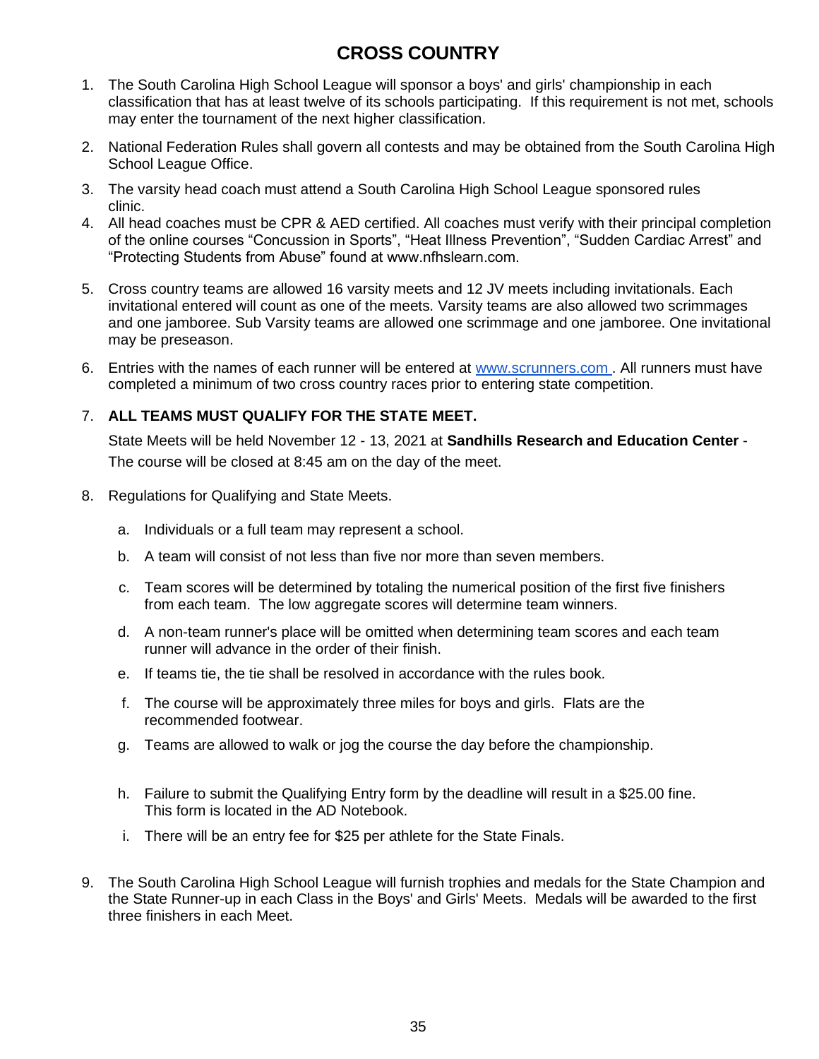# CROSS COUNTRY

1. The South Carolina High School League will sponsor a boys' and girls' championship in each classification that has at least twelve of its schools participating. If this requirement is not met, schools may enter the tournament of the next higher classification.

2. National Federation Rules shall govern all contests and may be obtained from the South Carolina High School League Office.

3. The varsity head coach must attend a South Carolina High School League sponsored rules clinic.

4. All head coaches must be CPR & AED certified. All coaches must verify with their principal completion of the online courses "Concussion in Sports", "Heat Illness Prevention", "Sudden Cardiac Arrest" and "Protecting Students from Abuse" found at www.nfhslearn.com.

5. Cross country teams are allowed 16 varsity meets and 12 JV meets including invitationals. Each invitational entered will count as one of the meets. Varsity teams are also allowed two scrimmages and one jamboree. Sub Varsity teams are allowed one scrimmage and one jamboree. One invitational may be preseason.

6. Entries with the names of each runner will be entered at [www.scrunners.com](www.scrunners.com) . All runners must have completed a minimum of two cross country races prior to entering state competition.

7. **ALL TEAMS MUST QUALIFY FOR THE STATE MEET.**

   State Meets will be held November 12 - 13, 2021 at **Sandhills Research and Education Center** - The course will be closed at 8:45 am on the day of the meet.

8. Regulations for Qualifying and State Meets.

   a. Individuals or a full team may represent a school.

   b. A team will consist of not less than five nor more than seven members.

   c. Team scores will be determined by totaling the numerical position of the first five finishers from each team. The low aggregate scores will determine team winners.

   d. A non-team runner's place will be omitted when determining team scores and each team runner will advance in the order of their finish.

   e. If teams tie, the tie shall be resolved in accordance with the rules book.

   f. The course will be approximately three miles for boys and girls. Flats are the recommended footwear.

   g. Teams are allowed to walk or jog the course the day before the championship.

   h. Failure to submit the Qualifying Entry form by the deadline will result in a $25.00 fine. This form is located in the AD Notebook.

   i. There will be an entry fee for $25 per athlete for the State Finals.

9. The South Carolina High School League will furnish trophies and medals for the State Champion and the State Runner-up in each Class in the Boys' and Girls' Meets. Medals will be awarded to the first three finishers in each Meet.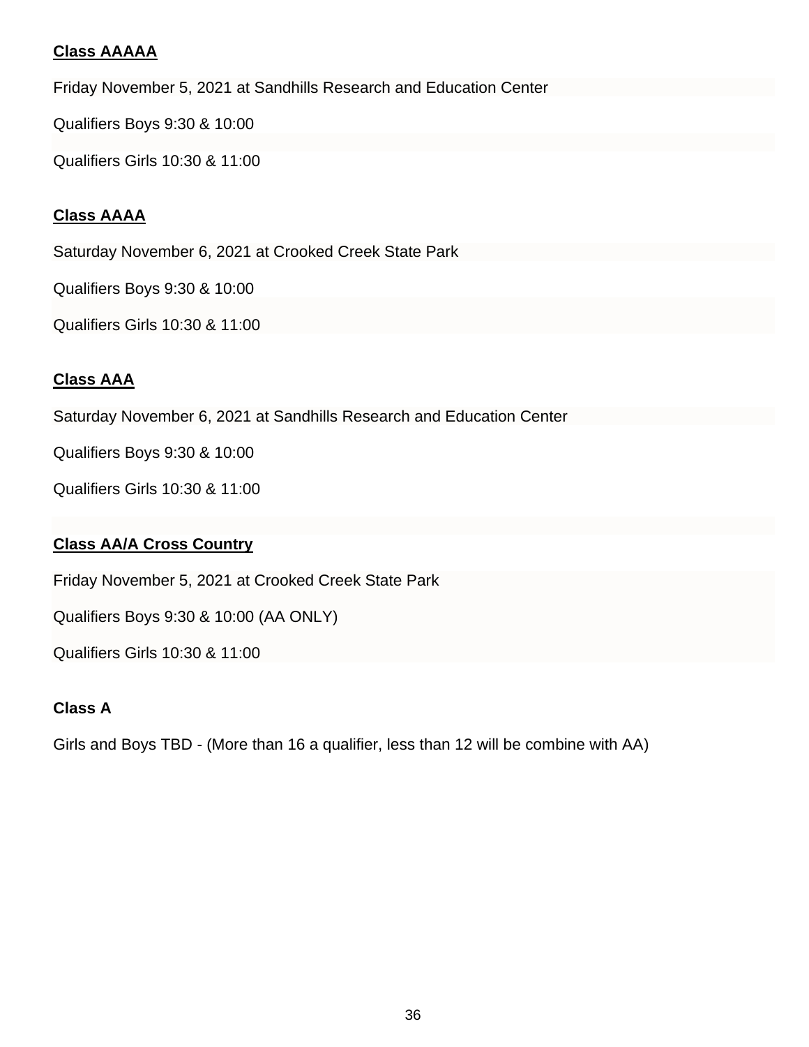**Class AAAAA**

Friday November 5, 2021 at Sandhills Research and Education Center

Qualifiers Boys 9:30 & 10:00

Qualifiers Girls 10:30 & 11:00

**Class AAAA**

Saturday November 6, 2021 at Crooked Creek State Park

Qualifiers Boys 9:30 & 10:00

Qualifiers Girls 10:30 & 11:00

**Class AAA**

Saturday November 6, 2021 at Sandhills Research and Education Center

Qualifiers Boys 9:30 & 10:00

Qualifiers Girls 10:30 & 11:00

**Class AA/A Cross Country**

Friday November 5, 2021 at Crooked Creek State Park

Qualifiers Boys 9:30 & 10:00 (AA ONLY)

Qualifiers Girls 10:30 & 11:00

**Class A**

Girls and Boys TBD - (More than 16 a qualifier, less than 12 will be combine with AA)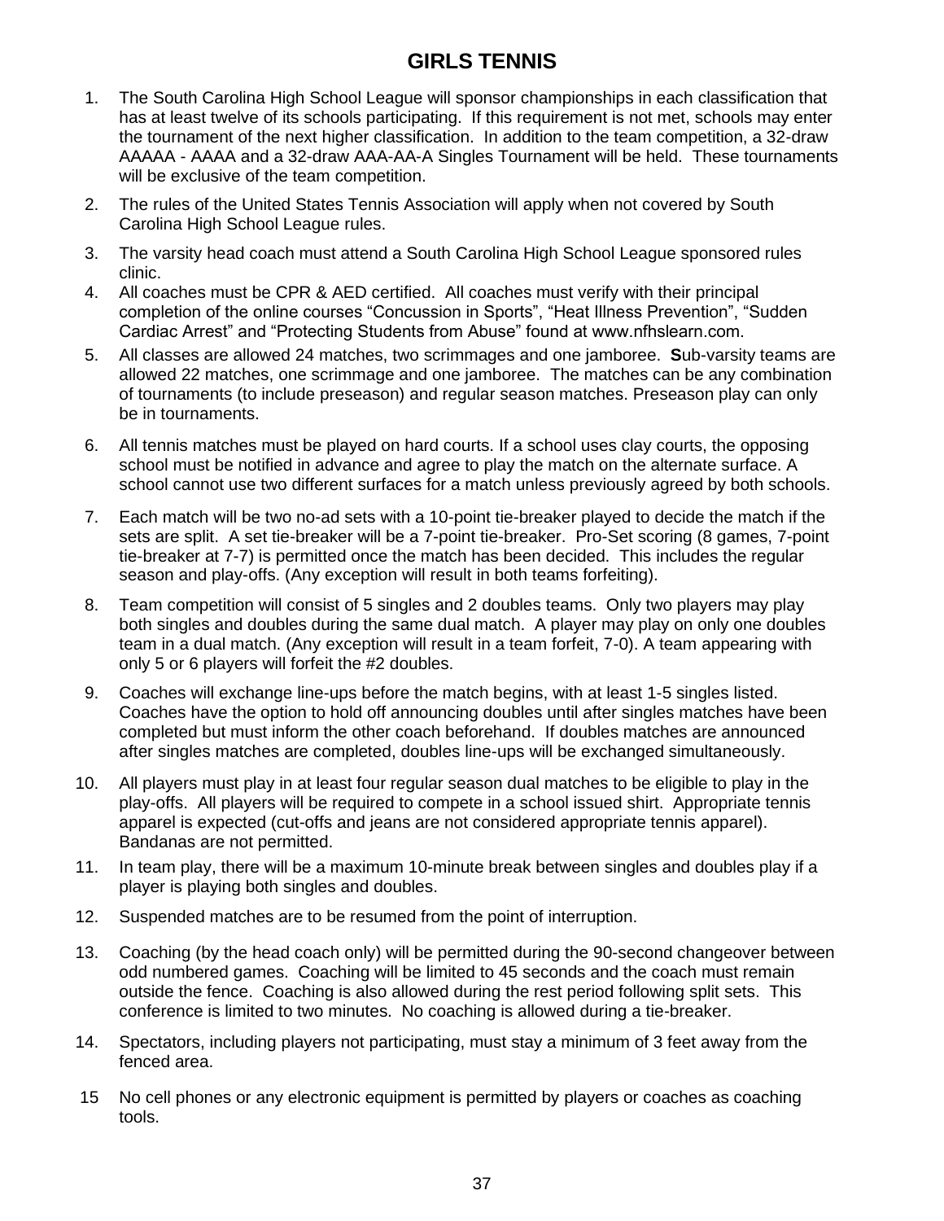# GIRLS TENNIS

1. The South Carolina High School League will sponsor championships in each classification that has at least twelve of its schools participating. If this requirement is not met, schools may enter the tournament of the next higher classification. In addition to the team competition, a 32-draw AAAAA - AAAA and a 32-draw AAA-AA-A Singles Tournament will be held. These tournaments will be exclusive of the team competition.
2. The rules of the United States Tennis Association will apply when not covered by South Carolina High School League rules.
3. The varsity head coach must attend a South Carolina High School League sponsored rules clinic.
4. All coaches must be CPR & AED certified. All coaches must verify with their principal completion of the online courses "Concussion in Sports", "Heat Illness Prevention", "Sudden Cardiac Arrest" and "Protecting Students from Abuse" found at www.nfhslearn.com.
5. All classes are allowed 24 matches, two scrimmages and one jamboree. **S**ub-varsity teams are allowed 22 matches, one scrimmage and one jamboree. The matches can be any combination of tournaments (to include preseason) and regular season matches. Preseason play can only be in tournaments.
6. All tennis matches must be played on hard courts. If a school uses clay courts, the opposing school must be notified in advance and agree to play the match on the alternate surface. A school cannot use two different surfaces for a match unless previously agreed by both schools.
7. Each match will be two no-ad sets with a 10-point tie-breaker played to decide the match if the sets are split. A set tie-breaker will be a 7-point tie-breaker. Pro-Set scoring (8 games, 7-point tie-breaker at 7-7) is permitted once the match has been decided. This includes the regular season and play-offs. (Any exception will result in both teams forfeiting).
8. Team competition will consist of 5 singles and 2 doubles teams. Only two players may play both singles and doubles during the same dual match. A player may play on only one doubles team in a dual match. (Any exception will result in a team forfeit, 7-0). A team appearing with only 5 or 6 players will forfeit the #2 doubles.
9. Coaches will exchange line-ups before the match begins, with at least 1-5 singles listed. Coaches have the option to hold off announcing doubles until after singles matches have been completed but must inform the other coach beforehand. If doubles matches are announced after singles matches are completed, doubles line-ups will be exchanged simultaneously.
10. All players must play in at least four regular season dual matches to be eligible to play in the play-offs. All players will be required to compete in a school issued shirt. Appropriate tennis apparel is expected (cut-offs and jeans are not considered appropriate tennis apparel). Bandanas are not permitted.
11. In team play, there will be a maximum 10-minute break between singles and doubles play if a player is playing both singles and doubles.
12. Suspended matches are to be resumed from the point of interruption.
13. Coaching (by the head coach only) will be permitted during the 90-second changeover between odd numbered games. Coaching will be limited to 45 seconds and the coach must remain outside the fence. Coaching is also allowed during the rest period following split sets. This conference is limited to two minutes. No coaching is allowed during a tie-breaker.
14. Spectators, including players not participating, must stay a minimum of 3 feet away from the fenced area.
15. No cell phones or any electronic equipment is permitted by players or coaches as coaching tools.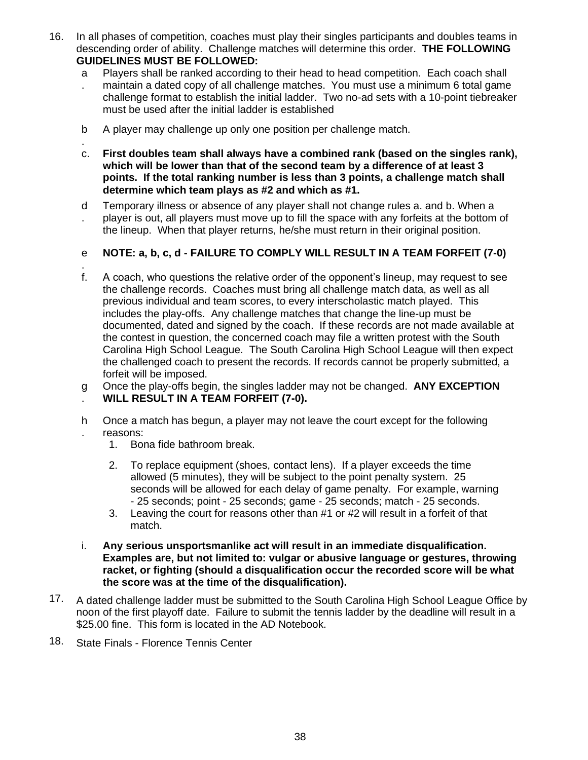16. In all phases of competition, coaches must play their singles participants and doubles teams in descending order of ability. Challenge matches will determine this order. **THE FOLLOWING GUIDELINES MUST BE FOLLOWED:**
    a. Players shall be ranked according to their head to head competition. Each coach shall maintain a dated copy of all challenge matches. You must use a minimum 6 total game challenge format to establish the initial ladder. Two no-ad sets with a 10-point tiebreaker must be used after the initial ladder is established
    b. A player may challenge up only one position per challenge match.
    c. **First doubles team shall always have a combined rank (based on the singles rank), which will be lower than that of the second team by a difference of at least 3 points. If the total ranking number is less than 3 points, a challenge match shall determine which team plays as #2 and which as #1.**
    d. Temporary illness or absence of any player shall not change rules a. and b. When a player is out, all players must move up to fill the space with any forfeits at the bottom of the lineup. When that player returns, he/she must return in their original position.
    e. **NOTE: a, b, c, d - FAILURE TO COMPLY WILL RESULT IN A TEAM FORFEIT (7-0)**
    f. A coach, who questions the relative order of the opponent's lineup, may request to see the challenge records. Coaches must bring all challenge match data, as well as all previous individual and team scores, to every interscholastic match played. This includes the play-offs. Any challenge matches that change the line-up must be documented, dated and signed by the coach. If these records are not made available at the contest in question, the concerned coach may file a written protest with the South Carolina High School League. The South Carolina High School League will then expect the challenged coach to present the records. If records cannot be properly submitted, a forfeit will be imposed.
    g. Once the play-offs begin, the singles ladder may not be changed. **ANY EXCEPTION WILL RESULT IN A TEAM FORFEIT (7-0).**
    h. Once a match has begun, a player may not leave the court except for the following reasons:
        1. Bona fide bathroom break.
        2. To replace equipment (shoes, contact lens). If a player exceeds the time allowed (5 minutes), they will be subject to the point penalty system. 25 seconds will be allowed for each delay of game penalty. For example, warning - 25 seconds; point - 25 seconds; game - 25 seconds; match - 25 seconds.
        3. Leaving the court for reasons other than #1 or #2 will result in a forfeit of that match.
    i. **Any serious unsportsmanlike act will result in an immediate disqualification. Examples are, but not limited to: vulgar or abusive language or gestures, throwing racket, or fighting (should a disqualification occur the recorded score will be what the score was at the time of the disqualification).**

17. A dated challenge ladder must be submitted to the South Carolina High School League Office by noon of the first playoff date. Failure to submit the tennis ladder by the deadline will result in a $25.00 fine. This form is located in the AD Notebook.

18. State Finals - Florence Tennis Center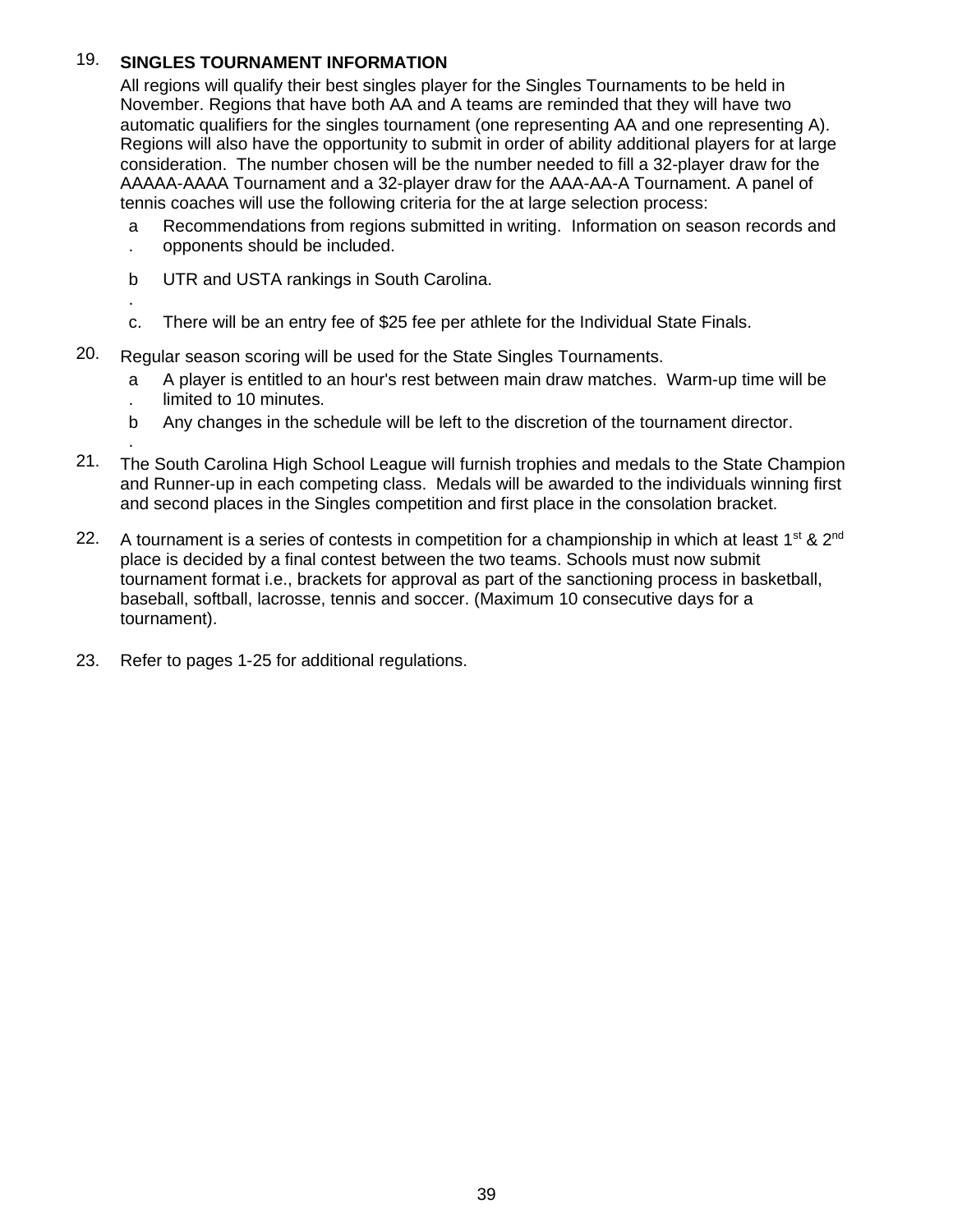19. **SINGLES TOURNAMENT INFORMATION**

    All regions will qualify their best singles player for the Singles Tournaments to be held in November. Regions that have both AA and A teams are reminded that they will have two automatic qualifiers for the singles tournament (one representing AA and one representing A). Regions will also have the opportunity to submit in order of ability additional players for at large consideration. The number chosen will be the number needed to fill a 32-player draw for the AAAAA-AAAA Tournament and a 32-player draw for the AAA-AA-A Tournament. A panel of tennis coaches will use the following criteria for the at large selection process:

    a. Recommendations from regions submitted in writing. Information on season records and opponents should be included.

    b. UTR and USTA rankings in South Carolina.

    c. There will be an entry fee of $25 fee per athlete for the Individual State Finals.

20. Regular season scoring will be used for the State Singles Tournaments.

    a. A player is entitled to an hour's rest between main draw matches. Warm-up time will be limited to 10 minutes.

    b. Any changes in the schedule will be left to the discretion of the tournament director.

21. The South Carolina High School League will furnish trophies and medals to the State Champion and Runner-up in each competing class. Medals will be awarded to the individuals winning first and second places in the Singles competition and first place in the consolation bracket.

22. A tournament is a series of contests in competition for a championship in which at least 1st & 2nd place is decided by a final contest between the two teams. Schools must now submit tournament format i.e., brackets for approval as part of the sanctioning process in basketball, baseball, softball, lacrosse, tennis and soccer. (Maximum 10 consecutive days for a tournament).

23. Refer to pages 1-25 for additional regulations.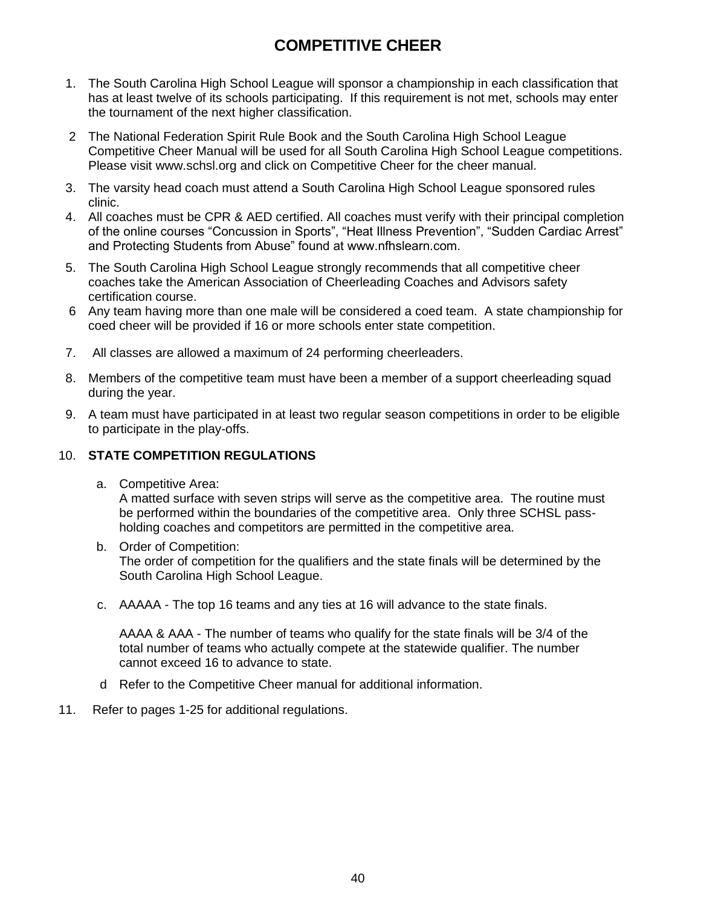# COMPETITIVE CHEER

1. The South Carolina High School League will sponsor a championship in each classification that has at least twelve of its schools participating. If this requirement is not met, schools may enter the tournament of the next higher classification.

2. The National Federation Spirit Rule Book and the South Carolina High School League Competitive Cheer Manual will be used for all South Carolina High School League competitions. Please visit www.schsl.org and click on Competitive Cheer for the cheer manual.

3. The varsity head coach must attend a South Carolina High School League sponsored rules clinic.

4. All coaches must be CPR & AED certified. All coaches must verify with their principal completion of the online courses "Concussion in Sports", "Heat Illness Prevention", "Sudden Cardiac Arrest" and Protecting Students from Abuse" found at www.nfhslearn.com.

5. The South Carolina High School League strongly recommends that all competitive cheer coaches take the American Association of Cheerleading Coaches and Advisors safety certification course.

6. Any team having more than one male will be considered a coed team. A state championship for coed cheer will be provided if 16 or more schools enter state competition.

7. All classes are allowed a maximum of 24 performing cheerleaders.

8. Members of the competitive team must have been a member of a support cheerleading squad during the year.

9. A team must have participated in at least two regular season competitions in order to be eligible to participate in the play-offs.

10. **STATE COMPETITION REGULATIONS**

    a. Competitive Area:
    A matted surface with seven strips will serve as the competitive area. The routine must be performed within the boundaries of the competitive area. Only three SCHSL pass-holding coaches and competitors are permitted in the competitive area.

    b. Order of Competition:
    The order of competition for the qualifiers and the state finals will be determined by the South Carolina High School League.

    c. AAAAA - The top 16 teams and any ties at 16 will advance to the state finals.

    AAAA & AAA - The number of teams who qualify for the state finals will be 3/4 of the total number of teams who actually compete at the statewide qualifier. The number cannot exceed 16 to advance to state.

    d. Refer to the Competitive Cheer manual for additional information.

11. Refer to pages 1-25 for additional regulations.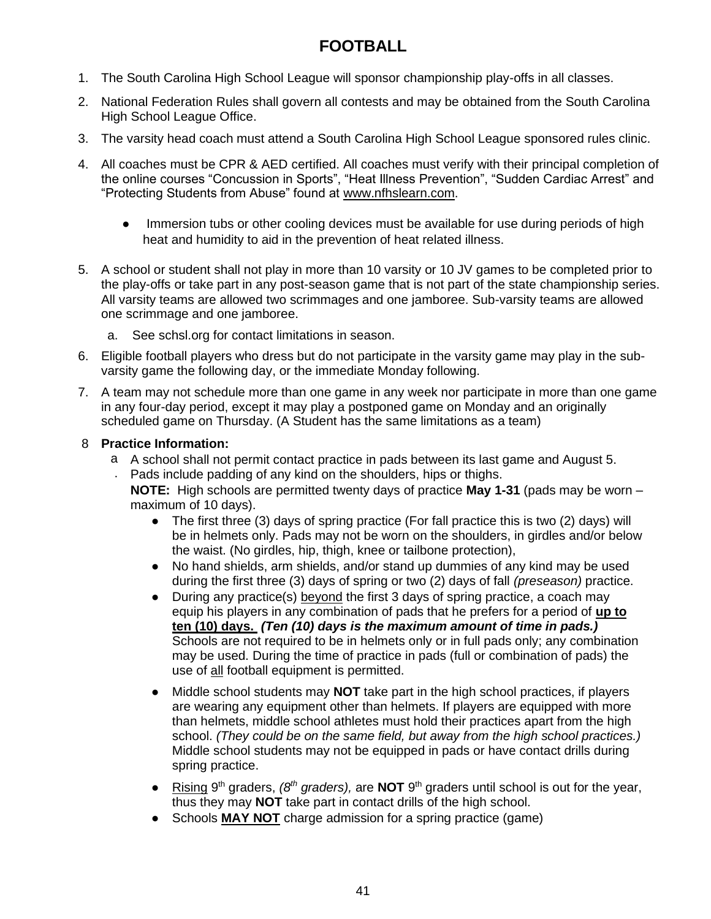# FOOTBALL

1. The South Carolina High School League will sponsor championship play-offs in all classes.
2. National Federation Rules shall govern all contests and may be obtained from the South Carolina High School League Office.
3. The varsity head coach must attend a South Carolina High School League sponsored rules clinic.
4. All coaches must be CPR & AED certified. All coaches must verify with their principal completion of the online courses "Concussion in Sports", "Heat Illness Prevention", "Sudden Cardiac Arrest" and "Protecting Students from Abuse" found at www.nfhslearn.com.
   - Immersion tubs or other cooling devices must be available for use during periods of high heat and humidity to aid in the prevention of heat related illness.
5. A school or student shall not play in more than 10 varsity or 10 JV games to be completed prior to the play-offs or take part in any post-season game that is not part of the state championship series. All varsity teams are allowed two scrimmages and one jamboree. Sub-varsity teams are allowed one scrimmage and one jamboree.
   a. See schsl.org for contact limitations in season.
6. Eligible football players who dress but do not participate in the varsity game may play in the sub-varsity game the following day, or the immediate Monday following.
7. A team may not schedule more than one game in any week nor participate in more than one game in any four-day period, except it may play a postponed game on Monday and an originally scheduled game on Thursday. (A Student has the same limitations as a team)
8. **Practice Information:**
   a. A school shall not permit contact practice in pads between its last game and August 5.
   - Pads include padding of any kind on the shoulders, hips or thighs.

   **NOTE:** High schools are permitted twenty days of practice **May 1-31** (pads may be worn – maximum of 10 days).
   - The first three (3) days of spring practice (For fall practice this is two (2) days) will be in helmets only. Pads may not be worn on the shoulders, in girdles and/or below the waist. (No girdles, hip, thigh, knee or tailbone protection),
   - No hand shields, arm shields, and/or stand up dummies of any kind may be used during the first three (3) days of spring or two (2) days of fall *(preseason)* practice.
   - During any practice(s) beyond the first 3 days of spring practice, a coach may equip his players in any combination of pads that he prefers for a period of **up to ten (10) days.** ***(Ten (10) days is the maximum amount of time in pads.)*** Schools are not required to be in helmets only or in full pads only; any combination may be used. During the time of practice in pads (full or combination of pads) the use of all football equipment is permitted.
   - Middle school students may **NOT** take part in the high school practices, if players are wearing any equipment other than helmets. If players are equipped with more than helmets, middle school athletes must hold their practices apart from the high school. *(They could be on the same field, but away from the high school practices.)* Middle school students may not be equipped in pads or have contact drills during spring practice.
   - Rising 9th graders, *(8th graders),* are **NOT** 9th graders until school is out for the year, thus they may **NOT** take part in contact drills of the high school.
   - Schools **MAY NOT** charge admission for a spring practice (game)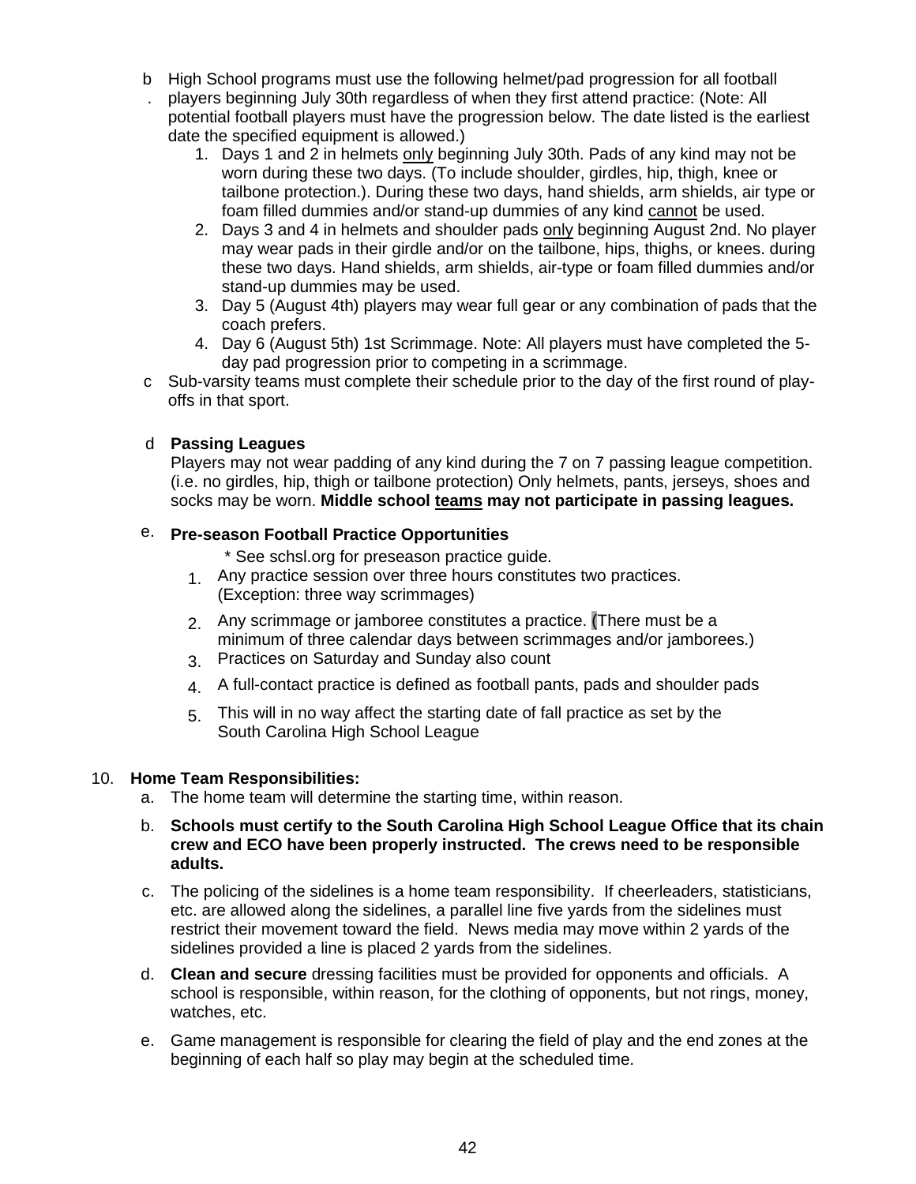b. High School programs must use the following helmet/pad progression for all football players beginning July 30th regardless of when they first attend practice: (Note: All potential football players must have the progression below. The date listed is the earliest date the specified equipment is allowed.)
   1. Days 1 and 2 in helmets <u>only</u> beginning July 30th. Pads of any kind may not be worn during these two days. (To include shoulder, girdles, hip, thigh, knee or tailbone protection.). During these two days, hand shields, arm shields, air type or foam filled dummies and/or stand-up dummies of any kind <u>cannot</u> be used.
   2. Days 3 and 4 in helmets and shoulder pads <u>only</u> beginning August 2nd. No player may wear pads in their girdle and/or on the tailbone, hips, thighs, or knees. during these two days. Hand shields, arm shields, air-type or foam filled dummies and/or stand-up dummies may be used.
   3. Day 5 (August 4th) players may wear full gear or any combination of pads that the coach prefers.
   4. Day 6 (August 5th) 1st Scrimmage. Note: All players must have completed the 5-day pad progression prior to competing in a scrimmage.

c. Sub-varsity teams must complete their schedule prior to the day of the first round of play-offs in that sport.

d. **Passing Leagues**
   Players may not wear padding of any kind during the 7 on 7 passing league competition. (i.e. no girdles, hip, thigh or tailbone protection) Only helmets, pants, jerseys, shoes and socks may be worn. **Middle school <u>teams</u> may not participate in passing leagues.**

e. **Pre-season Football Practice Opportunities**
   \* See schsl.org for preseason practice guide.
   1. Any practice session over three hours constitutes two practices. (Exception: three way scrimmages)
   2. Any scrimmage or jamboree constitutes a practice. (There must be a minimum of three calendar days between scrimmages and/or jamborees.)
   3. Practices on Saturday and Sunday also count
   4. A full-contact practice is defined as football pants, pads and shoulder pads
   5. This will in no way affect the starting date of fall practice as set by the South Carolina High School League

10. **Home Team Responsibilities:**
   a. The home team will determine the starting time, within reason.
   b. **Schools must certify to the South Carolina High School League Office that its chain crew and ECO have been properly instructed. The crews need to be responsible adults.**
   c. The policing of the sidelines is a home team responsibility. If cheerleaders, statisticians, etc. are allowed along the sidelines, a parallel line five yards from the sidelines must restrict their movement toward the field. News media may move within 2 yards of the sidelines provided a line is placed 2 yards from the sidelines.
   d. **Clean and secure** dressing facilities must be provided for opponents and officials. A school is responsible, within reason, for the clothing of opponents, but not rings, money, watches, etc.
   e. Game management is responsible for clearing the field of play and the end zones at the beginning of each half so play may begin at the scheduled time.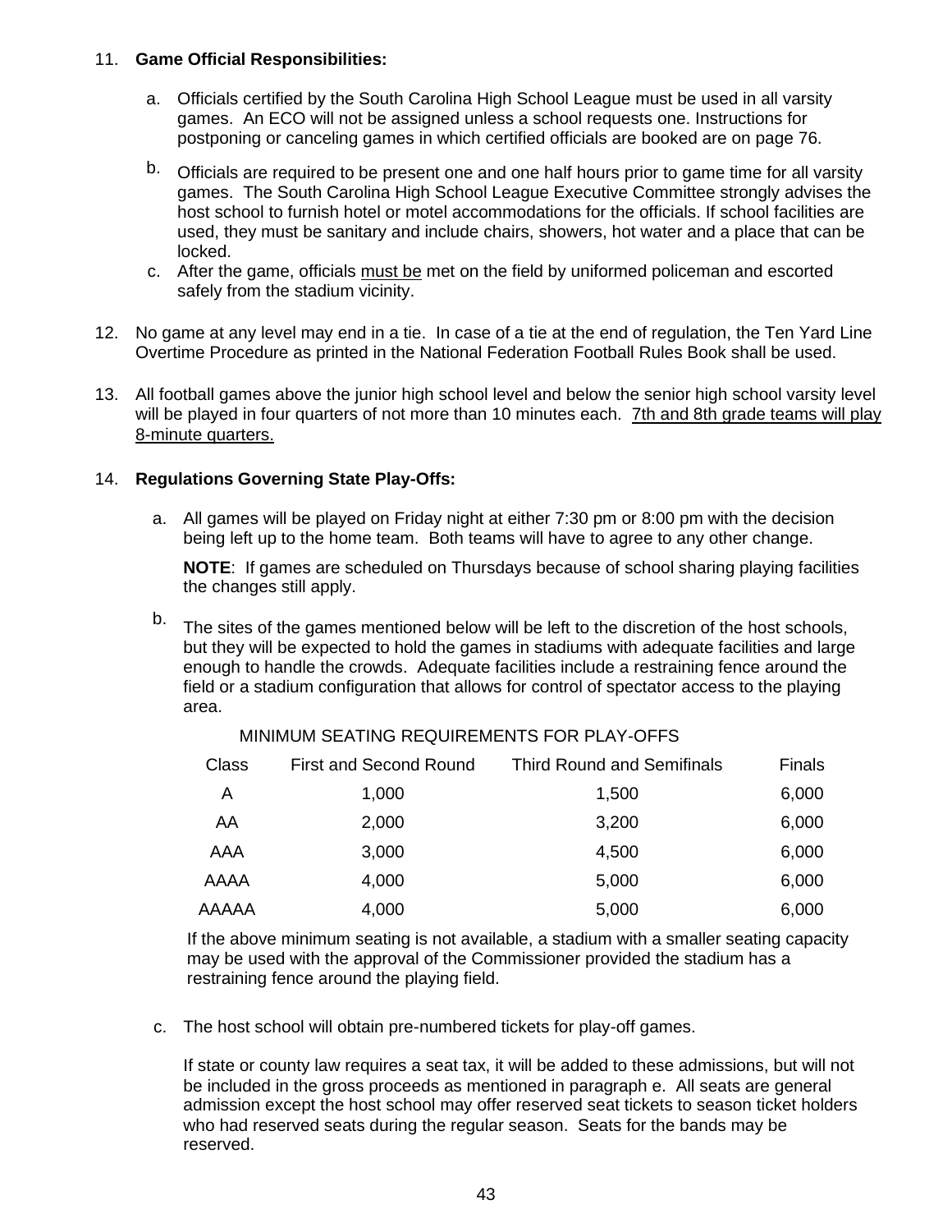11. **Game Official Responsibilities:**

    a. Officials certified by the South Carolina High School League must be used in all varsity games. An ECO will not be assigned unless a school requests one. Instructions for postponing or canceling games in which certified officials are booked are on page 76.

    b. Officials are required to be present one and one half hours prior to game time for all varsity games. The South Carolina High School League Executive Committee strongly advises the host school to furnish hotel or motel accommodations for the officials. If school facilities are used, they must be sanitary and include chairs, showers, hot water and a place that can be locked.

    c. After the game, officials <u>must be</u> met on the field by uniformed policeman and escorted safely from the stadium vicinity.

12. No game at any level may end in a tie. In case of a tie at the end of regulation, the Ten Yard Line Overtime Procedure as printed in the National Federation Football Rules Book shall be used.

13. All football games above the junior high school level and below the senior high school varsity level will be played in four quarters of not more than 10 minutes each. <u>7th and 8th grade teams will play 8-minute quarters.</u>

14. **Regulations Governing State Play-Offs:**

    a. All games will be played on Friday night at either 7:30 pm or 8:00 pm with the decision being left up to the home team. Both teams will have to agree to any other change.

       **NOTE**: If games are scheduled on Thursdays because of school sharing playing facilities the changes still apply.

    b. The sites of the games mentioned below will be left to the discretion of the host schools, but they will be expected to hold the games in stadiums with adequate facilities and large enough to handle the crowds. Adequate facilities include a restraining fence around the field or a stadium configuration that allows for control of spectator access to the playing area.

       MINIMUM SEATING REQUIREMENTS FOR PLAY-OFFS

| Class | First and Second Round | Third Round and Semifinals | Finals |
|---|---|---|---|
| A | 1,000 | 1,500 | 6,000 |
| AA | 2,000 | 3,200 | 6,000 |
| AAA | 3,000 | 4,500 | 6,000 |
| AAAA | 4,000 | 5,000 | 6,000 |
| AAAAA | 4,000 | 5,000 | 6,000 |

       If the above minimum seating is not available, a stadium with a smaller seating capacity may be used with the approval of the Commissioner provided the stadium has a restraining fence around the playing field.

    c. The host school will obtain pre-numbered tickets for play-off games.

       If state or county law requires a seat tax, it will be added to these admissions, but will not be included in the gross proceeds as mentioned in paragraph e. All seats are general admission except the host school may offer reserved seat tickets to season ticket holders who had reserved seats during the regular season. Seats for the bands may be reserved.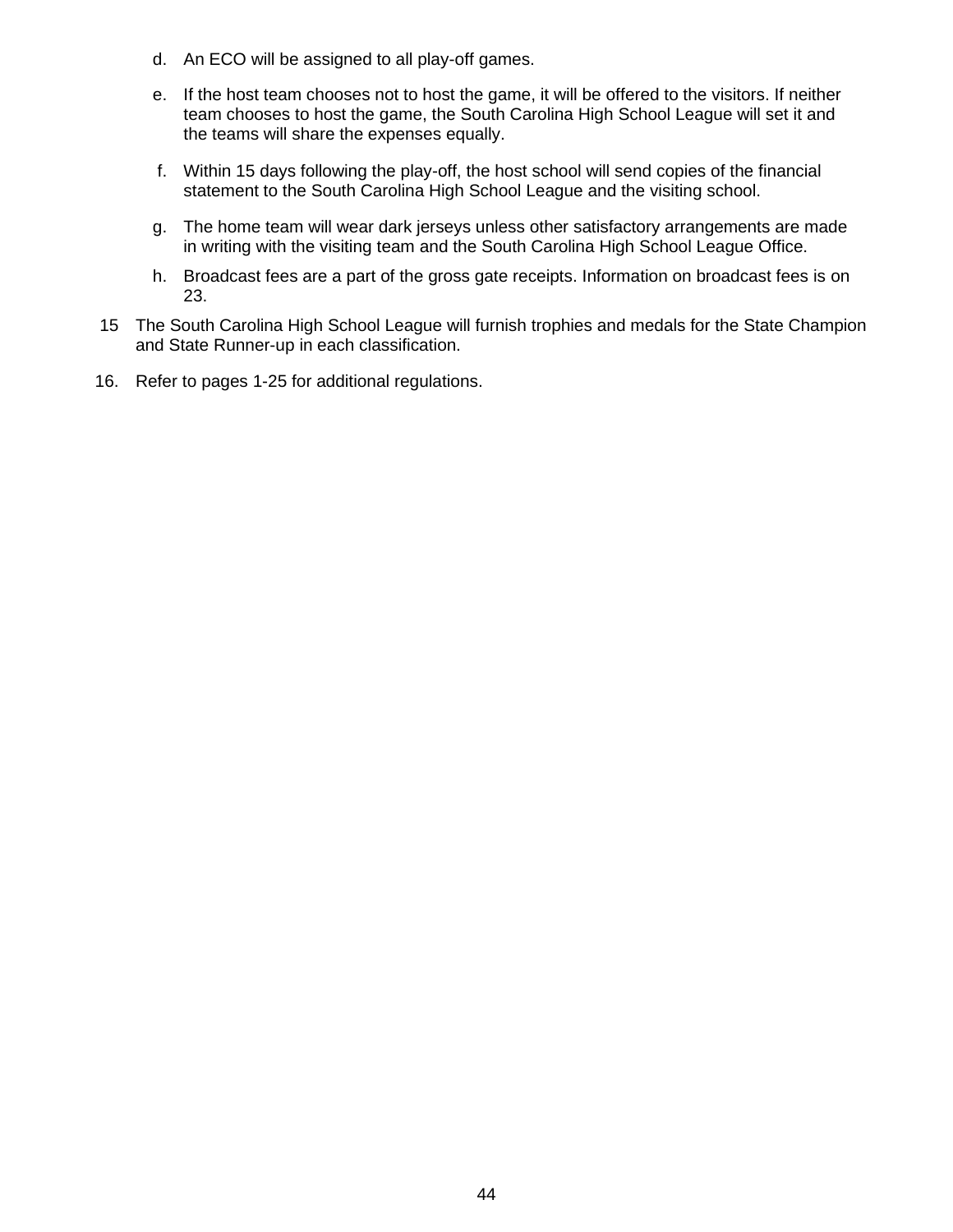d. An ECO will be assigned to all play-off games.

e. If the host team chooses not to host the game, it will be offered to the visitors. If neither team chooses to host the game, the South Carolina High School League will set it and the teams will share the expenses equally.

f. Within 15 days following the play-off, the host school will send copies of the financial statement to the South Carolina High School League and the visiting school.

g. The home team will wear dark jerseys unless other satisfactory arrangements are made in writing with the visiting team and the South Carolina High School League Office.

h. Broadcast fees are a part of the gross gate receipts. Information on broadcast fees is on 23.

15 The South Carolina High School League will furnish trophies and medals for the State Champion and State Runner-up in each classification.

16. Refer to pages 1-25 for additional regulations.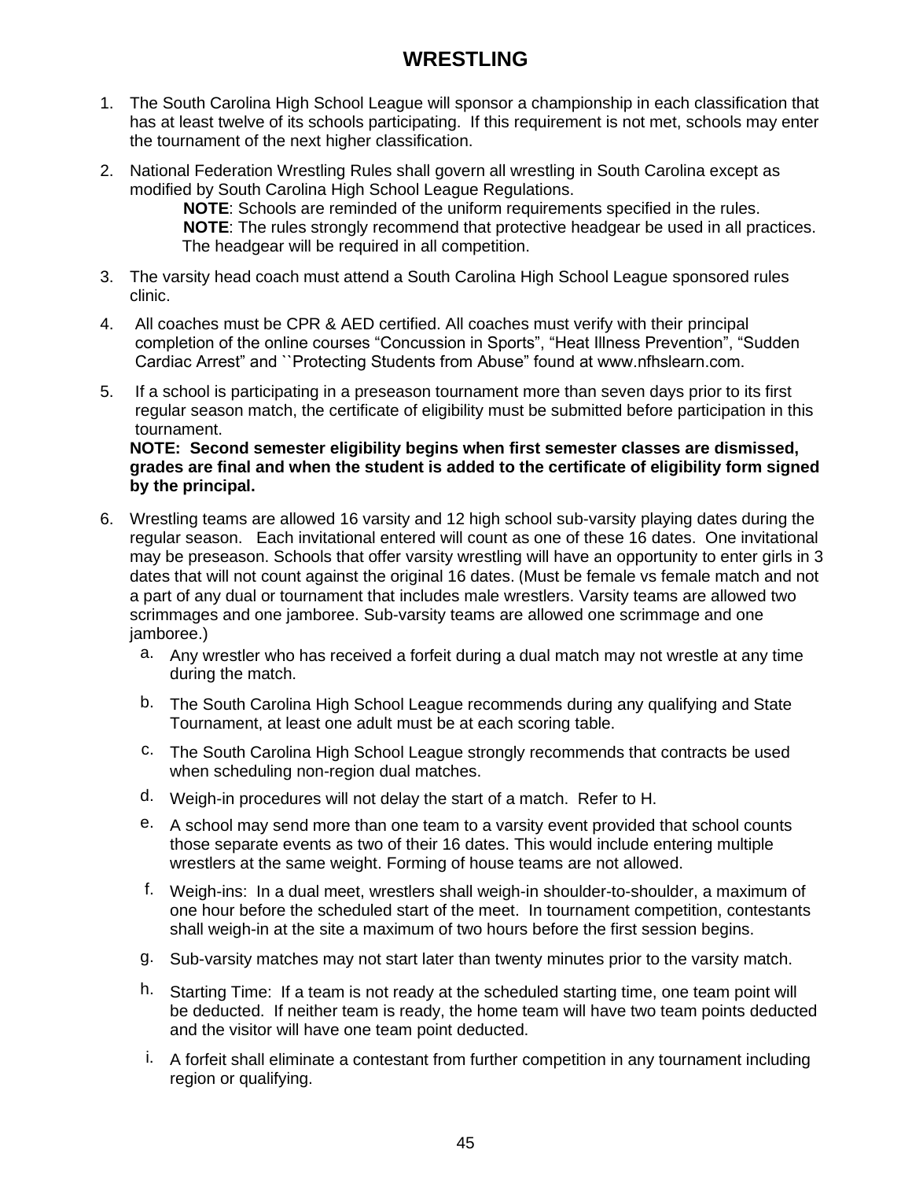# WRESTLING

1. The South Carolina High School League will sponsor a championship in each classification that has at least twelve of its schools participating. If this requirement is not met, schools may enter the tournament of the next higher classification.

2. National Federation Wrestling Rules shall govern all wrestling in South Carolina except as modified by South Carolina High School League Regulations.

   **NOTE**: Schools are reminded of the uniform requirements specified in the rules.
   **NOTE**: The rules strongly recommend that protective headgear be used in all practices. The headgear will be required in all competition.

3. The varsity head coach must attend a South Carolina High School League sponsored rules clinic.

4. All coaches must be CPR & AED certified. All coaches must verify with their principal completion of the online courses "Concussion in Sports", "Heat Illness Prevention", "Sudden Cardiac Arrest" and ``Protecting Students from Abuse" found at www.nfhslearn.com.

5. If a school is participating in a preseason tournament more than seven days prior to its first regular season match, the certificate of eligibility must be submitted before participation in this tournament.

   **NOTE: Second semester eligibility begins when first semester classes are dismissed, grades are final and when the student is added to the certificate of eligibility form signed by the principal.**

6. Wrestling teams are allowed 16 varsity and 12 high school sub-varsity playing dates during the regular season. Each invitational entered will count as one of these 16 dates. One invitational may be preseason. Schools that offer varsity wrestling will have an opportunity to enter girls in 3 dates that will not count against the original 16 dates. (Must be female vs female match and not a part of any dual or tournament that includes male wrestlers. Varsity teams are allowed two scrimmages and one jamboree. Sub-varsity teams are allowed one scrimmage and one jamboree.)
   a. Any wrestler who has received a forfeit during a dual match may not wrestle at any time during the match.
   b. The South Carolina High School League recommends during any qualifying and State Tournament, at least one adult must be at each scoring table.
   c. The South Carolina High School League strongly recommends that contracts be used when scheduling non-region dual matches.
   d. Weigh-in procedures will not delay the start of a match. Refer to H.
   e. A school may send more than one team to a varsity event provided that school counts those separate events as two of their 16 dates. This would include entering multiple wrestlers at the same weight. Forming of house teams are not allowed.
   f. Weigh-ins: In a dual meet, wrestlers shall weigh-in shoulder-to-shoulder, a maximum of one hour before the scheduled start of the meet. In tournament competition, contestants shall weigh-in at the site a maximum of two hours before the first session begins.
   g. Sub-varsity matches may not start later than twenty minutes prior to the varsity match.
   h. Starting Time: If a team is not ready at the scheduled starting time, one team point will be deducted. If neither team is ready, the home team will have two team points deducted and the visitor will have one team point deducted.
   i. A forfeit shall eliminate a contestant from further competition in any tournament including region or qualifying.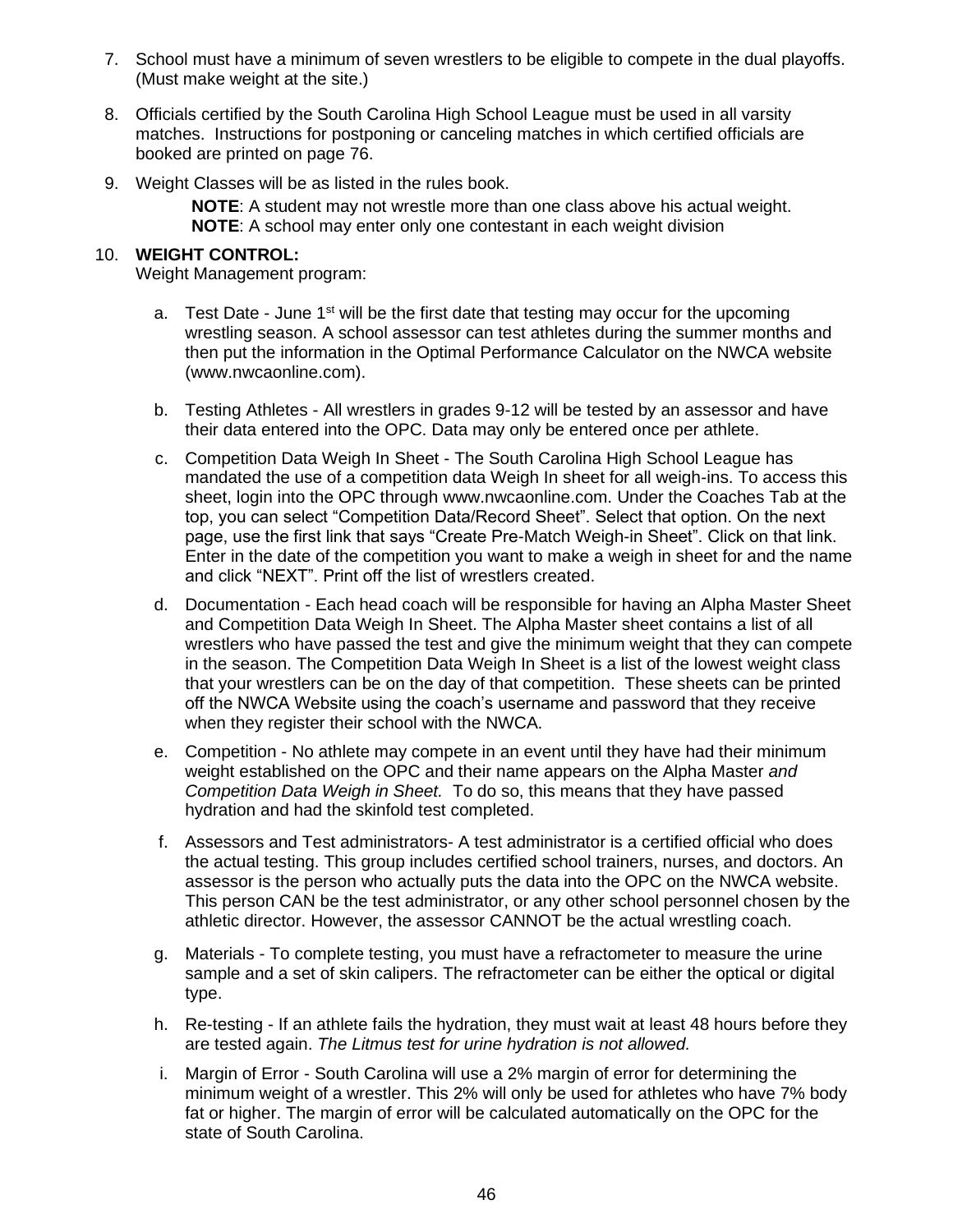7. School must have a minimum of seven wrestlers to be eligible to compete in the dual playoffs. (Must make weight at the site.)

8. Officials certified by the South Carolina High School League must be used in all varsity matches. Instructions for postponing or canceling matches in which certified officials are booked are printed on page 76.

9. Weight Classes will be as listed in the rules book.

   **NOTE**: A student may not wrestle more than one class above his actual weight.
   **NOTE**: A school may enter only one contestant in each weight division

10. **WEIGHT CONTROL:**
    Weight Management program:

    a. Test Date - June 1st will be the first date that testing may occur for the upcoming wrestling season. A school assessor can test athletes during the summer months and then put the information in the Optimal Performance Calculator on the NWCA website (www.nwcaonline.com).

    b. Testing Athletes - All wrestlers in grades 9-12 will be tested by an assessor and have their data entered into the OPC. Data may only be entered once per athlete.

    c. Competition Data Weigh In Sheet - The South Carolina High School League has mandated the use of a competition data Weigh In sheet for all weigh-ins. To access this sheet, login into the OPC through www.nwcaonline.com. Under the Coaches Tab at the top, you can select "Competition Data/Record Sheet". Select that option. On the next page, use the first link that says "Create Pre-Match Weigh-in Sheet". Click on that link. Enter in the date of the competition you want to make a weigh in sheet for and the name and click "NEXT". Print off the list of wrestlers created.

    d. Documentation - Each head coach will be responsible for having an Alpha Master Sheet and Competition Data Weigh In Sheet. The Alpha Master sheet contains a list of all wrestlers who have passed the test and give the minimum weight that they can compete in the season. The Competition Data Weigh In Sheet is a list of the lowest weight class that your wrestlers can be on the day of that competition. These sheets can be printed off the NWCA Website using the coach's username and password that they receive when they register their school with the NWCA.

    e. Competition - No athlete may compete in an event until they have had their minimum weight established on the OPC and their name appears on the Alpha Master *and Competition Data Weigh in Sheet.* To do so, this means that they have passed hydration and had the skinfold test completed.

    f. Assessors and Test administrators- A test administrator is a certified official who does the actual testing. This group includes certified school trainers, nurses, and doctors. An assessor is the person who actually puts the data into the OPC on the NWCA website. This person CAN be the test administrator, or any other school personnel chosen by the athletic director. However, the assessor CANNOT be the actual wrestling coach.

    g. Materials - To complete testing, you must have a refractometer to measure the urine sample and a set of skin calipers. The refractometer can be either the optical or digital type.

    h. Re-testing - If an athlete fails the hydration, they must wait at least 48 hours before they are tested again. *The Litmus test for urine hydration is not allowed.*

    i. Margin of Error - South Carolina will use a 2% margin of error for determining the minimum weight of a wrestler. This 2% will only be used for athletes who have 7% body fat or higher. The margin of error will be calculated automatically on the OPC for the state of South Carolina.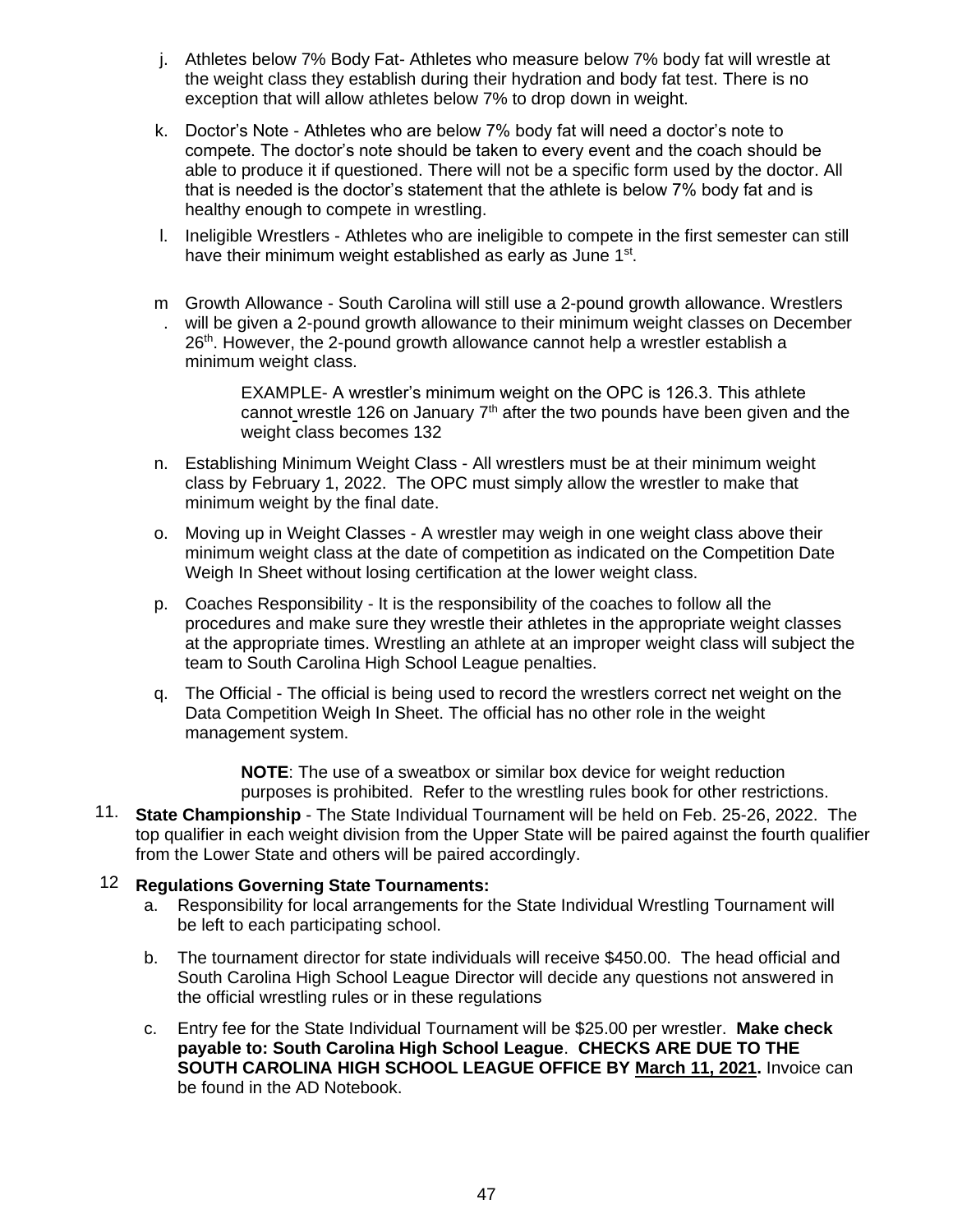j. Athletes below 7% Body Fat- Athletes who measure below 7% body fat will wrestle at the weight class they establish during their hydration and body fat test. There is no exception that will allow athletes below 7% to drop down in weight.

k. Doctor's Note - Athletes who are below 7% body fat will need a doctor's note to compete. The doctor's note should be taken to every event and the coach should be able to produce it if questioned. There will not be a specific form used by the doctor. All that is needed is the doctor's statement that the athlete is below 7% body fat and is healthy enough to compete in wrestling.

l. Ineligible Wrestlers - Athletes who are ineligible to compete in the first semester can still have their minimum weight established as early as June 1st.

m. Growth Allowance - South Carolina will still use a 2-pound growth allowance. Wrestlers will be given a 2-pound growth allowance to their minimum weight classes on December 26th. However, the 2-pound growth allowance cannot help a wrestler establish a minimum weight class.

> EXAMPLE- A wrestler's minimum weight on the OPC is 126.3. This athlete cannot wrestle 126 on January 7th after the two pounds have been given and the weight class becomes 132

n. Establishing Minimum Weight Class - All wrestlers must be at their minimum weight class by February 1, 2022. The OPC must simply allow the wrestler to make that minimum weight by the final date.

o. Moving up in Weight Classes - A wrestler may weigh in one weight class above their minimum weight class at the date of competition as indicated on the Competition Date Weigh In Sheet without losing certification at the lower weight class.

p. Coaches Responsibility - It is the responsibility of the coaches to follow all the procedures and make sure they wrestle their athletes in the appropriate weight classes at the appropriate times. Wrestling an athlete at an improper weight class will subject the team to South Carolina High School League penalties.

q. The Official - The official is being used to record the wrestlers correct net weight on the Data Competition Weigh In Sheet. The official has no other role in the weight management system.

> **NOTE**: The use of a sweatbox or similar box device for weight reduction purposes is prohibited. Refer to the wrestling rules book for other restrictions.

11. **State Championship** - The State Individual Tournament will be held on Feb. 25-26, 2022. The top qualifier in each weight division from the Upper State will be paired against the fourth qualifier from the Lower State and others will be paired accordingly.

12. **Regulations Governing State Tournaments:**

a. Responsibility for local arrangements for the State Individual Wrestling Tournament will be left to each participating school.

b. The tournament director for state individuals will receive $450.00. The head official and South Carolina High School League Director will decide any questions not answered in the official wrestling rules or in these regulations

c. Entry fee for the State Individual Tournament will be $25.00 per wrestler. **Make check payable to: South Carolina High School League**. **CHECKS ARE DUE TO THE SOUTH CAROLINA HIGH SCHOOL LEAGUE OFFICE BY March 11, 2021.** Invoice can be found in the AD Notebook.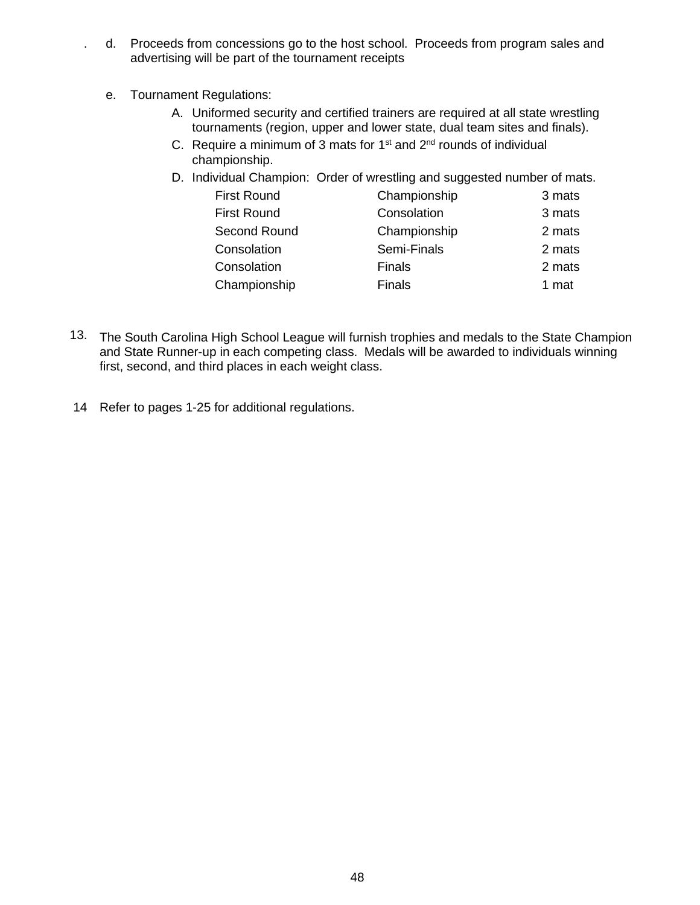. d. Proceeds from concessions go to the host school. Proceeds from program sales and advertising will be part of the tournament receipts

e. Tournament Regulations:

A. Uniformed security and certified trainers are required at all state wrestling tournaments (region, upper and lower state, dual team sites and finals).

C. Require a minimum of 3 mats for 1st and 2nd rounds of individual championship.

D. Individual Champion: Order of wrestling and suggested number of mats.

| | | |
|---|---|---|
| First Round | Championship | 3 mats |
| First Round | Consolation | 3 mats |
| Second Round | Championship | 2 mats |
| Consolation | Semi-Finals | 2 mats |
| Consolation | Finals | 2 mats |
| Championship | Finals | 1 mat |

13. The South Carolina High School League will furnish trophies and medals to the State Champion and State Runner-up in each competing class. Medals will be awarded to individuals winning first, second, and third places in each weight class.

14 Refer to pages 1-25 for additional regulations.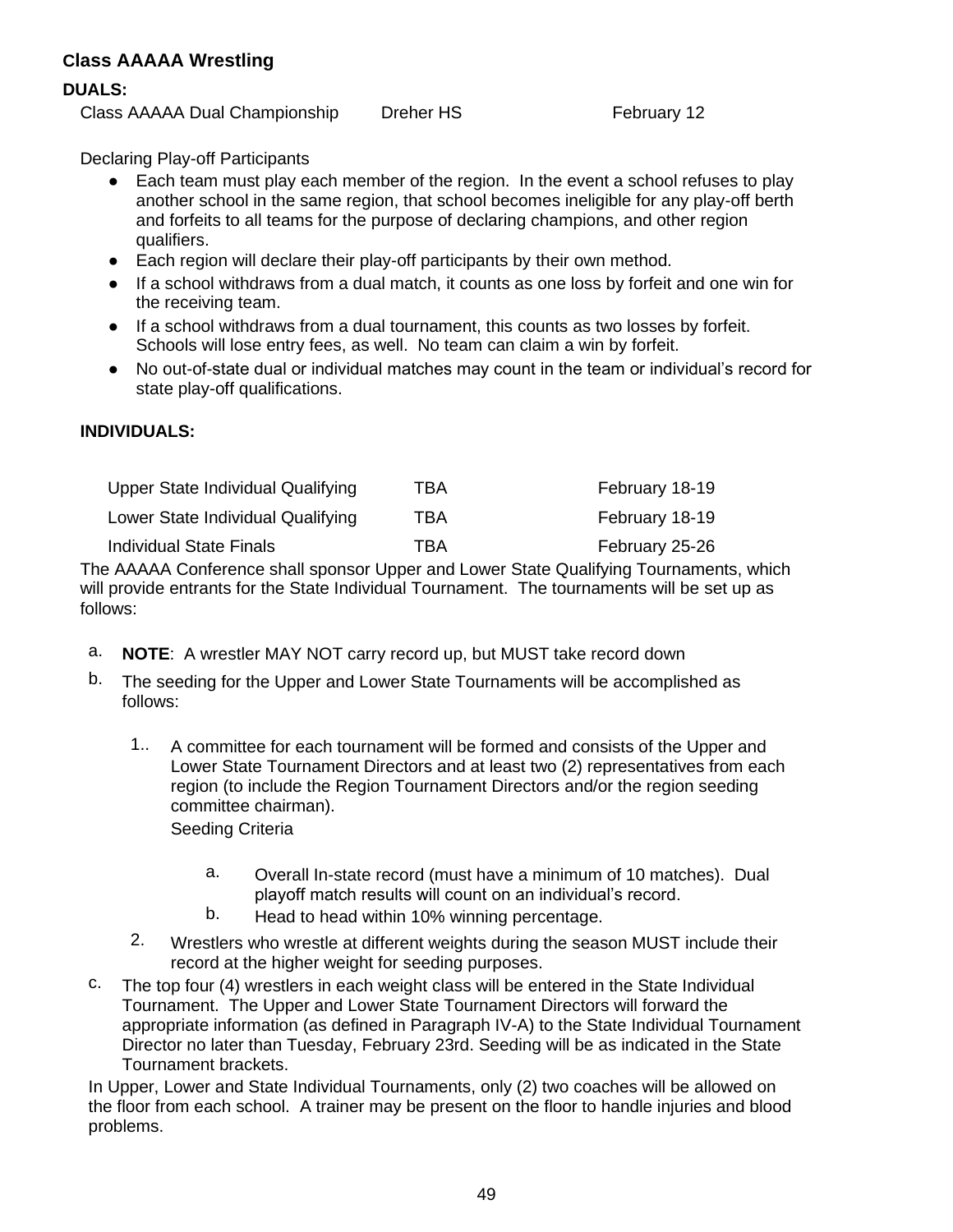### Class AAAAA Wrestling

**DUALS:**

| | | |
|---|---|---|
| Class AAAAA Dual Championship | Dreher HS | February 12 |

Declaring Play-off Participants

- Each team must play each member of the region. In the event a school refuses to play another school in the same region, that school becomes ineligible for any play-off berth and forfeits to all teams for the purpose of declaring champions, and other region qualifiers.
- Each region will declare their play-off participants by their own method.
- If a school withdraws from a dual match, it counts as one loss by forfeit and one win for the receiving team.
- If a school withdraws from a dual tournament, this counts as two losses by forfeit. Schools will lose entry fees, as well. No team can claim a win by forfeit.
- No out-of-state dual or individual matches may count in the team or individual's record for state play-off qualifications.

**INDIVIDUALS:**

| | | |
|---|---|---|
| Upper State Individual Qualifying | TBA | February 18-19 |
| Lower State Individual Qualifying | TBA | February 18-19 |
| Individual State Finals | TBA | February 25-26 |

The AAAAA Conference shall sponsor Upper and Lower State Qualifying Tournaments, which will provide entrants for the State Individual Tournament. The tournaments will be set up as follows:

a. **NOTE**: A wrestler MAY NOT carry record up, but MUST take record down

b. The seeding for the Upper and Lower State Tournaments will be accomplished as follows:

   1.. A committee for each tournament will be formed and consists of the Upper and Lower State Tournament Directors and at least two (2) representatives from each region (to include the Region Tournament Directors and/or the region seeding committee chairman).
   Seeding Criteria

      a. Overall In-state record (must have a minimum of 10 matches). Dual playoff match results will count on an individual's record.
      b. Head to head within 10% winning percentage.

   2. Wrestlers who wrestle at different weights during the season MUST include their record at the higher weight for seeding purposes.

c. The top four (4) wrestlers in each weight class will be entered in the State Individual Tournament. The Upper and Lower State Tournament Directors will forward the appropriate information (as defined in Paragraph IV-A) to the State Individual Tournament Director no later than Tuesday, February 23rd. Seeding will be as indicated in the State Tournament brackets.

In Upper, Lower and State Individual Tournaments, only (2) two coaches will be allowed on the floor from each school. A trainer may be present on the floor to handle injuries and blood problems.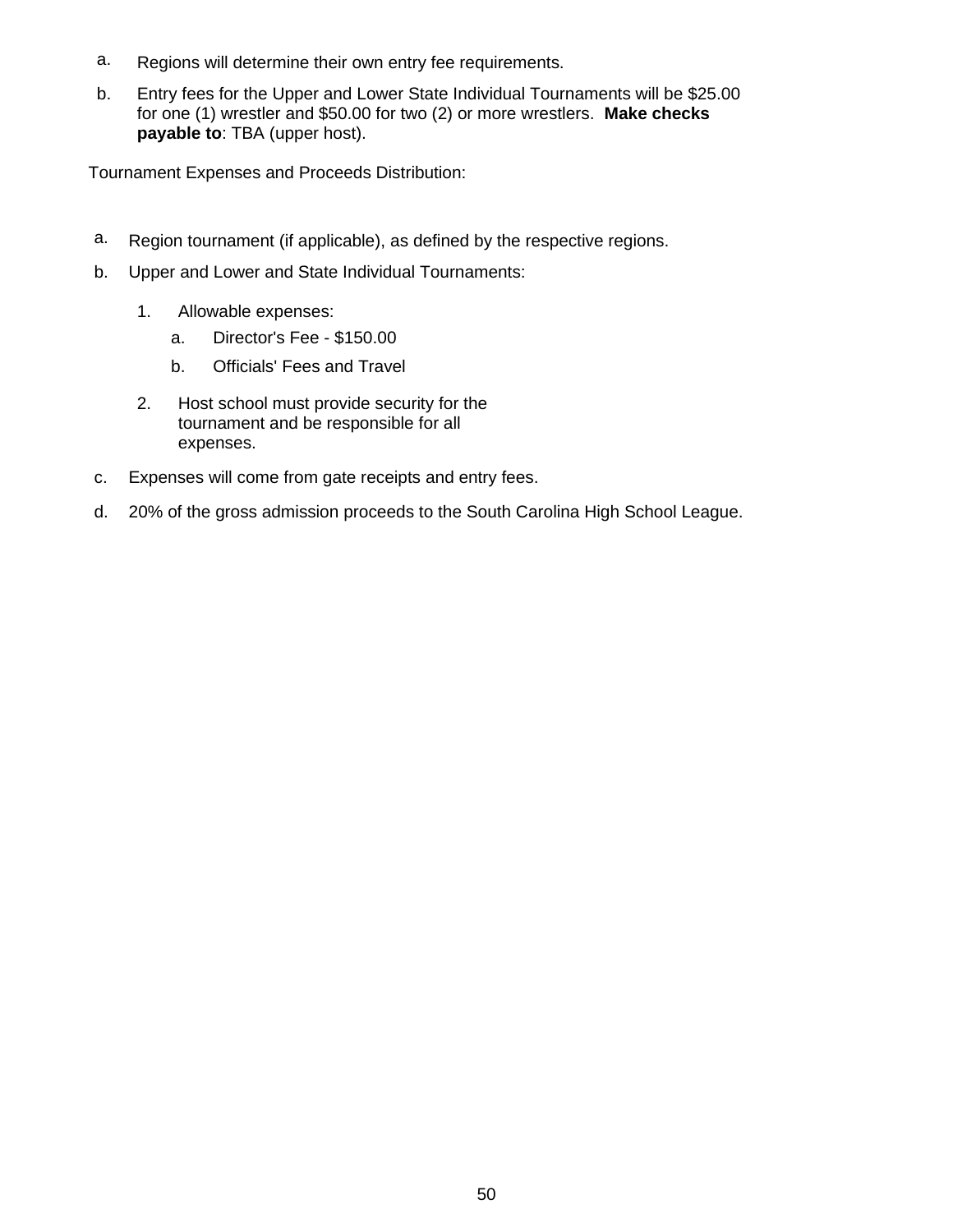a. Regions will determine their own entry fee requirements.

b. Entry fees for the Upper and Lower State Individual Tournaments will be $25.00 for one (1) wrestler and $50.00 for two (2) or more wrestlers. **Make checks payable to**: TBA (upper host).

Tournament Expenses and Proceeds Distribution:

a. Region tournament (if applicable), as defined by the respective regions.

b. Upper and Lower and State Individual Tournaments:

   1. Allowable expenses:
      a. Director's Fee - $150.00
      b. Officials' Fees and Travel

   2. Host school must provide security for the tournament and be responsible for all expenses.

c. Expenses will come from gate receipts and entry fees.

d. 20% of the gross admission proceeds to the South Carolina High School League.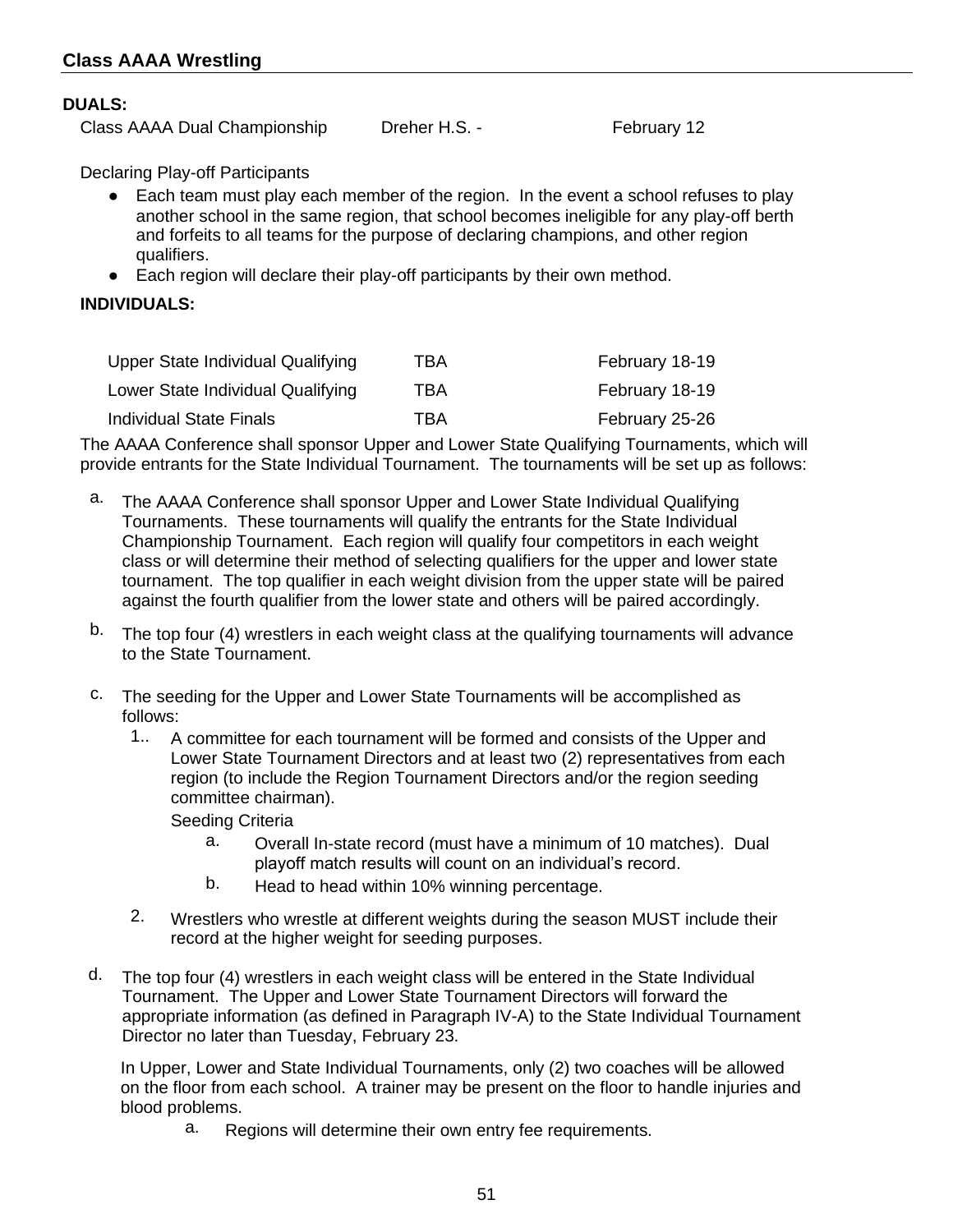## Class AAAA Wrestling

**DUALS:**

| Class AAAA Dual Championship | Dreher H.S. - | February 12 |
|---|---|---|

Declaring Play-off Participants

- Each team must play each member of the region. In the event a school refuses to play another school in the same region, that school becomes ineligible for any play-off berth and forfeits to all teams for the purpose of declaring champions, and other region qualifiers.
- Each region will declare their play-off participants by their own method.

**INDIVIDUALS:**

| Upper State Individual Qualifying | TBA | February 18-19 |
|---|---|---|
| Lower State Individual Qualifying | TBA | February 18-19 |
| Individual State Finals | TBA | February 25-26 |

The AAAA Conference shall sponsor Upper and Lower State Qualifying Tournaments, which will provide entrants for the State Individual Tournament. The tournaments will be set up as follows:

a. The AAAA Conference shall sponsor Upper and Lower State Individual Qualifying Tournaments. These tournaments will qualify the entrants for the State Individual Championship Tournament. Each region will qualify four competitors in each weight class or will determine their method of selecting qualifiers for the upper and lower state tournament. The top qualifier in each weight division from the upper state will be paired against the fourth qualifier from the lower state and others will be paired accordingly.

b. The top four (4) wrestlers in each weight class at the qualifying tournaments will advance to the State Tournament.

c. The seeding for the Upper and Lower State Tournaments will be accomplished as follows:
   1.. A committee for each tournament will be formed and consists of the Upper and Lower State Tournament Directors and at least two (2) representatives from each region (to include the Region Tournament Directors and/or the region seeding committee chairman).

   Seeding Criteria
      a. Overall In-state record (must have a minimum of 10 matches). Dual playoff match results will count on an individual's record.
      b. Head to head within 10% winning percentage.

   2. Wrestlers who wrestle at different weights during the season MUST include their record at the higher weight for seeding purposes.

d. The top four (4) wrestlers in each weight class will be entered in the State Individual Tournament. The Upper and Lower State Tournament Directors will forward the appropriate information (as defined in Paragraph IV-A) to the State Individual Tournament Director no later than Tuesday, February 23.

In Upper, Lower and State Individual Tournaments, only (2) two coaches will be allowed on the floor from each school. A trainer may be present on the floor to handle injuries and blood problems.
   a. Regions will determine their own entry fee requirements.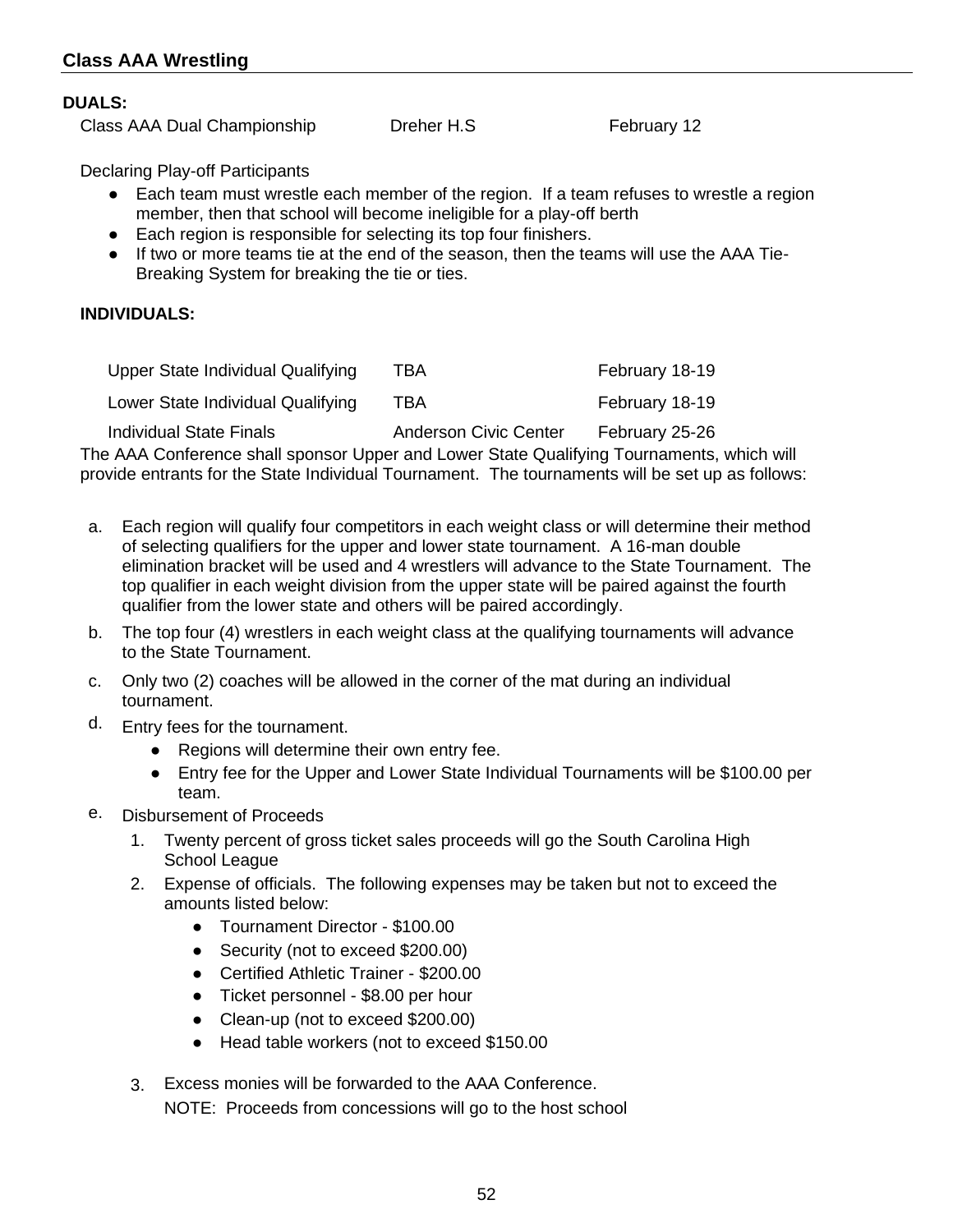## Class AAA Wrestling

**DUALS:**

| Class AAA Dual Championship | Dreher H.S | February 12 |
|---|---|---|

Declaring Play-off Participants

- Each team must wrestle each member of the region. If a team refuses to wrestle a region member, then that school will become ineligible for a play-off berth
- Each region is responsible for selecting its top four finishers.
- If two or more teams tie at the end of the season, then the teams will use the AAA Tie-Breaking System for breaking the tie or ties.

**INDIVIDUALS:**

| Upper State Individual Qualifying | TBA | February 18-19 |
|---|---|---|
| Lower State Individual Qualifying | TBA | February 18-19 |
| Individual State Finals | Anderson Civic Center | February 25-26 |

The AAA Conference shall sponsor Upper and Lower State Qualifying Tournaments, which will provide entrants for the State Individual Tournament. The tournaments will be set up as follows:

a. Each region will qualify four competitors in each weight class or will determine their method of selecting qualifiers for the upper and lower state tournament. A 16-man double elimination bracket will be used and 4 wrestlers will advance to the State Tournament. The top qualifier in each weight division from the upper state will be paired against the fourth qualifier from the lower state and others will be paired accordingly.

b. The top four (4) wrestlers in each weight class at the qualifying tournaments will advance to the State Tournament.

c. Only two (2) coaches will be allowed in the corner of the mat during an individual tournament.

d. Entry fees for the tournament.
   - Regions will determine their own entry fee.
   - Entry fee for the Upper and Lower State Individual Tournaments will be $100.00 per team.

e. Disbursement of Proceeds
   1. Twenty percent of gross ticket sales proceeds will go the South Carolina High School League
   2. Expense of officials. The following expenses may be taken but not to exceed the amounts listed below:
      - Tournament Director - $100.00
      - Security (not to exceed $200.00)
      - Certified Athletic Trainer - $200.00
      - Ticket personnel - $8.00 per hour
      - Clean-up (not to exceed $200.00)
      - Head table workers (not to exceed $150.00
   3. Excess monies will be forwarded to the AAA Conference.

      NOTE: Proceeds from concessions will go to the host school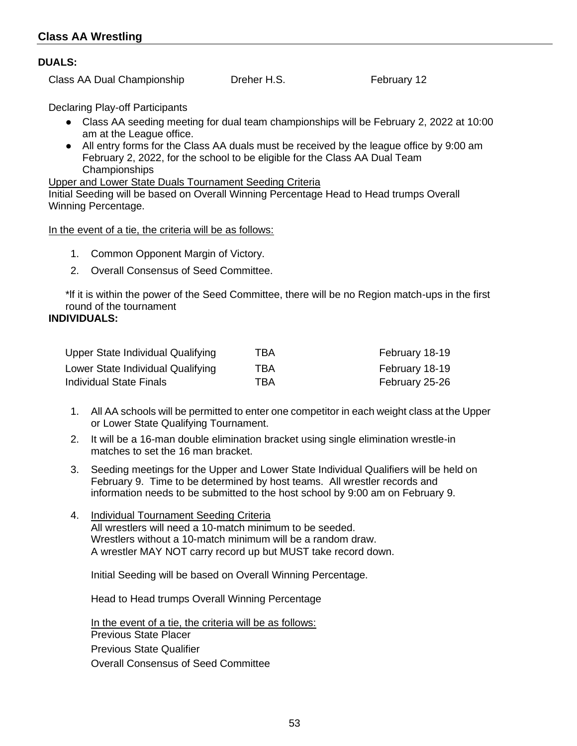## Class AA Wrestling

**DUALS:**

| | | |
|---|---|---|
| Class AA Dual Championship | Dreher H.S. | February 12 |

Declaring Play-off Participants

- Class AA seeding meeting for dual team championships will be February 2, 2022 at 10:00 am at the League office.
- All entry forms for the Class AA duals must be received by the league office by 9:00 am February 2, 2022, for the school to be eligible for the Class AA Dual Team Championships

Upper and Lower State Duals Tournament Seeding Criteria

Initial Seeding will be based on Overall Winning Percentage Head to Head trumps Overall Winning Percentage.

In the event of a tie, the criteria will be as follows:

1. Common Opponent Margin of Victory.
2. Overall Consensus of Seed Committee.

*If it is within the power of the Seed Committee, there will be no Region match-ups in the first round of the tournament

**INDIVIDUALS:**

| | | |
|---|---|---|
| Upper State Individual Qualifying | TBA | February 18-19 |
| Lower State Individual Qualifying | TBA | February 18-19 |
| Individual State Finals | TBA | February 25-26 |

1. All AA schools will be permitted to enter one competitor in each weight class at the Upper or Lower State Qualifying Tournament.
2. It will be a 16-man double elimination bracket using single elimination wrestle-in matches to set the 16 man bracket.
3. Seeding meetings for the Upper and Lower State Individual Qualifiers will be held on February 9. Time to be determined by host teams. All wrestler records and information needs to be submitted to the host school by 9:00 am on February 9.
4. Individual Tournament Seeding Criteria
   All wrestlers will need a 10-match minimum to be seeded.
   Wrestlers without a 10-match minimum will be a random draw.
   A wrestler MAY NOT carry record up but MUST take record down.

   Initial Seeding will be based on Overall Winning Percentage.

   Head to Head trumps Overall Winning Percentage

   In the event of a tie, the criteria will be as follows:
   Previous State Placer
   Previous State Qualifier
   Overall Consensus of Seed Committee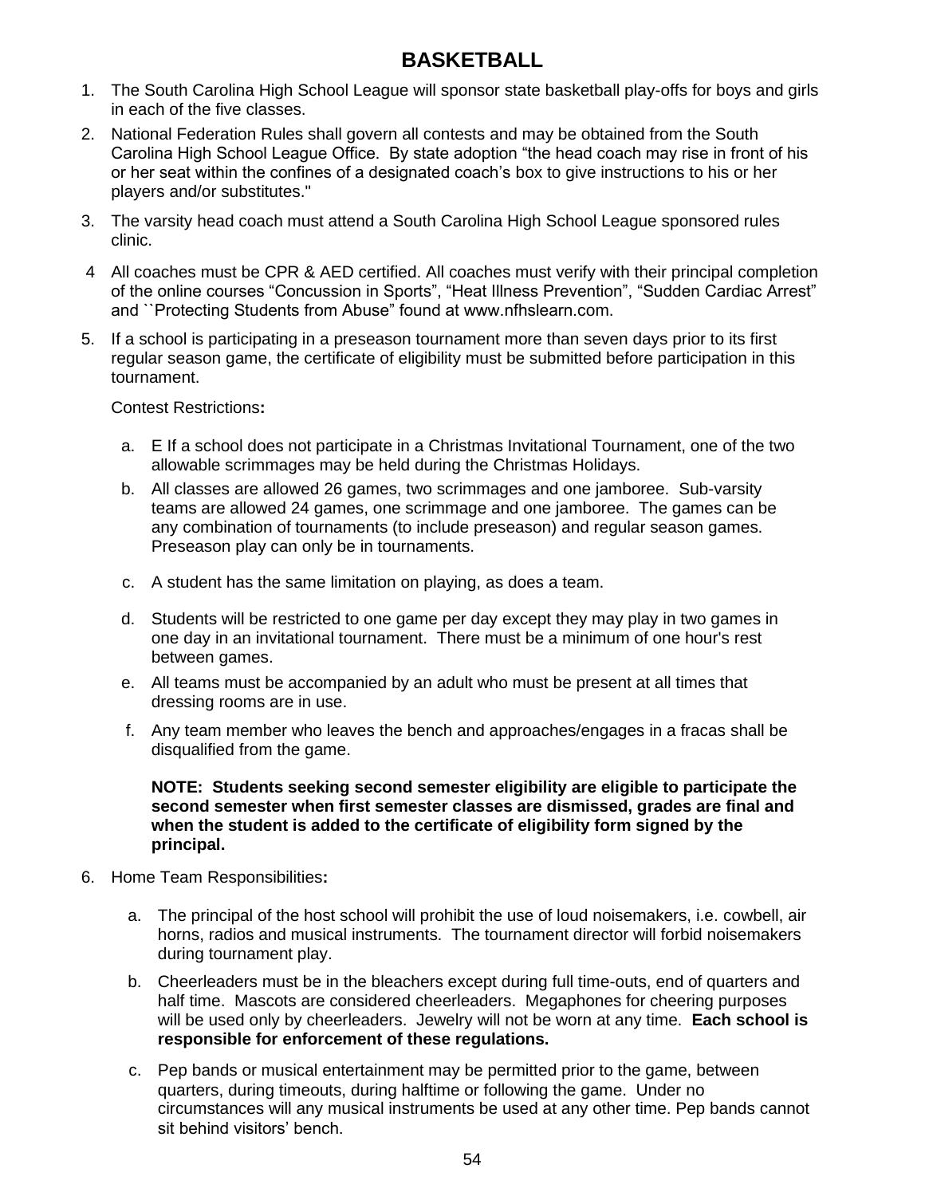# BASKETBALL

1. The South Carolina High School League will sponsor state basketball play-offs for boys and girls in each of the five classes.
2. National Federation Rules shall govern all contests and may be obtained from the South Carolina High School League Office. By state adoption "the head coach may rise in front of his or her seat within the confines of a designated coach's box to give instructions to his or her players and/or substitutes."
3. The varsity head coach must attend a South Carolina High School League sponsored rules clinic.
4. All coaches must be CPR & AED certified. All coaches must verify with their principal completion of the online courses "Concussion in Sports", "Heat Illness Prevention", "Sudden Cardiac Arrest" and ``Protecting Students from Abuse" found at www.nfhslearn.com.
5. If a school is participating in a preseason tournament more than seven days prior to its first regular season game, the certificate of eligibility must be submitted before participation in this tournament.

   Contest Restrictions**:**

   a. E If a school does not participate in a Christmas Invitational Tournament, one of the two allowable scrimmages may be held during the Christmas Holidays.
   b. All classes are allowed 26 games, two scrimmages and one jamboree. Sub-varsity teams are allowed 24 games, one scrimmage and one jamboree. The games can be any combination of tournaments (to include preseason) and regular season games. Preseason play can only be in tournaments.
   c. A student has the same limitation on playing, as does a team.
   d. Students will be restricted to one game per day except they may play in two games in one day in an invitational tournament. There must be a minimum of one hour's rest between games.
   e. All teams must be accompanied by an adult who must be present at all times that dressing rooms are in use.
   f. Any team member who leaves the bench and approaches/engages in a fracas shall be disqualified from the game.

   **NOTE: Students seeking second semester eligibility are eligible to participate the second semester when first semester classes are dismissed, grades are final and when the student is added to the certificate of eligibility form signed by the principal.**

6. Home Team Responsibilities**:**

   a. The principal of the host school will prohibit the use of loud noisemakers, i.e. cowbell, air horns, radios and musical instruments. The tournament director will forbid noisemakers during tournament play.
   b. Cheerleaders must be in the bleachers except during full time-outs, end of quarters and half time. Mascots are considered cheerleaders. Megaphones for cheering purposes will be used only by cheerleaders. Jewelry will not be worn at any time. **Each school is responsible for enforcement of these regulations.**
   c. Pep bands or musical entertainment may be permitted prior to the game, between quarters, during timeouts, during halftime or following the game. Under no circumstances will any musical instruments be used at any other time. Pep bands cannot sit behind visitors' bench.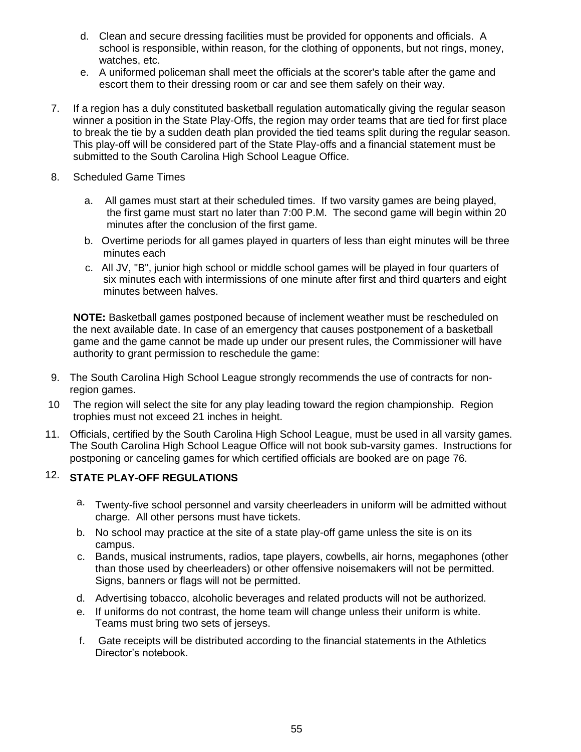d. Clean and secure dressing facilities must be provided for opponents and officials. A school is responsible, within reason, for the clothing of opponents, but not rings, money, watches, etc.

e. A uniformed policeman shall meet the officials at the scorer's table after the game and escort them to their dressing room or car and see them safely on their way.

7. If a region has a duly constituted basketball regulation automatically giving the regular season winner a position in the State Play-Offs, the region may order teams that are tied for first place to break the tie by a sudden death plan provided the tied teams split during the regular season. This play-off will be considered part of the State Play-offs and a financial statement must be submitted to the South Carolina High School League Office.

8. Scheduled Game Times

   a. All games must start at their scheduled times. If two varsity games are being played, the first game must start no later than 7:00 P.M. The second game will begin within 20 minutes after the conclusion of the first game.

   b. Overtime periods for all games played in quarters of less than eight minutes will be three minutes each

   c. All JV, "B", junior high school or middle school games will be played in four quarters of six minutes each with intermissions of one minute after first and third quarters and eight minutes between halves.

   **NOTE:** Basketball games postponed because of inclement weather must be rescheduled on the next available date. In case of an emergency that causes postponement of a basketball game and the game cannot be made up under our present rules, the Commissioner will have authority to grant permission to reschedule the game:

9. The South Carolina High School League strongly recommends the use of contracts for non-region games.

10 The region will select the site for any play leading toward the region championship. Region trophies must not exceed 21 inches in height.

11. Officials, certified by the South Carolina High School League, must be used in all varsity games. The South Carolina High School League Office will not book sub-varsity games. Instructions for postponing or canceling games for which certified officials are booked are on page 76.

12. **STATE PLAY-OFF REGULATIONS**

   a. Twenty-five school personnel and varsity cheerleaders in uniform will be admitted without charge. All other persons must have tickets.

   b. No school may practice at the site of a state play-off game unless the site is on its campus.

   c. Bands, musical instruments, radios, tape players, cowbells, air horns, megaphones (other than those used by cheerleaders) or other offensive noisemakers will not be permitted. Signs, banners or flags will not be permitted.

   d. Advertising tobacco, alcoholic beverages and related products will not be authorized.

   e. If uniforms do not contrast, the home team will change unless their uniform is white. Teams must bring two sets of jerseys.

   f. Gate receipts will be distributed according to the financial statements in the Athletics Director's notebook.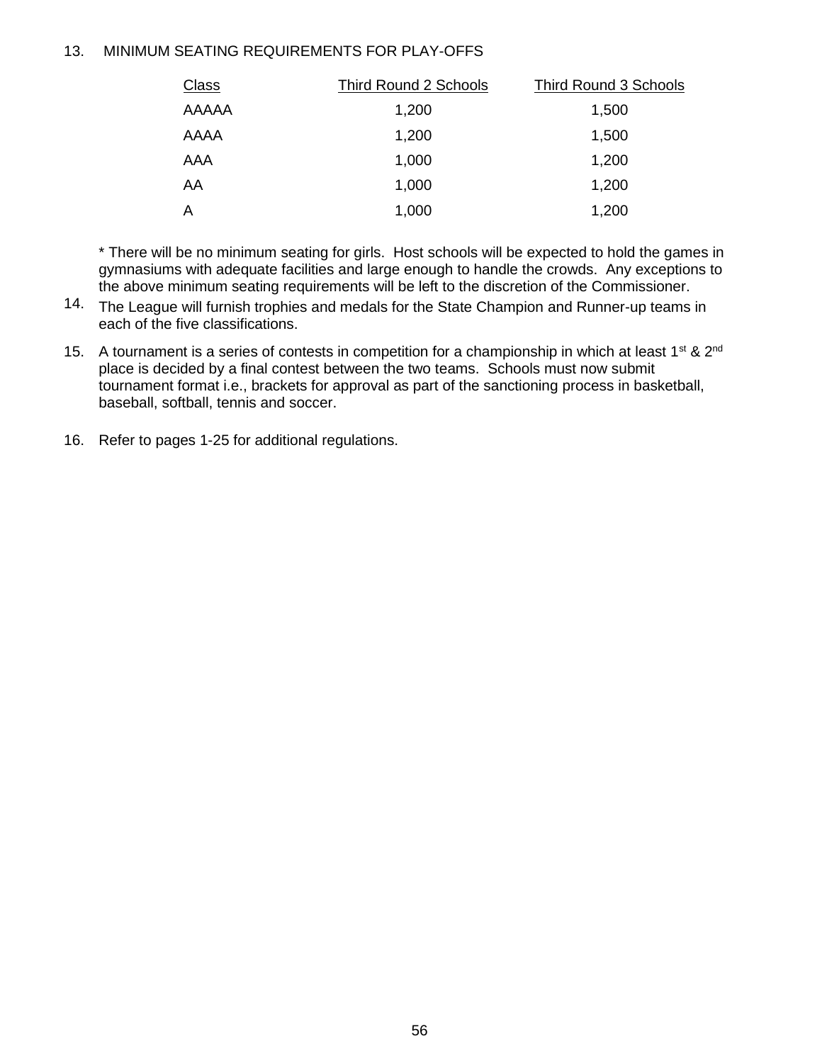13. MINIMUM SEATING REQUIREMENTS FOR PLAY-OFFS

| Class | Third Round 2 Schools | Third Round 3 Schools |
|---|---|---|
| AAAAA | 1,200 | 1,500 |
| AAAA | 1,200 | 1,500 |
| AAA | 1,000 | 1,200 |
| AA | 1,000 | 1,200 |
| A | 1,000 | 1,200 |

* There will be no minimum seating for girls. Host schools will be expected to hold the games in gymnasiums with adequate facilities and large enough to handle the crowds. Any exceptions to the above minimum seating requirements will be left to the discretion of the Commissioner.

14. The League will furnish trophies and medals for the State Champion and Runner-up teams in each of the five classifications.

15. A tournament is a series of contests in competition for a championship in which at least 1st & 2nd place is decided by a final contest between the two teams. Schools must now submit tournament format i.e., brackets for approval as part of the sanctioning process in basketball, baseball, softball, tennis and soccer.

16. Refer to pages 1-25 for additional regulations.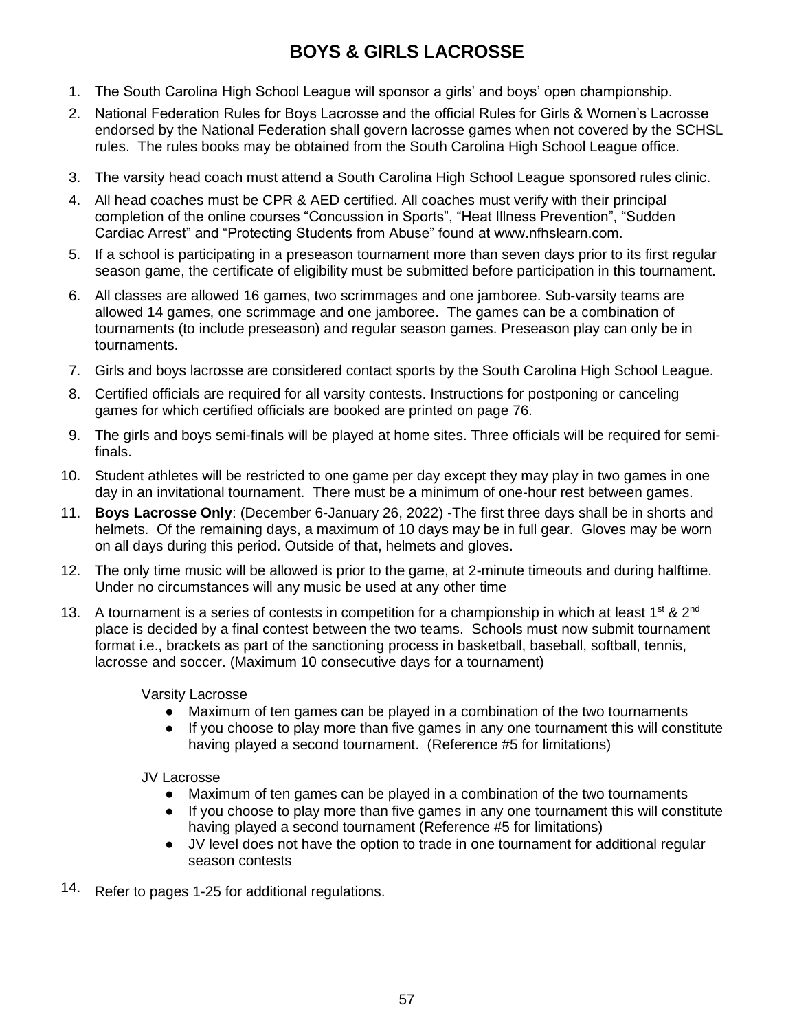# BOYS & GIRLS LACROSSE

1. The South Carolina High School League will sponsor a girls' and boys' open championship.
2. National Federation Rules for Boys Lacrosse and the official Rules for Girls & Women's Lacrosse endorsed by the National Federation shall govern lacrosse games when not covered by the SCHSL rules. The rules books may be obtained from the South Carolina High School League office.
3. The varsity head coach must attend a South Carolina High School League sponsored rules clinic.
4. All head coaches must be CPR & AED certified. All coaches must verify with their principal completion of the online courses "Concussion in Sports", "Heat Illness Prevention", "Sudden Cardiac Arrest" and "Protecting Students from Abuse" found at www.nfhslearn.com.
5. If a school is participating in a preseason tournament more than seven days prior to its first regular season game, the certificate of eligibility must be submitted before participation in this tournament.
6. All classes are allowed 16 games, two scrimmages and one jamboree. Sub-varsity teams are allowed 14 games, one scrimmage and one jamboree. The games can be a combination of tournaments (to include preseason) and regular season games. Preseason play can only be in tournaments.
7. Girls and boys lacrosse are considered contact sports by the South Carolina High School League.
8. Certified officials are required for all varsity contests. Instructions for postponing or canceling games for which certified officials are booked are printed on page 76.
9. The girls and boys semi-finals will be played at home sites. Three officials will be required for semi-finals.
10. Student athletes will be restricted to one game per day except they may play in two games in one day in an invitational tournament. There must be a minimum of one-hour rest between games.
11. **Boys Lacrosse Only**: (December 6-January 26, 2022) -The first three days shall be in shorts and helmets. Of the remaining days, a maximum of 10 days may be in full gear. Gloves may be worn on all days during this period. Outside of that, helmets and gloves.
12. The only time music will be allowed is prior to the game, at 2-minute timeouts and during halftime. Under no circumstances will any music be used at any other time
13. A tournament is a series of contests in competition for a championship in which at least 1st & 2nd place is decided by a final contest between the two teams. Schools must now submit tournament format i.e., brackets as part of the sanctioning process in basketball, baseball, softball, tennis, lacrosse and soccer. (Maximum 10 consecutive days for a tournament)

    Varsity Lacrosse
    - Maximum of ten games can be played in a combination of the two tournaments
    - If you choose to play more than five games in any one tournament this will constitute having played a second tournament. (Reference #5 for limitations)

    JV Lacrosse
    - Maximum of ten games can be played in a combination of the two tournaments
    - If you choose to play more than five games in any one tournament this will constitute having played a second tournament (Reference #5 for limitations)
    - JV level does not have the option to trade in one tournament for additional regular season contests

14. Refer to pages 1-25 for additional regulations.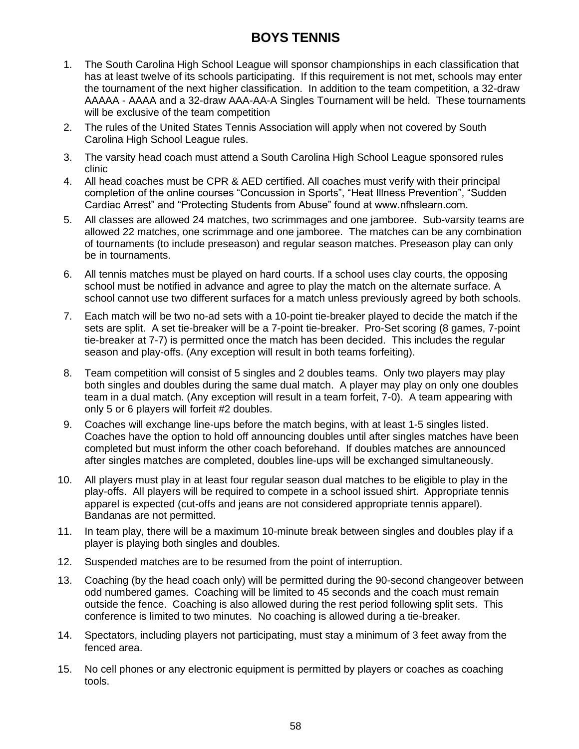# BOYS TENNIS

1. The South Carolina High School League will sponsor championships in each classification that has at least twelve of its schools participating. If this requirement is not met, schools may enter the tournament of the next higher classification. In addition to the team competition, a 32-draw AAAAA - AAAA and a 32-draw AAA-AA-A Singles Tournament will be held. These tournaments will be exclusive of the team competition
2. The rules of the United States Tennis Association will apply when not covered by South Carolina High School League rules.
3. The varsity head coach must attend a South Carolina High School League sponsored rules clinic
4. All head coaches must be CPR & AED certified. All coaches must verify with their principal completion of the online courses “Concussion in Sports”, “Heat Illness Prevention”, “Sudden Cardiac Arrest” and “Protecting Students from Abuse” found at www.nfhslearn.com.
5. All classes are allowed 24 matches, two scrimmages and one jamboree. Sub-varsity teams are allowed 22 matches, one scrimmage and one jamboree. The matches can be any combination of tournaments (to include preseason) and regular season matches. Preseason play can only be in tournaments.
6. All tennis matches must be played on hard courts. If a school uses clay courts, the opposing school must be notified in advance and agree to play the match on the alternate surface. A school cannot use two different surfaces for a match unless previously agreed by both schools.
7. Each match will be two no-ad sets with a 10-point tie-breaker played to decide the match if the sets are split. A set tie-breaker will be a 7-point tie-breaker. Pro-Set scoring (8 games, 7-point tie-breaker at 7-7) is permitted once the match has been decided. This includes the regular season and play-offs. (Any exception will result in both teams forfeiting).
8. Team competition will consist of 5 singles and 2 doubles teams. Only two players may play both singles and doubles during the same dual match. A player may play on only one doubles team in a dual match. (Any exception will result in a team forfeit, 7-0). A team appearing with only 5 or 6 players will forfeit #2 doubles.
9. Coaches will exchange line-ups before the match begins, with at least 1-5 singles listed. Coaches have the option to hold off announcing doubles until after singles matches have been completed but must inform the other coach beforehand. If doubles matches are announced after singles matches are completed, doubles line-ups will be exchanged simultaneously.
10. All players must play in at least four regular season dual matches to be eligible to play in the play-offs. All players will be required to compete in a school issued shirt. Appropriate tennis apparel is expected (cut-offs and jeans are not considered appropriate tennis apparel). Bandanas are not permitted.
11. In team play, there will be a maximum 10-minute break between singles and doubles play if a player is playing both singles and doubles.
12. Suspended matches are to be resumed from the point of interruption.
13. Coaching (by the head coach only) will be permitted during the 90-second changeover between odd numbered games. Coaching will be limited to 45 seconds and the coach must remain outside the fence. Coaching is also allowed during the rest period following split sets. This conference is limited to two minutes. No coaching is allowed during a tie-breaker.
14. Spectators, including players not participating, must stay a minimum of 3 feet away from the fenced area.
15. No cell phones or any electronic equipment is permitted by players or coaches as coaching tools.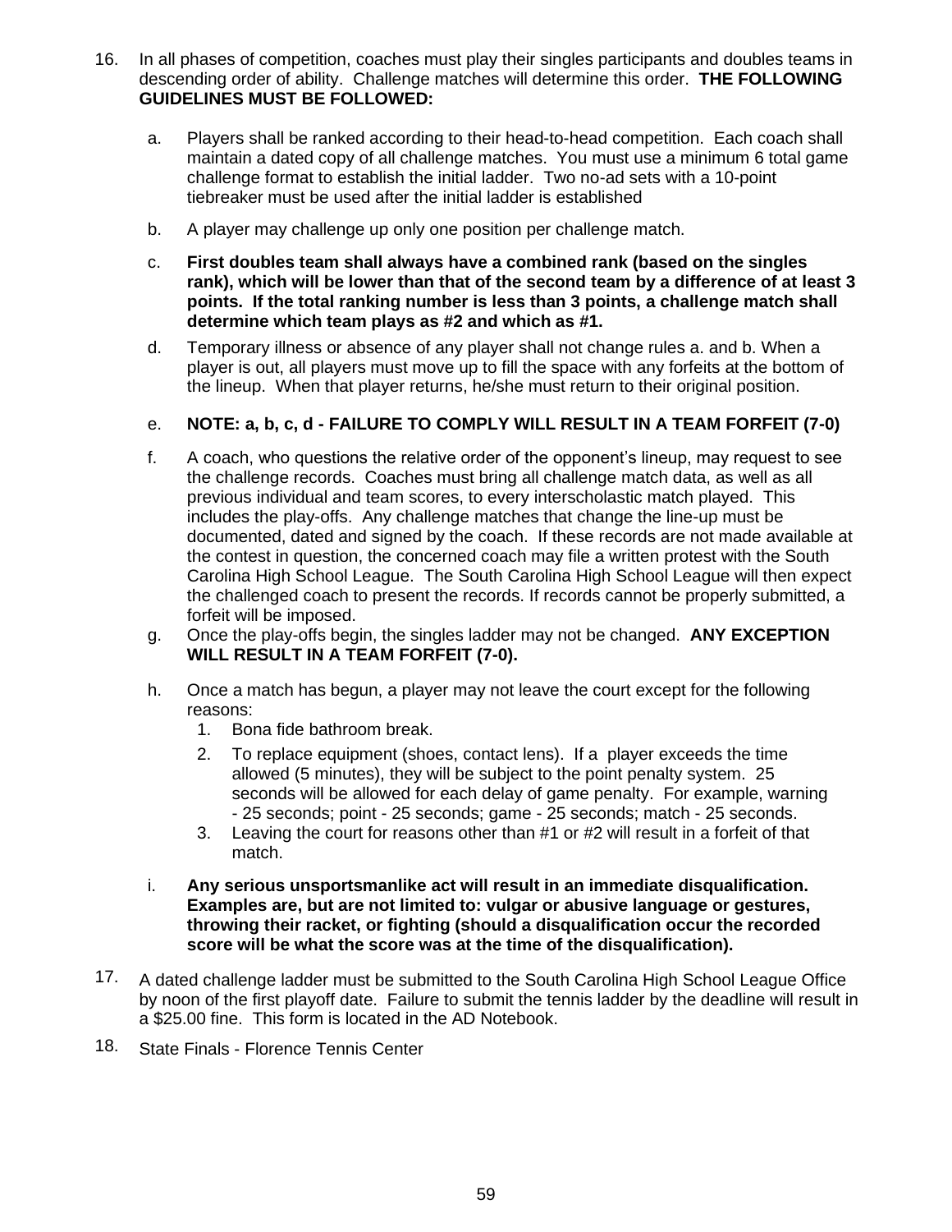16. In all phases of competition, coaches must play their singles participants and doubles teams in descending order of ability. Challenge matches will determine this order. **THE FOLLOWING GUIDELINES MUST BE FOLLOWED:**

    a. Players shall be ranked according to their head-to-head competition. Each coach shall maintain a dated copy of all challenge matches. You must use a minimum 6 total game challenge format to establish the initial ladder. Two no-ad sets with a 10-point tiebreaker must be used after the initial ladder is established

    b. A player may challenge up only one position per challenge match.

    c. **First doubles team shall always have a combined rank (based on the singles rank), which will be lower than that of the second team by a difference of at least 3 points. If the total ranking number is less than 3 points, a challenge match shall determine which team plays as #2 and which as #1.**

    d. Temporary illness or absence of any player shall not change rules a. and b. When a player is out, all players must move up to fill the space with any forfeits at the bottom of the lineup. When that player returns, he/she must return to their original position.

    e. **NOTE: a, b, c, d - FAILURE TO COMPLY WILL RESULT IN A TEAM FORFEIT (7-0)**

    f. A coach, who questions the relative order of the opponent's lineup, may request to see the challenge records. Coaches must bring all challenge match data, as well as all previous individual and team scores, to every interscholastic match played. This includes the play-offs. Any challenge matches that change the line-up must be documented, dated and signed by the coach. If these records are not made available at the contest in question, the concerned coach may file a written protest with the South Carolina High School League. The South Carolina High School League will then expect the challenged coach to present the records. If records cannot be properly submitted, a forfeit will be imposed.

    g. Once the play-offs begin, the singles ladder may not be changed. **ANY EXCEPTION WILL RESULT IN A TEAM FORFEIT (7-0).**

    h. Once a match has begun, a player may not leave the court except for the following reasons:
       1. Bona fide bathroom break.
       2. To replace equipment (shoes, contact lens). If a player exceeds the time allowed (5 minutes), they will be subject to the point penalty system. 25 seconds will be allowed for each delay of game penalty. For example, warning - 25 seconds; point - 25 seconds; game - 25 seconds; match - 25 seconds.
       3. Leaving the court for reasons other than #1 or #2 will result in a forfeit of that match.

    i. **Any serious unsportsmanlike act will result in an immediate disqualification. Examples are, but are not limited to: vulgar or abusive language or gestures, throwing their racket, or fighting (should a disqualification occur the recorded score will be what the score was at the time of the disqualification).**

17. A dated challenge ladder must be submitted to the South Carolina High School League Office by noon of the first playoff date. Failure to submit the tennis ladder by the deadline will result in a $25.00 fine. This form is located in the AD Notebook.

18. State Finals - Florence Tennis Center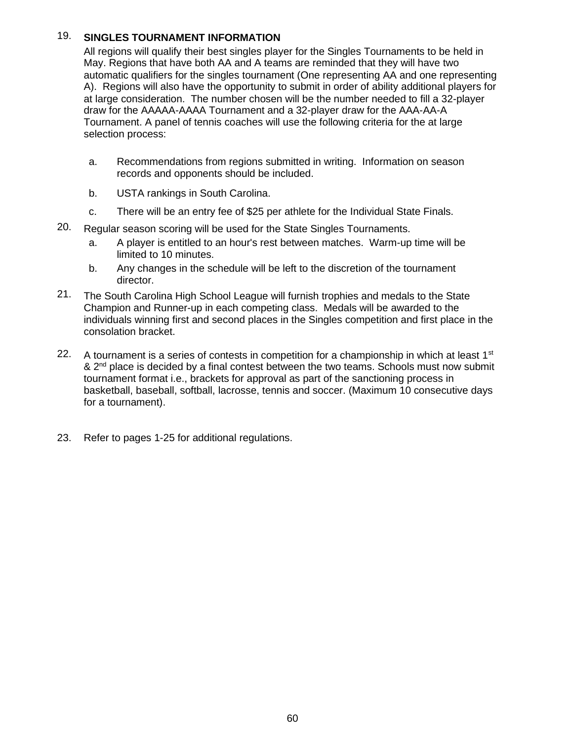19. **SINGLES TOURNAMENT INFORMATION**

    All regions will qualify their best singles player for the Singles Tournaments to be held in May. Regions that have both AA and A teams are reminded that they will have two automatic qualifiers for the singles tournament (One representing AA and one representing A). Regions will also have the opportunity to submit in order of ability additional players for at large consideration. The number chosen will be the number needed to fill a 32-player draw for the AAAAA-AAAA Tournament and a 32-player draw for the AAA-AA-A Tournament. A panel of tennis coaches will use the following criteria for the at large selection process:

    a. Recommendations from regions submitted in writing. Information on season records and opponents should be included.

    b. USTA rankings in South Carolina.

    c. There will be an entry fee of $25 per athlete for the Individual State Finals.

20. Regular season scoring will be used for the State Singles Tournaments.
    a. A player is entitled to an hour's rest between matches. Warm-up time will be limited to 10 minutes.
    b. Any changes in the schedule will be left to the discretion of the tournament director.

21. The South Carolina High School League will furnish trophies and medals to the State Champion and Runner-up in each competing class. Medals will be awarded to the individuals winning first and second places in the Singles competition and first place in the consolation bracket.

22. A tournament is a series of contests in competition for a championship in which at least 1st & 2nd place is decided by a final contest between the two teams. Schools must now submit tournament format i.e., brackets for approval as part of the sanctioning process in basketball, baseball, softball, lacrosse, tennis and soccer. (Maximum 10 consecutive days for a tournament).

23. Refer to pages 1-25 for additional regulations.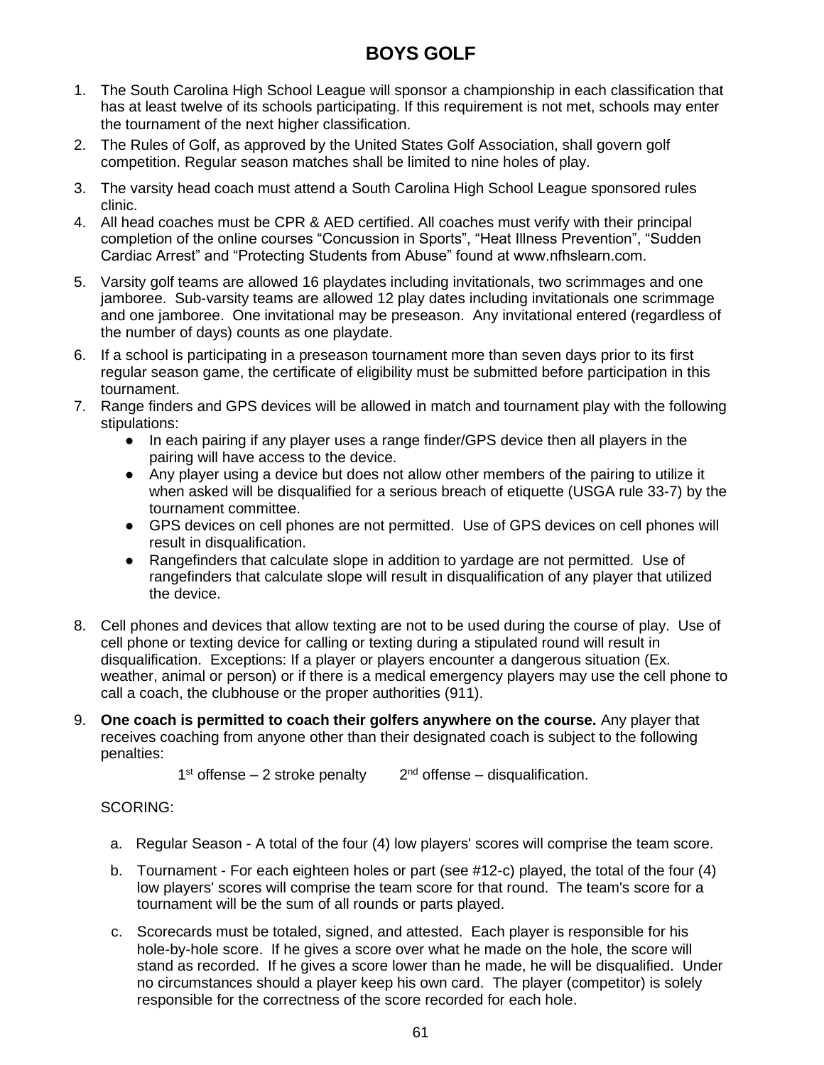# BOYS GOLF

1. The South Carolina High School League will sponsor a championship in each classification that has at least twelve of its schools participating. If this requirement is not met, schools may enter the tournament of the next higher classification.
2. The Rules of Golf, as approved by the United States Golf Association, shall govern golf competition. Regular season matches shall be limited to nine holes of play.
3. The varsity head coach must attend a South Carolina High School League sponsored rules clinic.
4. All head coaches must be CPR & AED certified. All coaches must verify with their principal completion of the online courses "Concussion in Sports", "Heat Illness Prevention", "Sudden Cardiac Arrest" and "Protecting Students from Abuse" found at www.nfhslearn.com.
5. Varsity golf teams are allowed 16 playdates including invitationals, two scrimmages and one jamboree. Sub-varsity teams are allowed 12 play dates including invitationals one scrimmage and one jamboree. One invitational may be preseason. Any invitational entered (regardless of the number of days) counts as one playdate.
6. If a school is participating in a preseason tournament more than seven days prior to its first regular season game, the certificate of eligibility must be submitted before participation in this tournament.
7. Range finders and GPS devices will be allowed in match and tournament play with the following stipulations:
   - In each pairing if any player uses a range finder/GPS device then all players in the pairing will have access to the device.
   - Any player using a device but does not allow other members of the pairing to utilize it when asked will be disqualified for a serious breach of etiquette (USGA rule 33-7) by the tournament committee.
   - GPS devices on cell phones are not permitted. Use of GPS devices on cell phones will result in disqualification.
   - Rangefinders that calculate slope in addition to yardage are not permitted. Use of rangefinders that calculate slope will result in disqualification of any player that utilized the device.
8. Cell phones and devices that allow texting are not to be used during the course of play. Use of cell phone or texting device for calling or texting during a stipulated round will result in disqualification. Exceptions: If a player or players encounter a dangerous situation (Ex. weather, animal or person) or if there is a medical emergency players may use the cell phone to call a coach, the clubhouse or the proper authorities (911).
9. **One coach is permitted to coach their golfers anywhere on the course.** Any player that receives coaching from anyone other than their designated coach is subject to the following penalties:

   1st offense – 2 stroke penalty 2nd offense – disqualification.

   SCORING:

   a. Regular Season - A total of the four (4) low players' scores will comprise the team score.

   b. Tournament - For each eighteen holes or part (see #12-c) played, the total of the four (4) low players' scores will comprise the team score for that round. The team's score for a tournament will be the sum of all rounds or parts played.

   c. Scorecards must be totaled, signed, and attested. Each player is responsible for his hole-by-hole score. If he gives a score over what he made on the hole, the score will stand as recorded. If he gives a score lower than he made, he will be disqualified. Under no circumstances should a player keep his own card. The player (competitor) is solely responsible for the correctness of the score recorded for each hole.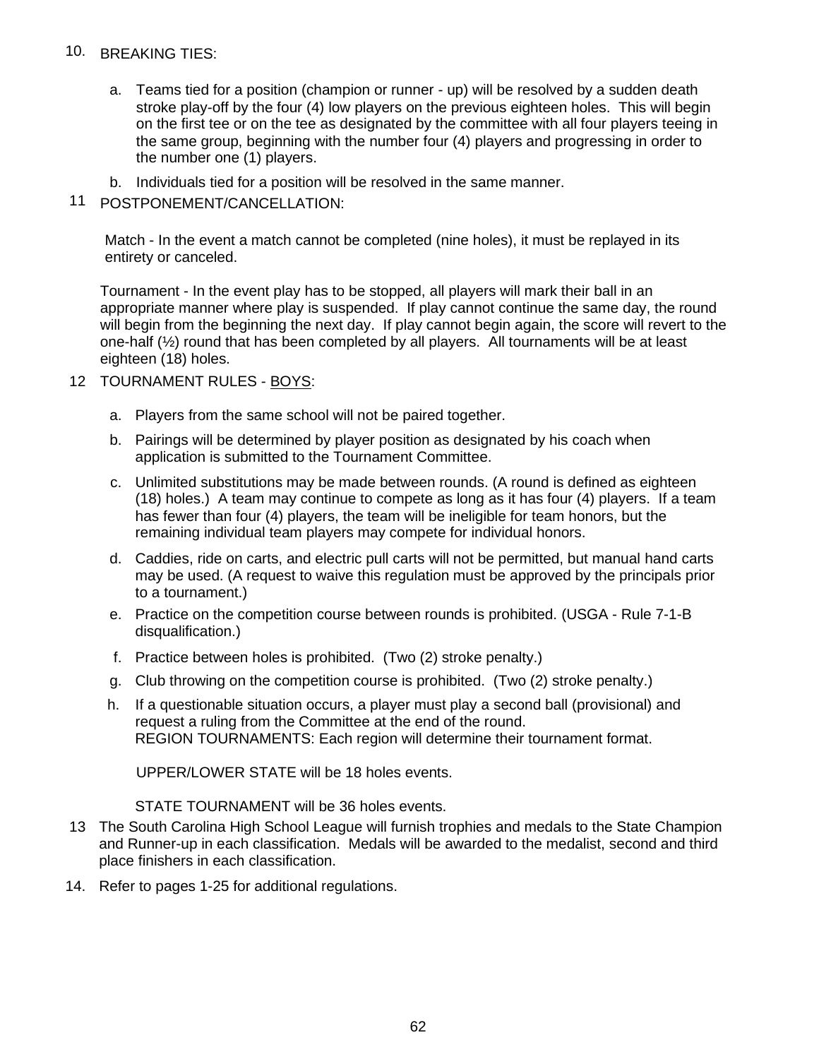10. BREAKING TIES:

    a. Teams tied for a position (champion or runner - up) will be resolved by a sudden death stroke play-off by the four (4) low players on the previous eighteen holes. This will begin on the first tee or on the tee as designated by the committee with all four players teeing in the same group, beginning with the number four (4) players and progressing in order to the number one (1) players.

    b. Individuals tied for a position will be resolved in the same manner.

11 POSTPONEMENT/CANCELLATION:

Match - In the event a match cannot be completed (nine holes), it must be replayed in its entirety or canceled.

Tournament - In the event play has to be stopped, all players will mark their ball in an appropriate manner where play is suspended. If play cannot continue the same day, the round will begin from the beginning the next day. If play cannot begin again, the score will revert to the one-half (½) round that has been completed by all players. All tournaments will be at least eighteen (18) holes.

12 TOURNAMENT RULES - <u>BOYS</u>:

    a. Players from the same school will not be paired together.

    b. Pairings will be determined by player position as designated by his coach when application is submitted to the Tournament Committee.

    c. Unlimited substitutions may be made between rounds. (A round is defined as eighteen (18) holes.) A team may continue to compete as long as it has four (4) players. If a team has fewer than four (4) players, the team will be ineligible for team honors, but the remaining individual team players may compete for individual honors.

    d. Caddies, ride on carts, and electric pull carts will not be permitted, but manual hand carts may be used. (A request to waive this regulation must be approved by the principals prior to a tournament.)

    e. Practice on the competition course between rounds is prohibited. (USGA - Rule 7-1-B disqualification.)

    f. Practice between holes is prohibited. (Two (2) stroke penalty.)

    g. Club throwing on the competition course is prohibited. (Two (2) stroke penalty.)

    h. If a questionable situation occurs, a player must play a second ball (provisional) and request a ruling from the Committee at the end of the round.
    REGION TOURNAMENTS: Each region will determine their tournament format.

    UPPER/LOWER STATE will be 18 holes events.

    STATE TOURNAMENT will be 36 holes events.

13 The South Carolina High School League will furnish trophies and medals to the State Champion and Runner-up in each classification. Medals will be awarded to the medalist, second and third place finishers in each classification.

14. Refer to pages 1-25 for additional regulations.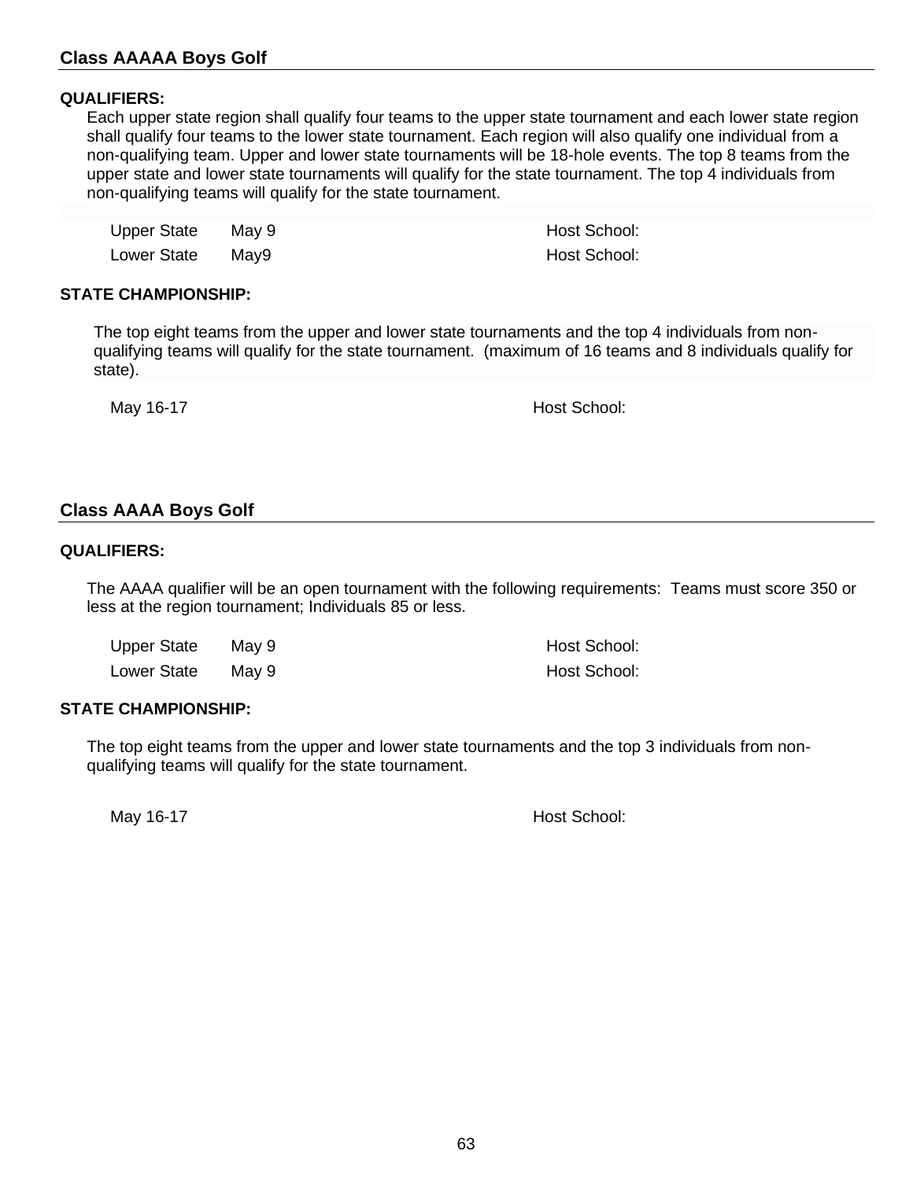## Class AAAAA Boys Golf

**QUALIFIERS:**

Each upper state region shall qualify four teams to the upper state tournament and each lower state region shall qualify four teams to the lower state tournament. Each region will also qualify one individual from a non-qualifying team. Upper and lower state tournaments will be 18-hole events. The top 8 teams from the upper state and lower state tournaments will qualify for the state tournament. The top 4 individuals from non-qualifying teams will qualify for the state tournament.

| | | |
|---|---|---|
| Upper State | May 9 | Host School: |
| Lower State | May9 | Host School: |

**STATE CHAMPIONSHIP:**

The top eight teams from the upper and lower state tournaments and the top 4 individuals from non-qualifying teams will qualify for the state tournament. (maximum of 16 teams and 8 individuals qualify for state).

May 16-17 Host School:

## Class AAAA Boys Golf

**QUALIFIERS:**

The AAAA qualifier will be an open tournament with the following requirements: Teams must score 350 or less at the region tournament; Individuals 85 or less.

| | | |
|---|---|---|
| Upper State | May 9 | Host School: |
| Lower State | May 9 | Host School: |

**STATE CHAMPIONSHIP:**

The top eight teams from the upper and lower state tournaments and the top 3 individuals from non-qualifying teams will qualify for the state tournament.

May 16-17 Host School: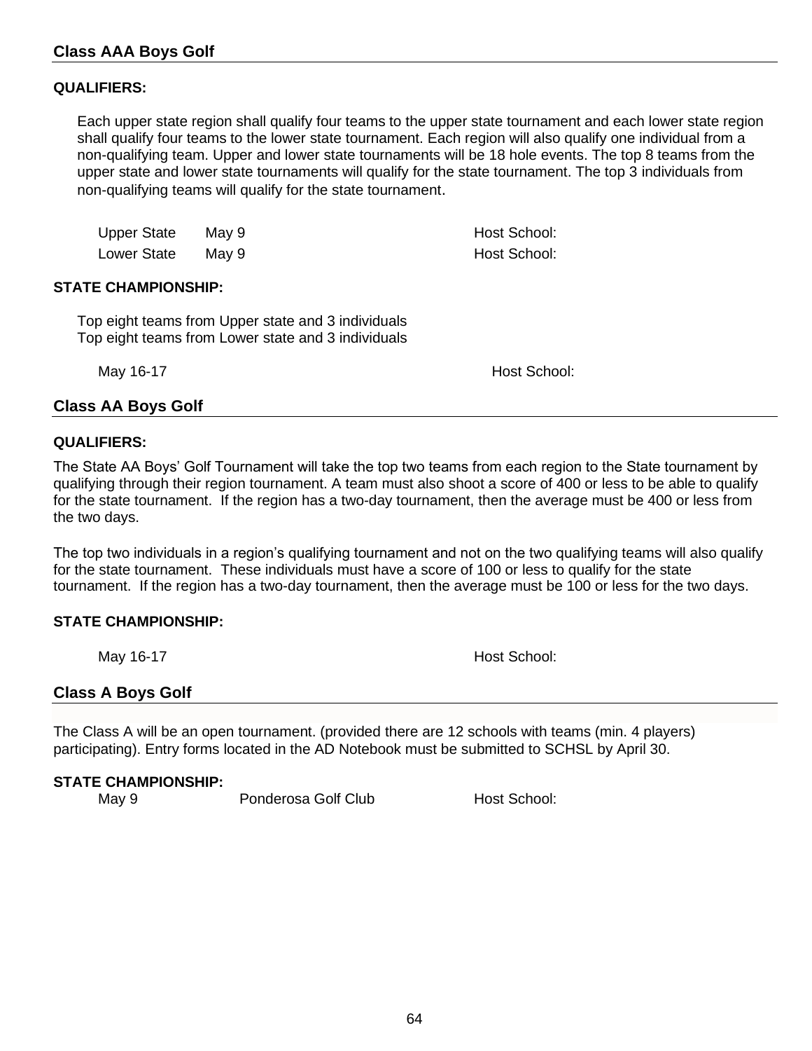## Class AAA Boys Golf

**QUALIFIERS:**

Each upper state region shall qualify four teams to the upper state tournament and each lower state region shall qualify four teams to the lower state tournament. Each region will also qualify one individual from a non-qualifying team. Upper and lower state tournaments will be 18 hole events. The top 8 teams from the upper state and lower state tournaments will qualify for the state tournament. The top 3 individuals from non-qualifying teams will qualify for the state tournament.

| | | |
|---|---|---|
| Upper State | May 9 | Host School: |
| Lower State | May 9 | Host School: |

**STATE CHAMPIONSHIP:**

Top eight teams from Upper state and 3 individuals
Top eight teams from Lower state and 3 individuals

May 16-17 Host School:

## Class AA Boys Golf

**QUALIFIERS:**

The State AA Boys' Golf Tournament will take the top two teams from each region to the State tournament by qualifying through their region tournament. A team must also shoot a score of 400 or less to be able to qualify for the state tournament. If the region has a two-day tournament, then the average must be 400 or less from the two days.

The top two individuals in a region's qualifying tournament and not on the two qualifying teams will also qualify for the state tournament. These individuals must have a score of 100 or less to qualify for the state tournament. If the region has a two-day tournament, then the average must be 100 or less for the two days.

**STATE CHAMPIONSHIP:**

May 16-17 Host School:

## Class A Boys Golf

The Class A will be an open tournament. (provided there are 12 schools with teams (min. 4 players) participating). Entry forms located in the AD Notebook must be submitted to SCHSL by April 30.

**STATE CHAMPIONSHIP:**

May 9 Ponderosa Golf Club Host School: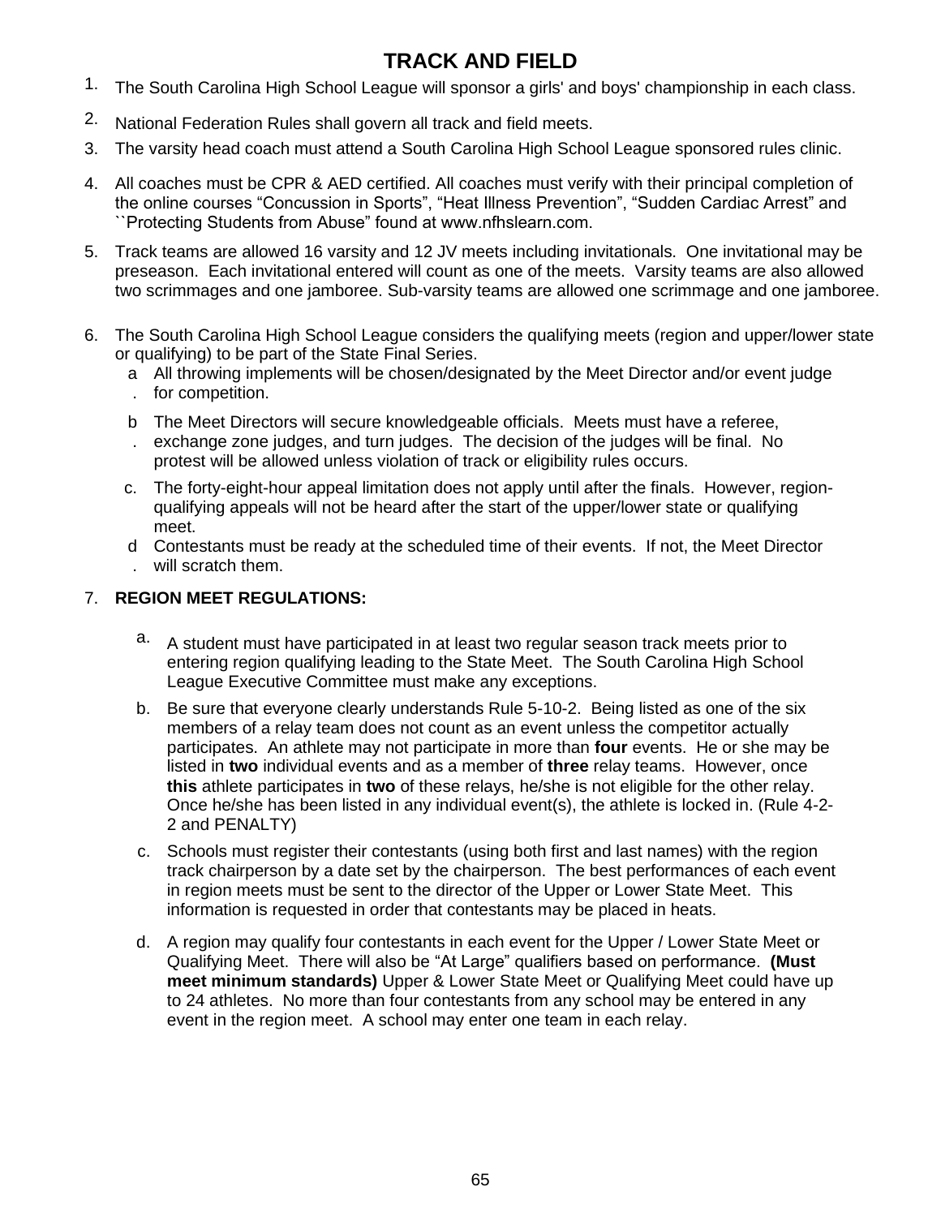# TRACK AND FIELD

1. The South Carolina High School League will sponsor a girls' and boys' championship in each class.
2. National Federation Rules shall govern all track and field meets.
3. The varsity head coach must attend a South Carolina High School League sponsored rules clinic.
4. All coaches must be CPR & AED certified. All coaches must verify with their principal completion of the online courses “Concussion in Sports”, “Heat Illness Prevention”, “Sudden Cardiac Arrest” and ``Protecting Students from Abuse” found at www.nfhslearn.com.
5. Track teams are allowed 16 varsity and 12 JV meets including invitationals. One invitational may be preseason. Each invitational entered will count as one of the meets. Varsity teams are also allowed two scrimmages and one jamboree. Sub-varsity teams are allowed one scrimmage and one jamboree.
6. The South Carolina High School League considers the qualifying meets (region and upper/lower state or qualifying) to be part of the State Final Series.
   a. All throwing implements will be chosen/designated by the Meet Director and/or event judge for competition.
   b. The Meet Directors will secure knowledgeable officials. Meets must have a referee, exchange zone judges, and turn judges. The decision of the judges will be final. No protest will be allowed unless violation of track or eligibility rules occurs.
   c. The forty-eight-hour appeal limitation does not apply until after the finals. However, region-qualifying appeals will not be heard after the start of the upper/lower state or qualifying meet.
   d. Contestants must be ready at the scheduled time of their events. If not, the Meet Director will scratch them.
7. **REGION MEET REGULATIONS:**
   a. A student must have participated in at least two regular season track meets prior to entering region qualifying leading to the State Meet. The South Carolina High School League Executive Committee must make any exceptions.
   b. Be sure that everyone clearly understands Rule 5-10-2. Being listed as one of the six members of a relay team does not count as an event unless the competitor actually participates. An athlete may not participate in more than **four** events. He or she may be listed in **two** individual events and as a member of **three** relay teams. However, once **this** athlete participates in **two** of these relays, he/she is not eligible for the other relay. Once he/she has been listed in any individual event(s), the athlete is locked in. (Rule 4-2-2 and PENALTY)
   c. Schools must register their contestants (using both first and last names) with the region track chairperson by a date set by the chairperson. The best performances of each event in region meets must be sent to the director of the Upper or Lower State Meet. This information is requested in order that contestants may be placed in heats.
   d. A region may qualify four contestants in each event for the Upper / Lower State Meet or Qualifying Meet. There will also be “At Large” qualifiers based on performance. **(Must meet minimum standards)** Upper & Lower State Meet or Qualifying Meet could have up to 24 athletes. No more than four contestants from any school may be entered in any event in the region meet. A school may enter one team in each relay.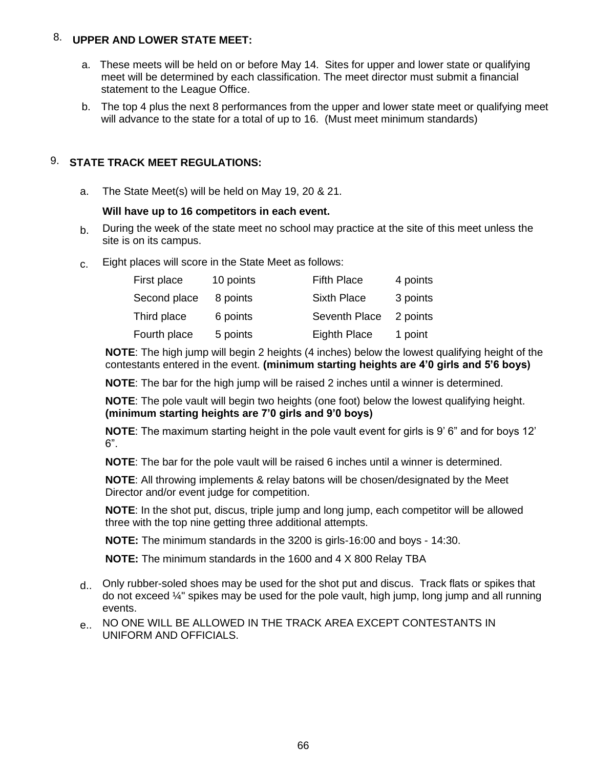## 8. UPPER AND LOWER STATE MEET:

a. These meets will be held on or before May 14. Sites for upper and lower state or qualifying meet will be determined by each classification. The meet director must submit a financial statement to the League Office.

b. The top 4 plus the next 8 performances from the upper and lower state meet or qualifying meet will advance to the state for a total of up to 16. (Must meet minimum standards)

## 9. STATE TRACK MEET REGULATIONS:

a. The State Meet(s) will be held on May 19, 20 & 21.

**Will have up to 16 competitors in each event.**

b. During the week of the state meet no school may practice at the site of this meet unless the site is on its campus.

c. Eight places will score in the State Meet as follows:

| | | | |
|---|---|---|---|
| First place | 10 points | Fifth Place | 4 points |
| Second place | 8 points | Sixth Place | 3 points |
| Third place | 6 points | Seventh Place | 2 points |
| Fourth place | 5 points | Eighth Place | 1 point |

**NOTE**: The high jump will begin 2 heights (4 inches) below the lowest qualifying height of the contestants entered in the event. **(minimum starting heights are 4'0 girls and 5'6 boys)**

**NOTE**: The bar for the high jump will be raised 2 inches until a winner is determined.

**NOTE**: The pole vault will begin two heights (one foot) below the lowest qualifying height. **(minimum starting heights are 7'0 girls and 9'0 boys)**

**NOTE**: The maximum starting height in the pole vault event for girls is 9' 6" and for boys 12' 6".

**NOTE**: The bar for the pole vault will be raised 6 inches until a winner is determined.

**NOTE**: All throwing implements & relay batons will be chosen/designated by the Meet Director and/or event judge for competition.

**NOTE**: In the shot put, discus, triple jump and long jump, each competitor will be allowed three with the top nine getting three additional attempts.

**NOTE:** The minimum standards in the 3200 is girls-16:00 and boys - 14:30.

**NOTE:** The minimum standards in the 1600 and 4 X 800 Relay TBA

d.. Only rubber-soled shoes may be used for the shot put and discus. Track flats or spikes that do not exceed ¼" spikes may be used for the pole vault, high jump, long jump and all running events.

e.. NO ONE WILL BE ALLOWED IN THE TRACK AREA EXCEPT CONTESTANTS IN UNIFORM AND OFFICIALS.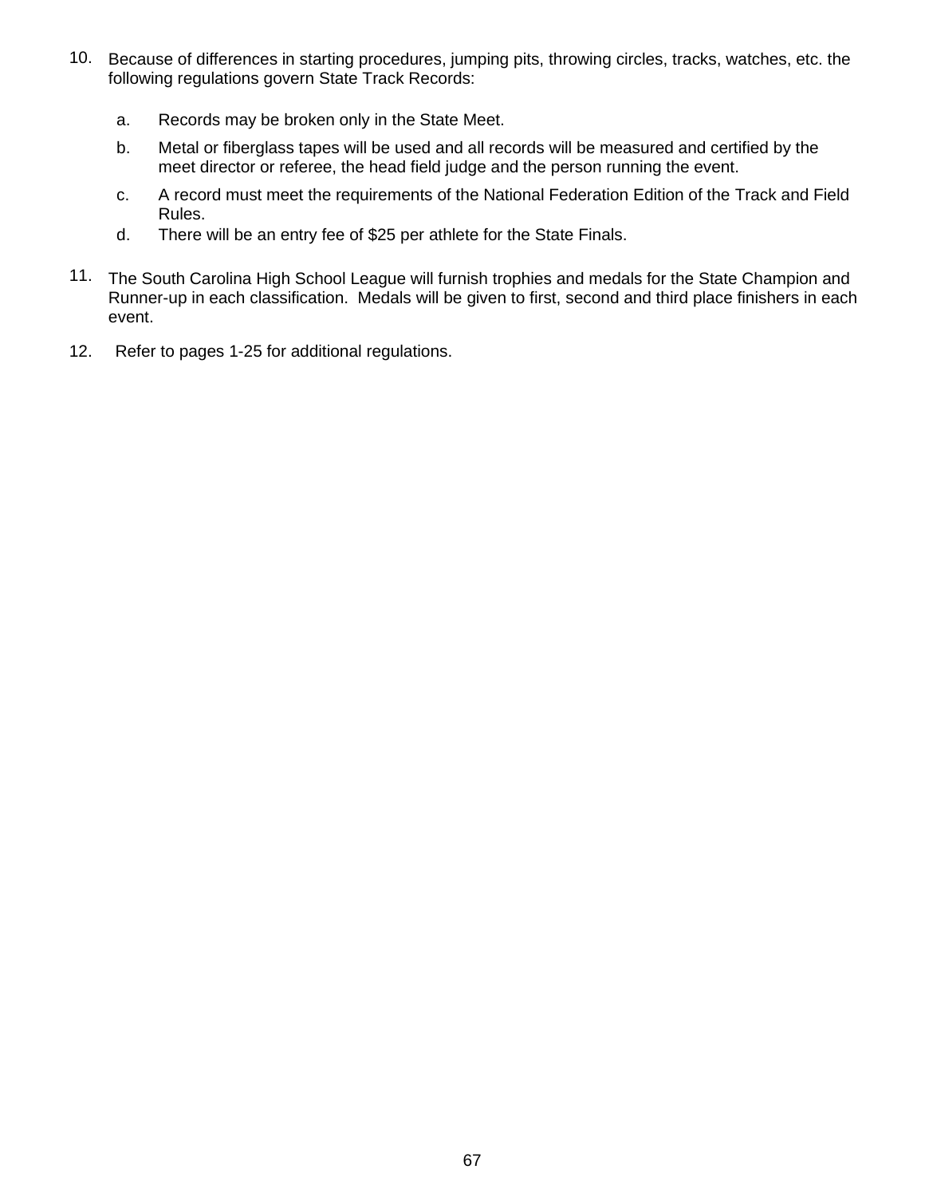10. Because of differences in starting procedures, jumping pits, throwing circles, tracks, watches, etc. the following regulations govern State Track Records:

    a. Records may be broken only in the State Meet.
    b. Metal or fiberglass tapes will be used and all records will be measured and certified by the meet director or referee, the head field judge and the person running the event.
    c. A record must meet the requirements of the National Federation Edition of the Track and Field Rules.
    d. There will be an entry fee of $25 per athlete for the State Finals.

11. The South Carolina High School League will furnish trophies and medals for the State Champion and Runner-up in each classification. Medals will be given to first, second and third place finishers in each event.

12. Refer to pages 1-25 for additional regulations.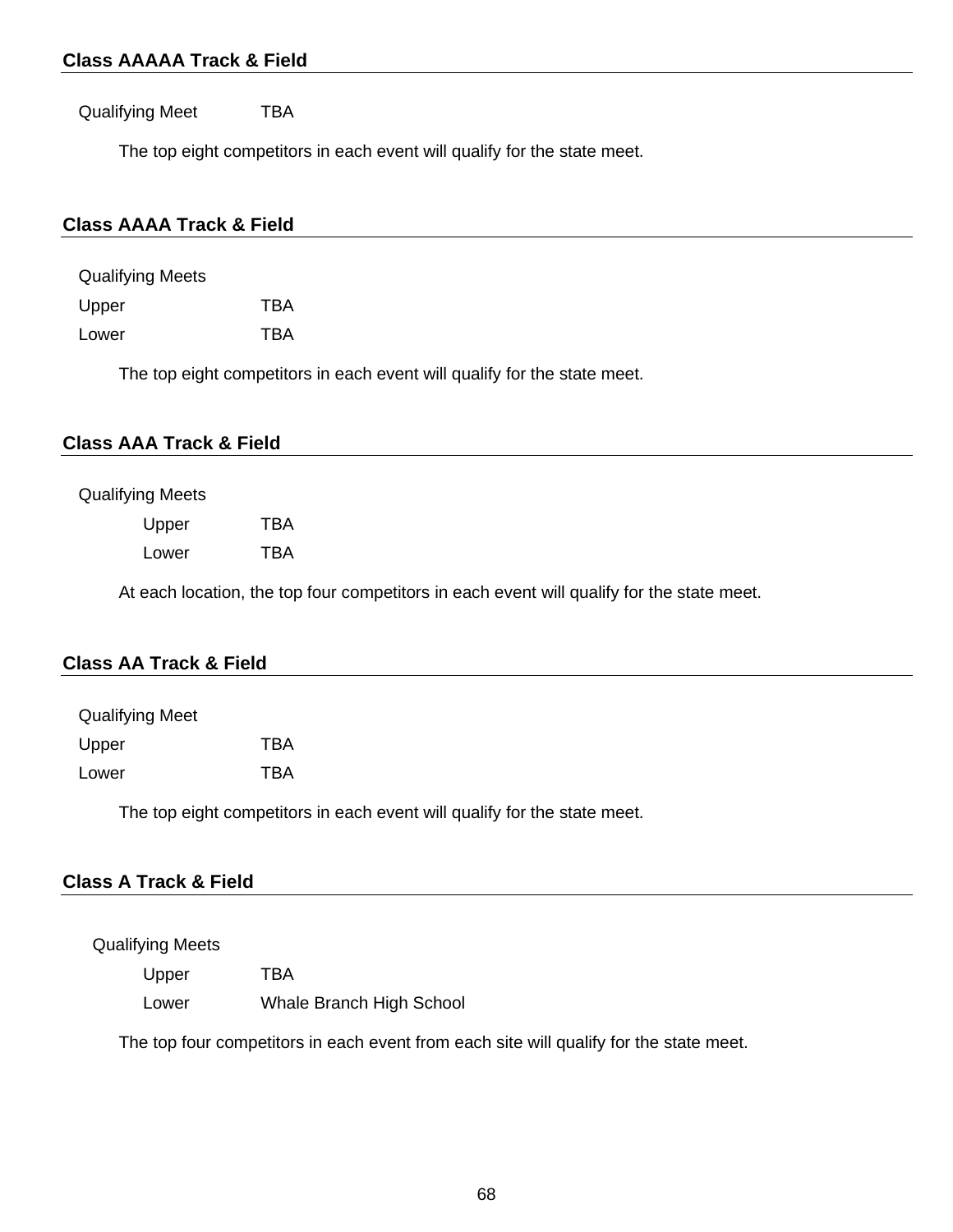## Class AAAAA Track & Field

Qualifying Meet TBA

The top eight competitors in each event will qualify for the state meet.

## Class AAAA Track & Field

Qualifying Meets

Upper TBA

Lower TBA

The top eight competitors in each event will qualify for the state meet.

## Class AAA Track & Field

Qualifying Meets

Upper TBA

Lower TBA

At each location, the top four competitors in each event will qualify for the state meet.

## Class AA Track & Field

Qualifying Meet

Upper TBA

Lower TBA

The top eight competitors in each event will qualify for the state meet.

## Class A Track & Field

Qualifying Meets

Upper TBA

Lower Whale Branch High School

The top four competitors in each event from each site will qualify for the state meet.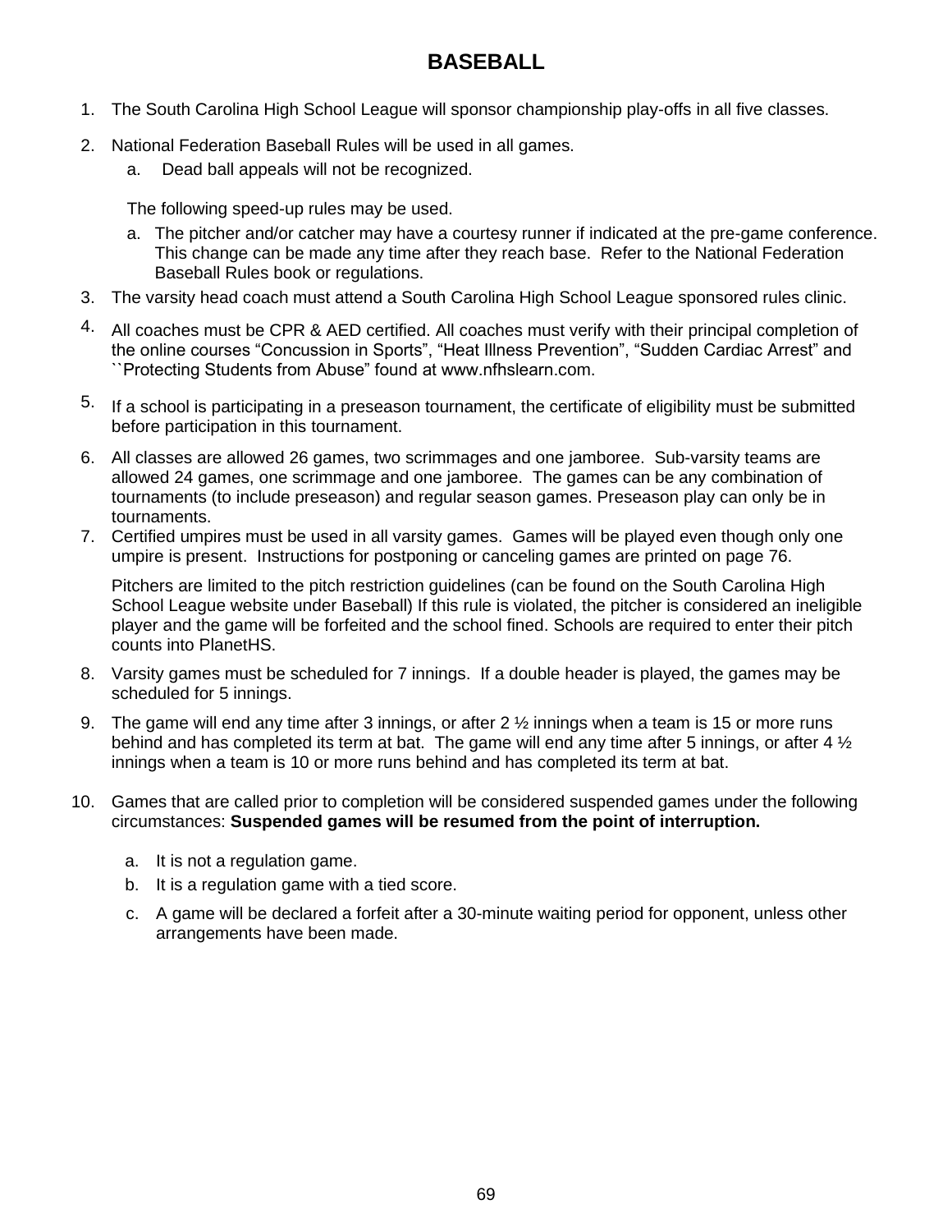# BASEBALL

1. The South Carolina High School League will sponsor championship play-offs in all five classes.

2. National Federation Baseball Rules will be used in all games.
   a. Dead ball appeals will not be recognized.

   The following speed-up rules may be used.

   a. The pitcher and/or catcher may have a courtesy runner if indicated at the pre-game conference. This change can be made any time after they reach base. Refer to the National Federation Baseball Rules book or regulations.

3. The varsity head coach must attend a South Carolina High School League sponsored rules clinic.

4. All coaches must be CPR & AED certified. All coaches must verify with their principal completion of the online courses “Concussion in Sports”, “Heat Illness Prevention”, “Sudden Cardiac Arrest” and ``Protecting Students from Abuse” found at www.nfhslearn.com.

5. If a school is participating in a preseason tournament, the certificate of eligibility must be submitted before participation in this tournament.

6. All classes are allowed 26 games, two scrimmages and one jamboree. Sub-varsity teams are allowed 24 games, one scrimmage and one jamboree. The games can be any combination of tournaments (to include preseason) and regular season games. Preseason play can only be in tournaments.

7. Certified umpires must be used in all varsity games. Games will be played even though only one umpire is present. Instructions for postponing or canceling games are printed on page 76.

   Pitchers are limited to the pitch restriction guidelines (can be found on the South Carolina High School League website under Baseball) If this rule is violated, the pitcher is considered an ineligible player and the game will be forfeited and the school fined. Schools are required to enter their pitch counts into PlanetHS.

8. Varsity games must be scheduled for 7 innings. If a double header is played, the games may be scheduled for 5 innings.

9. The game will end any time after 3 innings, or after 2 ½ innings when a team is 15 or more runs behind and has completed its term at bat. The game will end any time after 5 innings, or after 4 ½ innings when a team is 10 or more runs behind and has completed its term at bat.

10. Games that are called prior to completion will be considered suspended games under the following circumstances: **Suspended games will be resumed from the point of interruption.**

    a. It is not a regulation game.
    b. It is a regulation game with a tied score.
    c. A game will be declared a forfeit after a 30-minute waiting period for opponent, unless other arrangements have been made.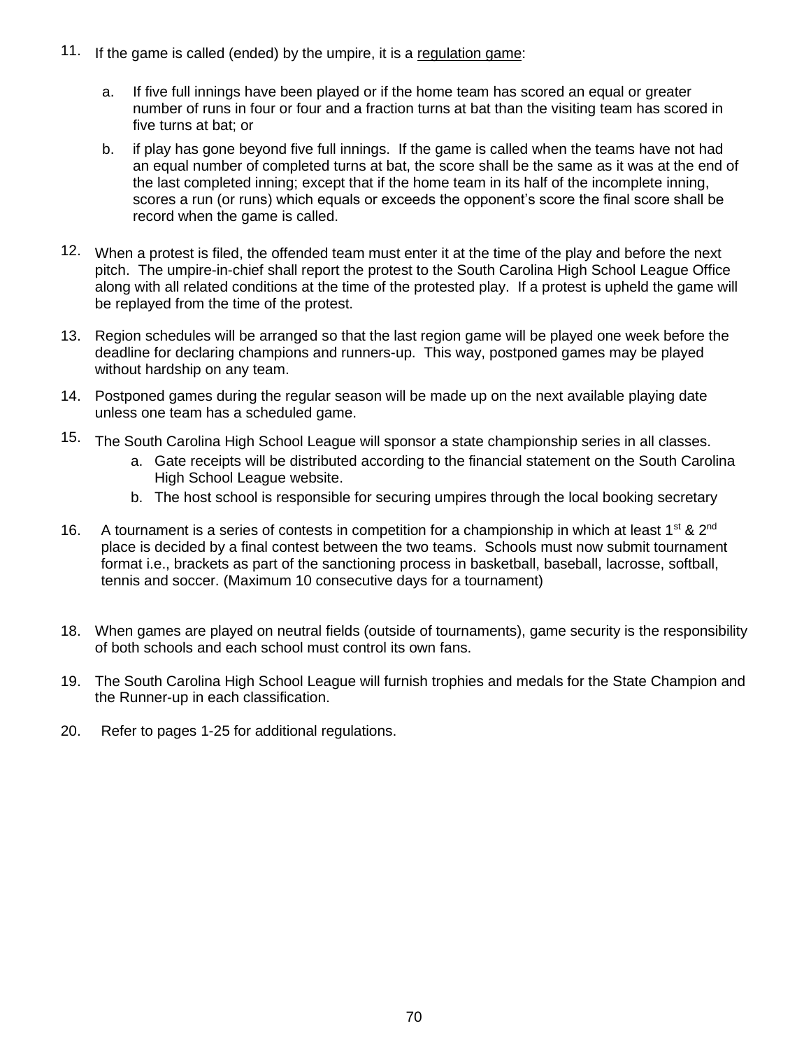11. If the game is called (ended) by the umpire, it is a regulation game:

    a. If five full innings have been played or if the home team has scored an equal or greater number of runs in four or four and a fraction turns at bat than the visiting team has scored in five turns at bat; or

    b. if play has gone beyond five full innings. If the game is called when the teams have not had an equal number of completed turns at bat, the score shall be the same as it was at the end of the last completed inning; except that if the home team in its half of the incomplete inning, scores a run (or runs) which equals or exceeds the opponent's score the final score shall be record when the game is called.

12. When a protest is filed, the offended team must enter it at the time of the play and before the next pitch. The umpire-in-chief shall report the protest to the South Carolina High School League Office along with all related conditions at the time of the protested play. If a protest is upheld the game will be replayed from the time of the protest.

13. Region schedules will be arranged so that the last region game will be played one week before the deadline for declaring champions and runners-up. This way, postponed games may be played without hardship on any team.

14. Postponed games during the regular season will be made up on the next available playing date unless one team has a scheduled game.

15. The South Carolina High School League will sponsor a state championship series in all classes.
    a. Gate receipts will be distributed according to the financial statement on the South Carolina High School League website.
    b. The host school is responsible for securing umpires through the local booking secretary

16. A tournament is a series of contests in competition for a championship in which at least 1st & 2nd place is decided by a final contest between the two teams. Schools must now submit tournament format i.e., brackets as part of the sanctioning process in basketball, baseball, lacrosse, softball, tennis and soccer. (Maximum 10 consecutive days for a tournament)

18. When games are played on neutral fields (outside of tournaments), game security is the responsibility of both schools and each school must control its own fans.

19. The South Carolina High School League will furnish trophies and medals for the State Champion and the Runner-up in each classification.

20. Refer to pages 1-25 for additional regulations.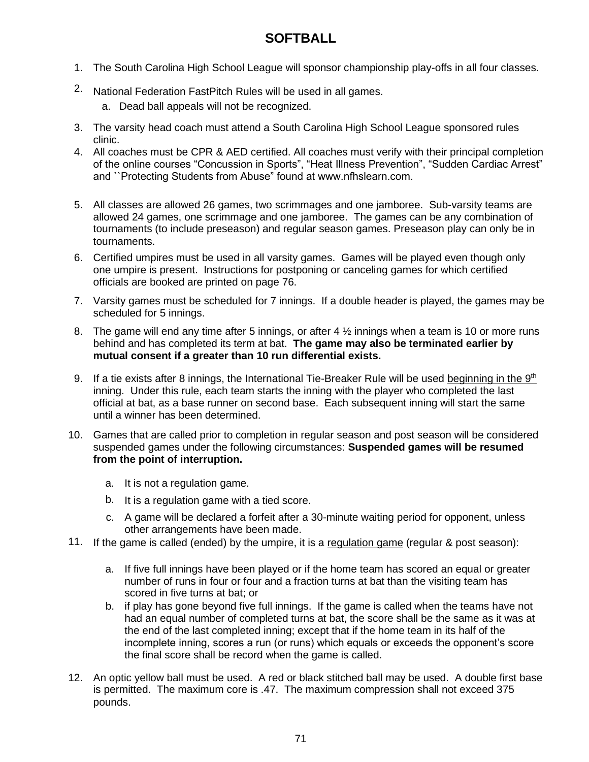# SOFTBALL

1. The South Carolina High School League will sponsor championship play-offs in all four classes.
2. National Federation FastPitch Rules will be used in all games.
   a. Dead ball appeals will not be recognized.
3. The varsity head coach must attend a South Carolina High School League sponsored rules clinic.
4. All coaches must be CPR & AED certified. All coaches must verify with their principal completion of the online courses "Concussion in Sports", "Heat Illness Prevention", "Sudden Cardiac Arrest" and ``Protecting Students from Abuse" found at www.nfhslearn.com.
5. All classes are allowed 26 games, two scrimmages and one jamboree. Sub-varsity teams are allowed 24 games, one scrimmage and one jamboree. The games can be any combination of tournaments (to include preseason) and regular season games. Preseason play can only be in tournaments.
6. Certified umpires must be used in all varsity games. Games will be played even though only one umpire is present. Instructions for postponing or canceling games for which certified officials are booked are printed on page 76.
7. Varsity games must be scheduled for 7 innings. If a double header is played, the games may be scheduled for 5 innings.
8. The game will end any time after 5 innings, or after 4 ½ innings when a team is 10 or more runs behind and has completed its term at bat. **The game may also be terminated earlier by mutual consent if a greater than 10 run differential exists.**
9. If a tie exists after 8 innings, the International Tie-Breaker Rule will be used <u>beginning in the 9th inning</u>. Under this rule, each team starts the inning with the player who completed the last official at bat, as a base runner on second base. Each subsequent inning will start the same until a winner has been determined.
10. Games that are called prior to completion in regular season and post season will be considered suspended games under the following circumstances: **Suspended games will be resumed from the point of interruption.**
    a. It is not a regulation game.
    b. It is a regulation game with a tied score.
    c. A game will be declared a forfeit after a 30-minute waiting period for opponent, unless other arrangements have been made.
11. If the game is called (ended) by the umpire, it is a <u>regulation game</u> (regular & post season):
    a. If five full innings have been played or if the home team has scored an equal or greater number of runs in four or four and a fraction turns at bat than the visiting team has scored in five turns at bat; or
    b. if play has gone beyond five full innings. If the game is called when the teams have not had an equal number of completed turns at bat, the score shall be the same as it was at the end of the last completed inning; except that if the home team in its half of the incomplete inning, scores a run (or runs) which equals or exceeds the opponent's score the final score shall be record when the game is called.
12. An optic yellow ball must be used. A red or black stitched ball may be used. A double first base is permitted. The maximum core is .47. The maximum compression shall not exceed 375 pounds.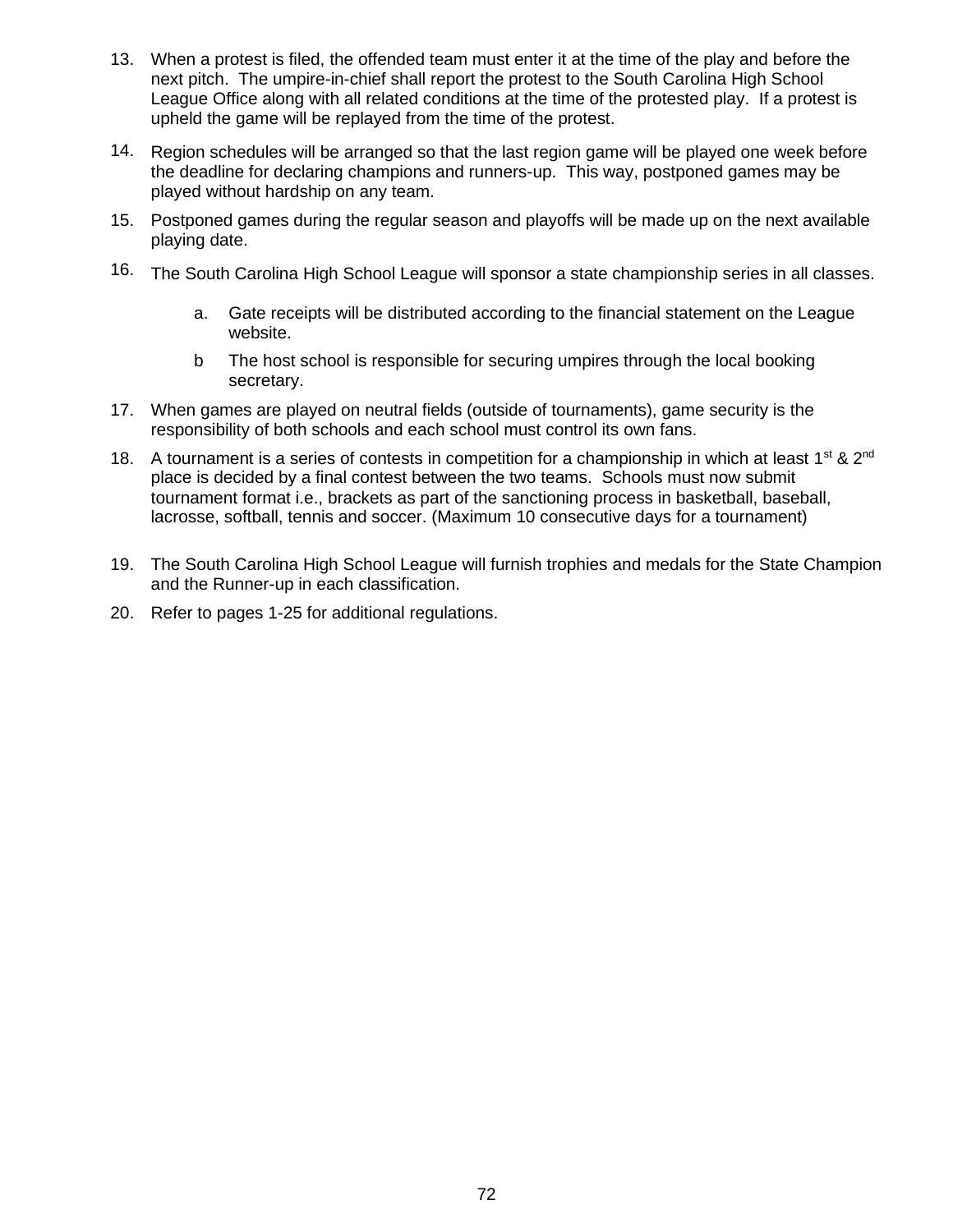13. When a protest is filed, the offended team must enter it at the time of the play and before the next pitch. The umpire-in-chief shall report the protest to the South Carolina High School League Office along with all related conditions at the time of the protested play. If a protest is upheld the game will be replayed from the time of the protest.

14. Region schedules will be arranged so that the last region game will be played one week before the deadline for declaring champions and runners-up. This way, postponed games may be played without hardship on any team.

15. Postponed games during the regular season and playoffs will be made up on the next available playing date.

16. The South Carolina High School League will sponsor a state championship series in all classes.

    a. Gate receipts will be distributed according to the financial statement on the League website.

    b The host school is responsible for securing umpires through the local booking secretary.

17. When games are played on neutral fields (outside of tournaments), game security is the responsibility of both schools and each school must control its own fans.

18. A tournament is a series of contests in competition for a championship in which at least 1st & 2nd place is decided by a final contest between the two teams. Schools must now submit tournament format i.e., brackets as part of the sanctioning process in basketball, baseball, lacrosse, softball, tennis and soccer. (Maximum 10 consecutive days for a tournament)

19. The South Carolina High School League will furnish trophies and medals for the State Champion and the Runner-up in each classification.

20. Refer to pages 1-25 for additional regulations.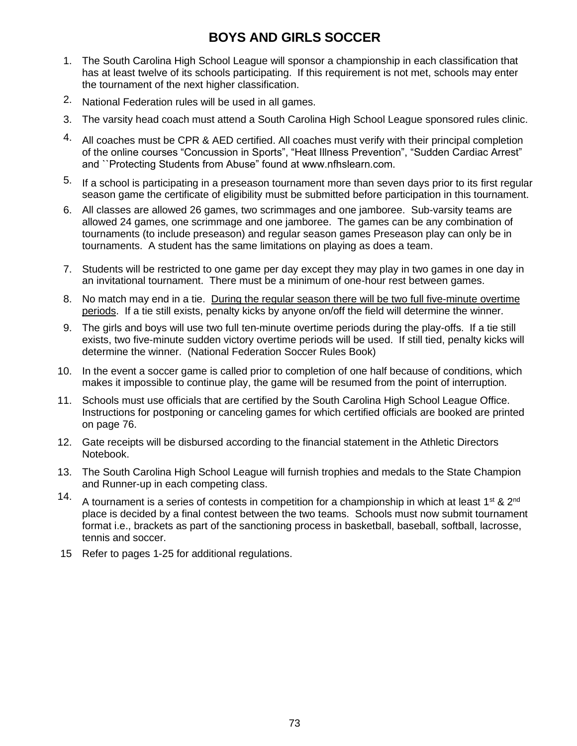# BOYS AND GIRLS SOCCER

1. The South Carolina High School League will sponsor a championship in each classification that has at least twelve of its schools participating. If this requirement is not met, schools may enter the tournament of the next higher classification.
2. National Federation rules will be used in all games.
3. The varsity head coach must attend a South Carolina High School League sponsored rules clinic.
4. All coaches must be CPR & AED certified. All coaches must verify with their principal completion of the online courses “Concussion in Sports”, “Heat Illness Prevention”, “Sudden Cardiac Arrest” and ``Protecting Students from Abuse” found at www.nfhslearn.com.
5. If a school is participating in a preseason tournament more than seven days prior to its first regular season game the certificate of eligibility must be submitted before participation in this tournament.
6. All classes are allowed 26 games, two scrimmages and one jamboree. Sub-varsity teams are allowed 24 games, one scrimmage and one jamboree. The games can be any combination of tournaments (to include preseason) and regular season games Preseason play can only be in tournaments. A student has the same limitations on playing as does a team.
7. Students will be restricted to one game per day except they may play in two games in one day in an invitational tournament. There must be a minimum of one-hour rest between games.
8. No match may end in a tie. <u>During the regular season there will be two full five-minute overtime periods</u>. If a tie still exists, penalty kicks by anyone on/off the field will determine the winner.
9. The girls and boys will use two full ten-minute overtime periods during the play-offs. If a tie still exists, two five-minute sudden victory overtime periods will be used. If still tied, penalty kicks will determine the winner. (National Federation Soccer Rules Book)
10. In the event a soccer game is called prior to completion of one half because of conditions, which makes it impossible to continue play, the game will be resumed from the point of interruption.
11. Schools must use officials that are certified by the South Carolina High School League Office. Instructions for postponing or canceling games for which certified officials are booked are printed on page 76.
12. Gate receipts will be disbursed according to the financial statement in the Athletic Directors Notebook.
13. The South Carolina High School League will furnish trophies and medals to the State Champion and Runner-up in each competing class.
14. A tournament is a series of contests in competition for a championship in which at least 1st & 2nd place is decided by a final contest between the two teams. Schools must now submit tournament format i.e., brackets as part of the sanctioning process in basketball, baseball, softball, lacrosse, tennis and soccer.
15. Refer to pages 1-25 for additional regulations.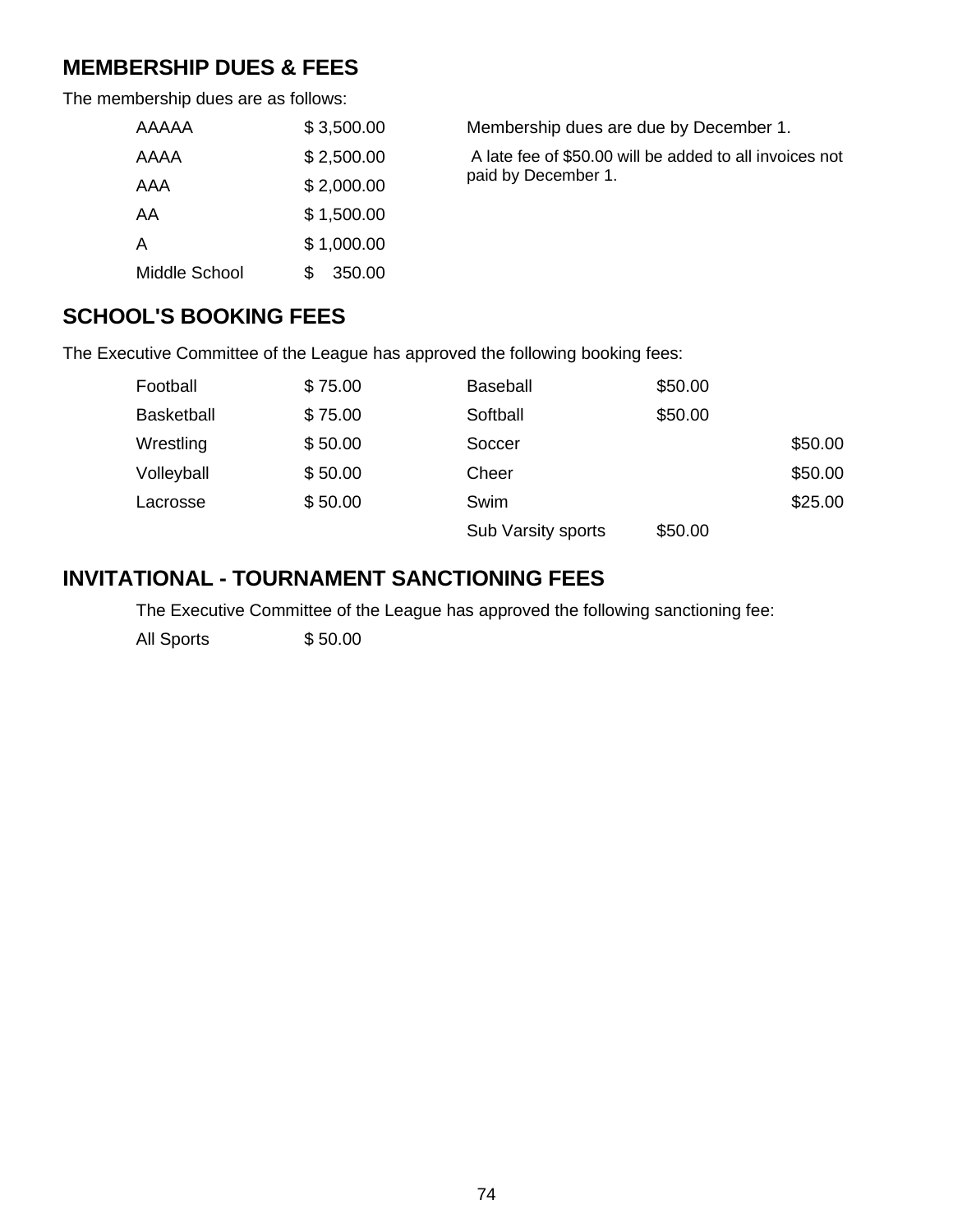## MEMBERSHIP DUES & FEES

The membership dues are as follows:

| | |
|---|---|
| AAAAA | $ 3,500.00 |
| AAAA | $ 2,500.00 |
| AAA | $ 2,000.00 |
| AA | $ 1,500.00 |
| A | $ 1,000.00 |
| Middle School | $ 350.00 |

Membership dues are due by December 1.

A late fee of $50.00 will be added to all invoices not paid by December 1.

## SCHOOL'S BOOKING FEES

The Executive Committee of the League has approved the following booking fees:

| | | | |
|---|---|---|---|
| Football | $ 75.00 | Baseball | $50.00 |
| Basketball | $ 75.00 | Softball | $50.00 |
| Wrestling | $ 50.00 | Soccer | $50.00 |
| Volleyball | $ 50.00 | Cheer | $50.00 |
| Lacrosse | $ 50.00 | Swim | $25.00 |
| | | Sub Varsity sports | $50.00 |

## INVITATIONAL - TOURNAMENT SANCTIONING FEES

The Executive Committee of the League has approved the following sanctioning fee:

All Sports $ 50.00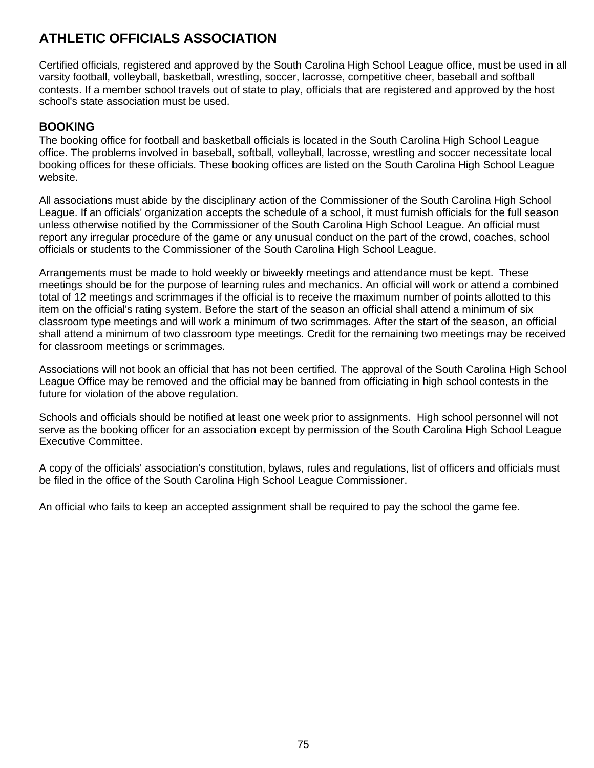# ATHLETIC OFFICIALS ASSOCIATION

Certified officials, registered and approved by the South Carolina High School League office, must be used in all varsity football, volleyball, basketball, wrestling, soccer, lacrosse, competitive cheer, baseball and softball contests. If a member school travels out of state to play, officials that are registered and approved by the host school's state association must be used.

## BOOKING

The booking office for football and basketball officials is located in the South Carolina High School League office. The problems involved in baseball, softball, volleyball, lacrosse, wrestling and soccer necessitate local booking offices for these officials. These booking offices are listed on the South Carolina High School League website.

All associations must abide by the disciplinary action of the Commissioner of the South Carolina High School League. If an officials' organization accepts the schedule of a school, it must furnish officials for the full season unless otherwise notified by the Commissioner of the South Carolina High School League. An official must report any irregular procedure of the game or any unusual conduct on the part of the crowd, coaches, school officials or students to the Commissioner of the South Carolina High School League.

Arrangements must be made to hold weekly or biweekly meetings and attendance must be kept. These meetings should be for the purpose of learning rules and mechanics. An official will work or attend a combined total of 12 meetings and scrimmages if the official is to receive the maximum number of points allotted to this item on the official's rating system. Before the start of the season an official shall attend a minimum of six classroom type meetings and will work a minimum of two scrimmages. After the start of the season, an official shall attend a minimum of two classroom type meetings. Credit for the remaining two meetings may be received for classroom meetings or scrimmages.

Associations will not book an official that has not been certified. The approval of the South Carolina High School League Office may be removed and the official may be banned from officiating in high school contests in the future for violation of the above regulation.

Schools and officials should be notified at least one week prior to assignments. High school personnel will not serve as the booking officer for an association except by permission of the South Carolina High School League Executive Committee.

A copy of the officials' association's constitution, bylaws, rules and regulations, list of officers and officials must be filed in the office of the South Carolina High School League Commissioner.

An official who fails to keep an accepted assignment shall be required to pay the school the game fee.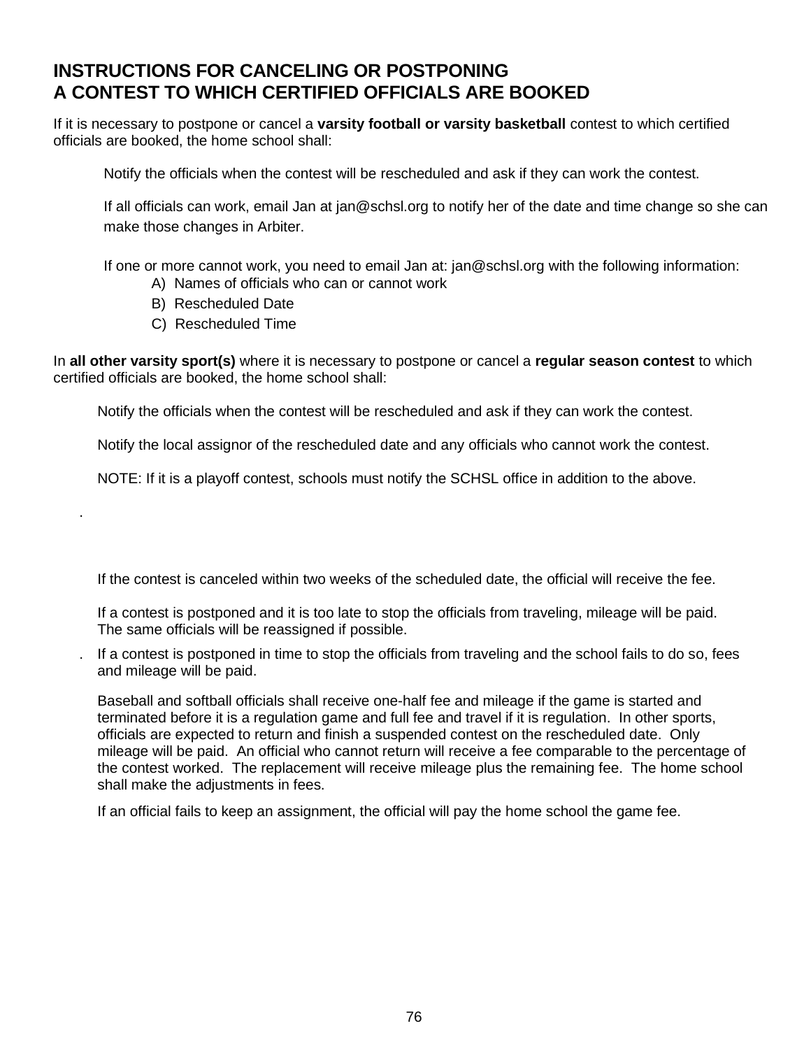# INSTRUCTIONS FOR CANCELING OR POSTPONING A CONTEST TO WHICH CERTIFIED OFFICIALS ARE BOOKED

If it is necessary to postpone or cancel a **varsity football or varsity basketball** contest to which certified officials are booked, the home school shall:

Notify the officials when the contest will be rescheduled and ask if they can work the contest.

If all officials can work, email Jan at jan@schsl.org to notify her of the date and time change so she can make those changes in Arbiter.

If one or more cannot work, you need to email Jan at: jan@schsl.org with the following information:

A) Names of officials who can or cannot work
B) Rescheduled Date
C) Rescheduled Time

In **all other varsity sport(s)** where it is necessary to postpone or cancel a **regular season contest** to which certified officials are booked, the home school shall:

Notify the officials when the contest will be rescheduled and ask if they can work the contest.

Notify the local assignor of the rescheduled date and any officials who cannot work the contest.

NOTE: If it is a playoff contest, schools must notify the SCHSL office in addition to the above.

.

If the contest is canceled within two weeks of the scheduled date, the official will receive the fee.

If a contest is postponed and it is too late to stop the officials from traveling, mileage will be paid. The same officials will be reassigned if possible.

. If a contest is postponed in time to stop the officials from traveling and the school fails to do so, fees and mileage will be paid.

Baseball and softball officials shall receive one-half fee and mileage if the game is started and terminated before it is a regulation game and full fee and travel if it is regulation. In other sports, officials are expected to return and finish a suspended contest on the rescheduled date. Only mileage will be paid. An official who cannot return will receive a fee comparable to the percentage of the contest worked. The replacement will receive mileage plus the remaining fee. The home school shall make the adjustments in fees.

If an official fails to keep an assignment, the official will pay the home school the game fee.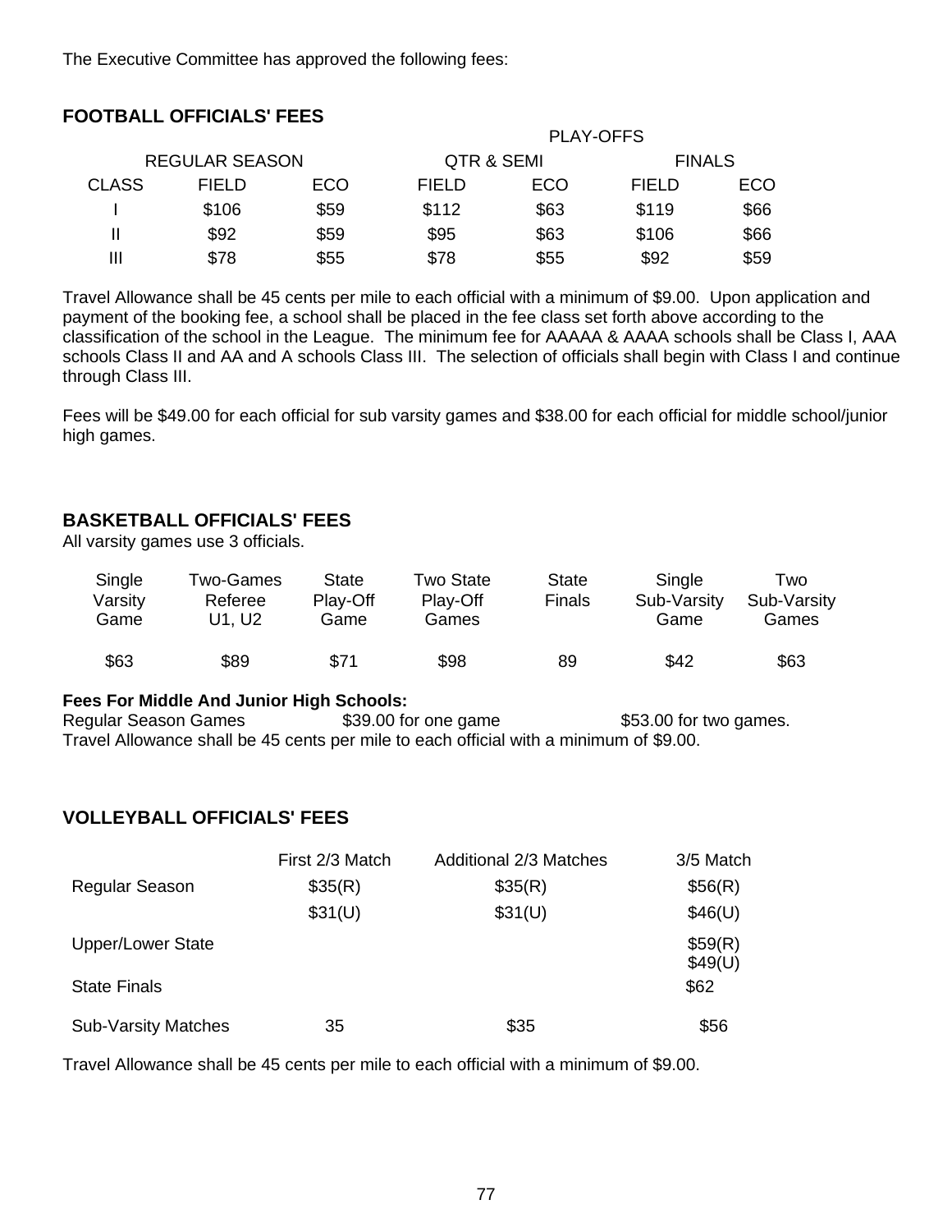The Executive Committee has approved the following fees:

## FOOTBALL OFFICIALS' FEES

| | | | PLAY-OFFS | | | |
|---|---|---|---|---|---|---|
| | REGULAR SEASON | | QTR & SEMI | | FINALS | |
| CLASS | FIELD | ECO | FIELD | ECO | FIELD | ECO |
| I | $106 | $59 | $112 | $63 | $119 | $66 |
| II | $92 | $59 | $95 | $63 | $106 | $66 |
| III | $78 | $55 | $78 | $55 | $92 | $59 |

Travel Allowance shall be 45 cents per mile to each official with a minimum of $9.00. Upon application and payment of the booking fee, a school shall be placed in the fee class set forth above according to the classification of the school in the League. The minimum fee for AAAAA & AAAA schools shall be Class I, AAA schools Class II and AA and A schools Class III. The selection of officials shall begin with Class I and continue through Class III.

Fees will be $49.00 for each official for sub varsity games and $38.00 for each official for middle school/junior high games.

## BASKETBALL OFFICIALS' FEES

All varsity games use 3 officials.

| Single Varsity Game | Two-Games Referee U1, U2 | State Play-Off Game | Two State Play-Off Games | State Finals | Single Sub-Varsity Game | Two Sub-Varsity Games |
|---|---|---|---|---|---|---|
| $63 | $89 | $71 | $98 | 89 | $42 | $63 |

**Fees For Middle And Junior High Schools:**

| Regular Season Games | $39.00 for one game | $53.00 for two games. |
|---|---|---|

Travel Allowance shall be 45 cents per mile to each official with a minimum of $9.00.

## VOLLEYBALL OFFICIALS' FEES

| | First 2/3 Match | Additional 2/3 Matches | 3/5 Match |
|---|---|---|---|
| Regular Season | $35(R) | $35(R) | $56(R) |
| | $31(U) | $31(U) | $46(U) |
| Upper/Lower State | | | $59(R) $49(U) |
| State Finals | | | $62 |
| Sub-Varsity Matches | 35 | $35 | $56 |

Travel Allowance shall be 45 cents per mile to each official with a minimum of $9.00.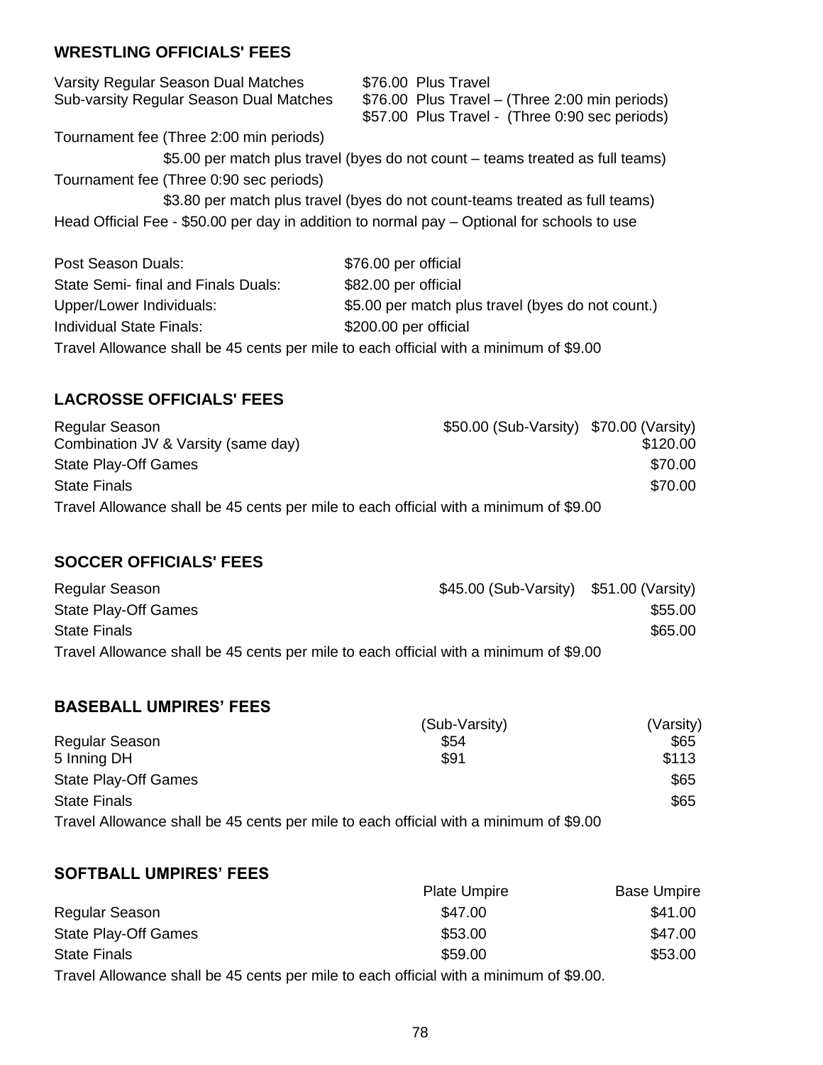## WRESTLING OFFICIALS' FEES

| | |
|---|---|
| Varsity Regular Season Dual Matches | \$76.00 Plus Travel |
| Sub-varsity Regular Season Dual Matches | \$76.00 Plus Travel – (Three 2:00 min periods) |
| | \$57.00 Plus Travel - (Three 0:90 sec periods) |

Tournament fee (Three 2:00 min periods)

\$5.00 per match plus travel (byes do not count – teams treated as full teams)

Tournament fee (Three 0:90 sec periods)

\$3.80 per match plus travel (byes do not count-teams treated as full teams)

Head Official Fee - \$50.00 per day in addition to normal pay – Optional for schools to use

| | |
|---|---|
| Post Season Duals: | \$76.00 per official |
| State Semi- final and Finals Duals: | \$82.00 per official |
| Upper/Lower Individuals: | \$5.00 per match plus travel (byes do not count.) |
| Individual State Finals: | \$200.00 per official |

Travel Allowance shall be 45 cents per mile to each official with a minimum of \$9.00

## LACROSSE OFFICIALS' FEES

| | | |
|---|---|---|
| Regular Season | \$50.00 (Sub-Varsity) | \$70.00 (Varsity) |
| Combination JV & Varsity (same day) | | \$120.00 |
| State Play-Off Games | | \$70.00 |
| State Finals | | \$70.00 |

Travel Allowance shall be 45 cents per mile to each official with a minimum of \$9.00

## SOCCER OFFICIALS' FEES

| | | |
|---|---|---|
| Regular Season | \$45.00 (Sub-Varsity) | \$51.00 (Varsity) |
| State Play-Off Games | | \$55.00 |
| State Finals | | \$65.00 |

Travel Allowance shall be 45 cents per mile to each official with a minimum of \$9.00

## BASEBALL UMPIRES' FEES

| | (Sub-Varsity) | (Varsity) |
|---|---|---|
| Regular Season | \$54 | \$65 |
| 5 Inning DH | \$91 | \$113 |
| State Play-Off Games | | \$65 |
| State Finals | | \$65 |

Travel Allowance shall be 45 cents per mile to each official with a minimum of \$9.00

## SOFTBALL UMPIRES' FEES

| | Plate Umpire | Base Umpire |
|---|---|---|
| Regular Season | \$47.00 | \$41.00 |
| State Play-Off Games | \$53.00 | \$47.00 |
| State Finals | \$59.00 | \$53.00 |

Travel Allowance shall be 45 cents per mile to each official with a minimum of \$9.00.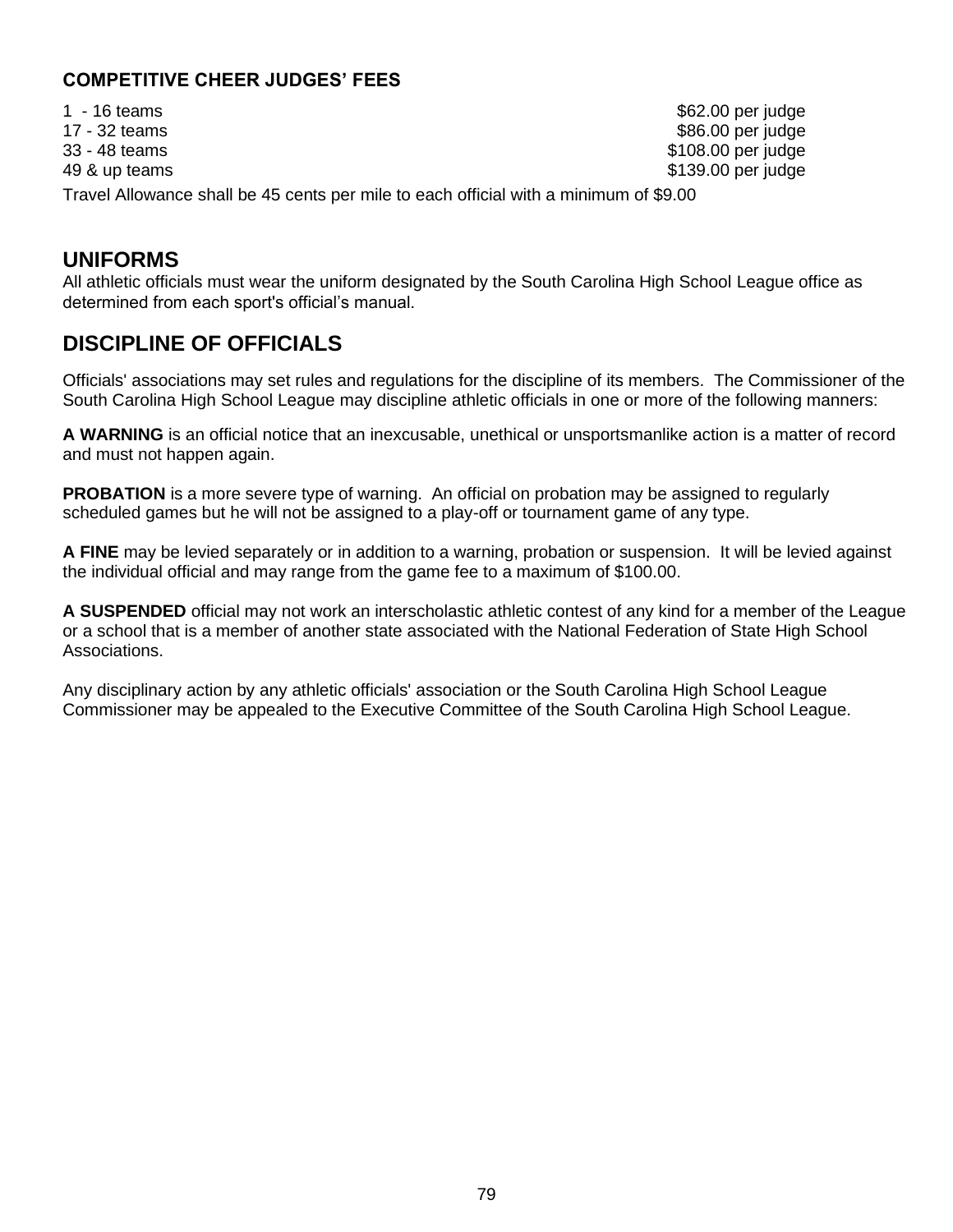### COMPETITIVE CHEER JUDGES' FEES

| | |
|---|---|
| 1 - 16 teams | $62.00 per judge |
| 17 - 32 teams | $86.00 per judge |
| 33 - 48 teams | $108.00 per judge |
| 49 & up teams | $139.00 per judge |

Travel Allowance shall be 45 cents per mile to each official with a minimum of $9.00

## UNIFORMS

All athletic officials must wear the uniform designated by the South Carolina High School League office as determined from each sport's official's manual.

## DISCIPLINE OF OFFICIALS

Officials' associations may set rules and regulations for the discipline of its members. The Commissioner of the South Carolina High School League may discipline athletic officials in one or more of the following manners:

**A WARNING** is an official notice that an inexcusable, unethical or unsportsmanlike action is a matter of record and must not happen again.

**PROBATION** is a more severe type of warning. An official on probation may be assigned to regularly scheduled games but he will not be assigned to a play-off or tournament game of any type.

**A FINE** may be levied separately or in addition to a warning, probation or suspension. It will be levied against the individual official and may range from the game fee to a maximum of $100.00.

**A SUSPENDED** official may not work an interscholastic athletic contest of any kind for a member of the League or a school that is a member of another state associated with the National Federation of State High School Associations.

Any disciplinary action by any athletic officials' association or the South Carolina High School League Commissioner may be appealed to the Executive Committee of the South Carolina High School League.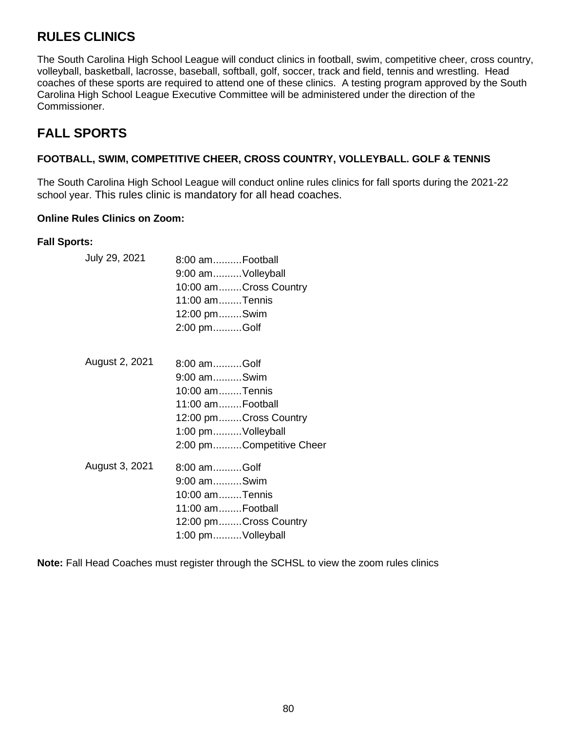## RULES CLINICS

The South Carolina High School League will conduct clinics in football, swim, competitive cheer, cross country, volleyball, basketball, lacrosse, baseball, softball, golf, soccer, track and field, tennis and wrestling. Head coaches of these sports are required to attend one of these clinics. A testing program approved by the South Carolina High School League Executive Committee will be administered under the direction of the Commissioner.

## FALL SPORTS

### FOOTBALL, SWIM, COMPETITIVE CHEER, CROSS COUNTRY, VOLLEYBALL. GOLF & TENNIS

The South Carolina High School League will conduct online rules clinics for fall sports during the 2021-22 school year. This rules clinic is mandatory for all head coaches.

**Online Rules Clinics on Zoom:**

**Fall Sports:**

July 29, 2021

- 8:00 am..........Football
- 9:00 am..........Volleyball
- 10:00 am........Cross Country
- 11:00 am........Tennis
- 12:00 pm........Swim
- 2:00 pm..........Golf

August 2, 2021

- 8:00 am..........Golf
- 9:00 am..........Swim
- 10:00 am........Tennis
- 11:00 am........Football
- 12:00 pm........Cross Country
- 1:00 pm..........Volleyball
- 2:00 pm..........Competitive Cheer

August 3, 2021

- 8:00 am..........Golf
- 9:00 am..........Swim
- 10:00 am........Tennis
- 11:00 am........Football
- 12:00 pm........Cross Country
- 1:00 pm..........Volleyball

**Note:** Fall Head Coaches must register through the SCHSL to view the zoom rules clinics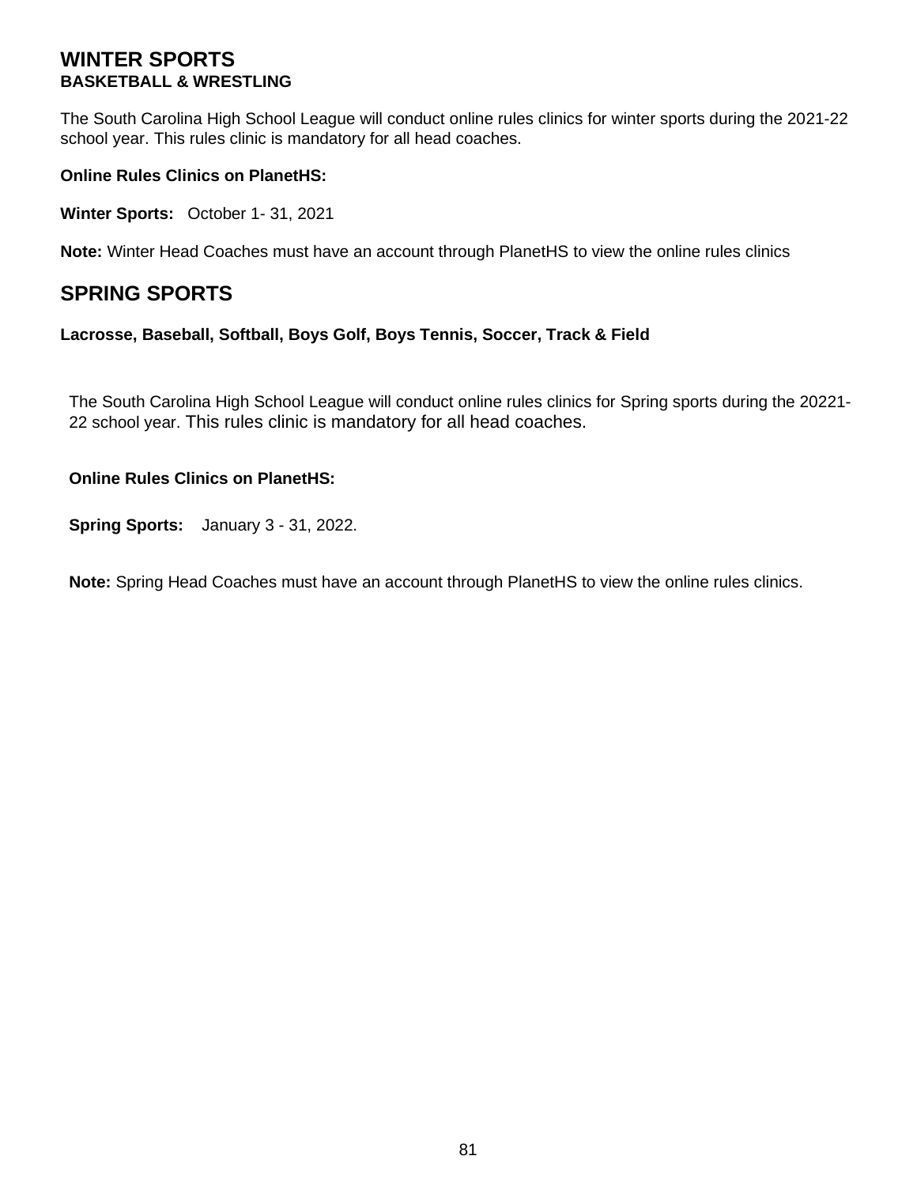## WINTER SPORTS

### BASKETBALL & WRESTLING

The South Carolina High School League will conduct online rules clinics for winter sports during the 2021-22 school year. This rules clinic is mandatory for all head coaches.

**Online Rules Clinics on PlanetHS:**

**Winter Sports:** October 1- 31, 2021

**Note:** Winter Head Coaches must have an account through PlanetHS to view the online rules clinics

## SPRING SPORTS

### Lacrosse, Baseball, Softball, Boys Golf, Boys Tennis, Soccer, Track & Field

The South Carolina High School League will conduct online rules clinics for Spring sports during the 20221-22 school year. This rules clinic is mandatory for all head coaches.

**Online Rules Clinics on PlanetHS:**

**Spring Sports:** January 3 - 31, 2022.

**Note:** Spring Head Coaches must have an account through PlanetHS to view the online rules clinics.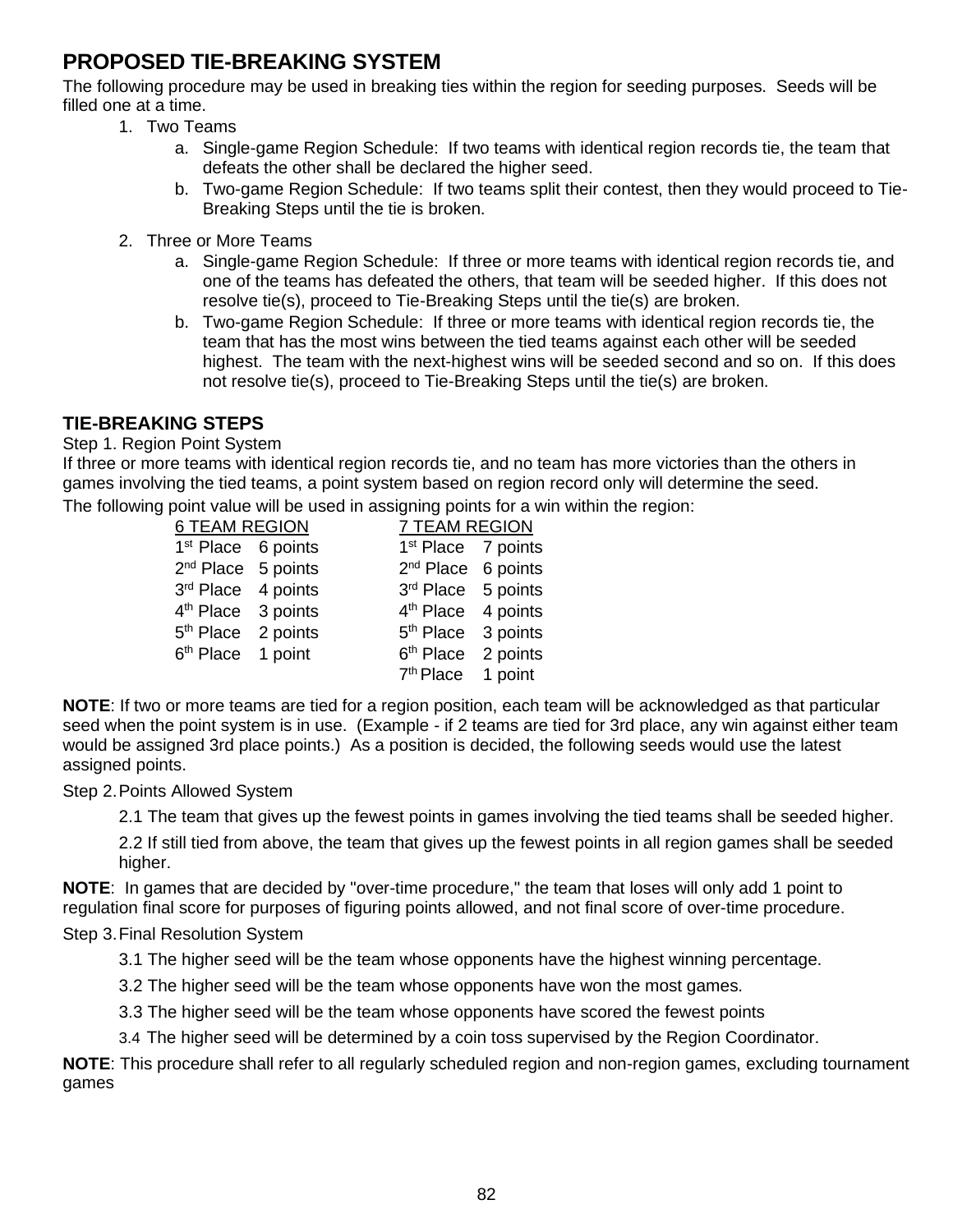## PROPOSED TIE-BREAKING SYSTEM

The following procedure may be used in breaking ties within the region for seeding purposes. Seeds will be filled one at a time.

1. Two Teams
   a. Single-game Region Schedule: If two teams with identical region records tie, the team that defeats the other shall be declared the higher seed.
   b. Two-game Region Schedule: If two teams split their contest, then they would proceed to Tie-Breaking Steps until the tie is broken.

2. Three or More Teams
   a. Single-game Region Schedule: If three or more teams with identical region records tie, and one of the teams has defeated the others, that team will be seeded higher. If this does not resolve tie(s), proceed to Tie-Breaking Steps until the tie(s) are broken.
   b. Two-game Region Schedule: If three or more teams with identical region records tie, the team that has the most wins between the tied teams against each other will be seeded highest. The team with the next-highest wins will be seeded second and so on. If this does not resolve tie(s), proceed to Tie-Breaking Steps until the tie(s) are broken.

## TIE-BREAKING STEPS

Step 1. Region Point System

If three or more teams with identical region records tie, and no team has more victories than the others in games involving the tied teams, a point system based on region record only will determine the seed.

The following point value will be used in assigning points for a win within the region:

| 6 TEAM REGION | | 7 TEAM REGION | |
|---|---|---|---|
| 1st Place | 6 points | 1st Place | 7 points |
| 2nd Place | 5 points | 2nd Place | 6 points |
| 3rd Place | 4 points | 3rd Place | 5 points |
| 4th Place | 3 points | 4th Place | 4 points |
| 5th Place | 2 points | 5th Place | 3 points |
| 6th Place | 1 point | 6th Place | 2 points |
| | | 7th Place | 1 point |

**NOTE**: If two or more teams are tied for a region position, each team will be acknowledged as that particular seed when the point system is in use. (Example - if 2 teams are tied for 3rd place, any win against either team would be assigned 3rd place points.) As a position is decided, the following seeds would use the latest assigned points.

Step 2. Points Allowed System

2.1 The team that gives up the fewest points in games involving the tied teams shall be seeded higher.

2.2 If still tied from above, the team that gives up the fewest points in all region games shall be seeded higher.

**NOTE**: In games that are decided by "over-time procedure," the team that loses will only add 1 point to regulation final score for purposes of figuring points allowed, and not final score of over-time procedure.

Step 3. Final Resolution System

3.1 The higher seed will be the team whose opponents have the highest winning percentage.

3.2 The higher seed will be the team whose opponents have won the most games.

3.3 The higher seed will be the team whose opponents have scored the fewest points

3.4 The higher seed will be determined by a coin toss supervised by the Region Coordinator.

**NOTE**: This procedure shall refer to all regularly scheduled region and non-region games, excluding tournament games